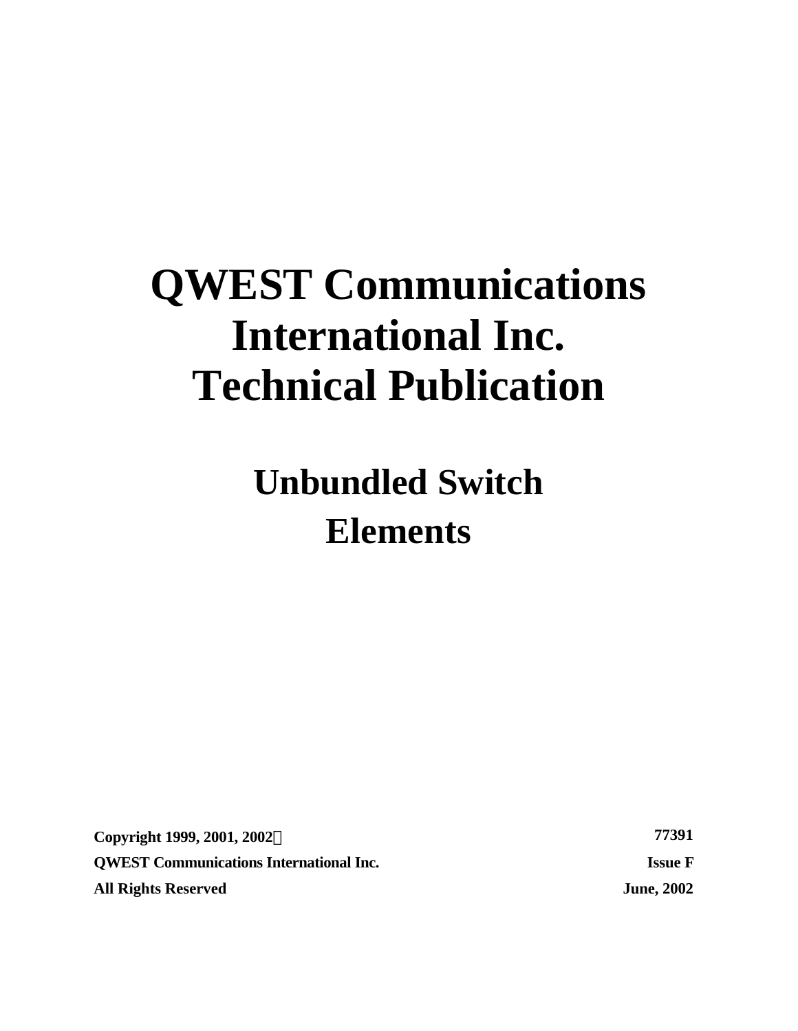# QWEST Communications International Inc. Technical Publication

## Unbundled Switch Elements

**Copyright 1999, 2001, 2002©**
**QWEST Communications International Inc.**
**All Rights Reserved**

**77391**
**Issue F**
**June, 2002**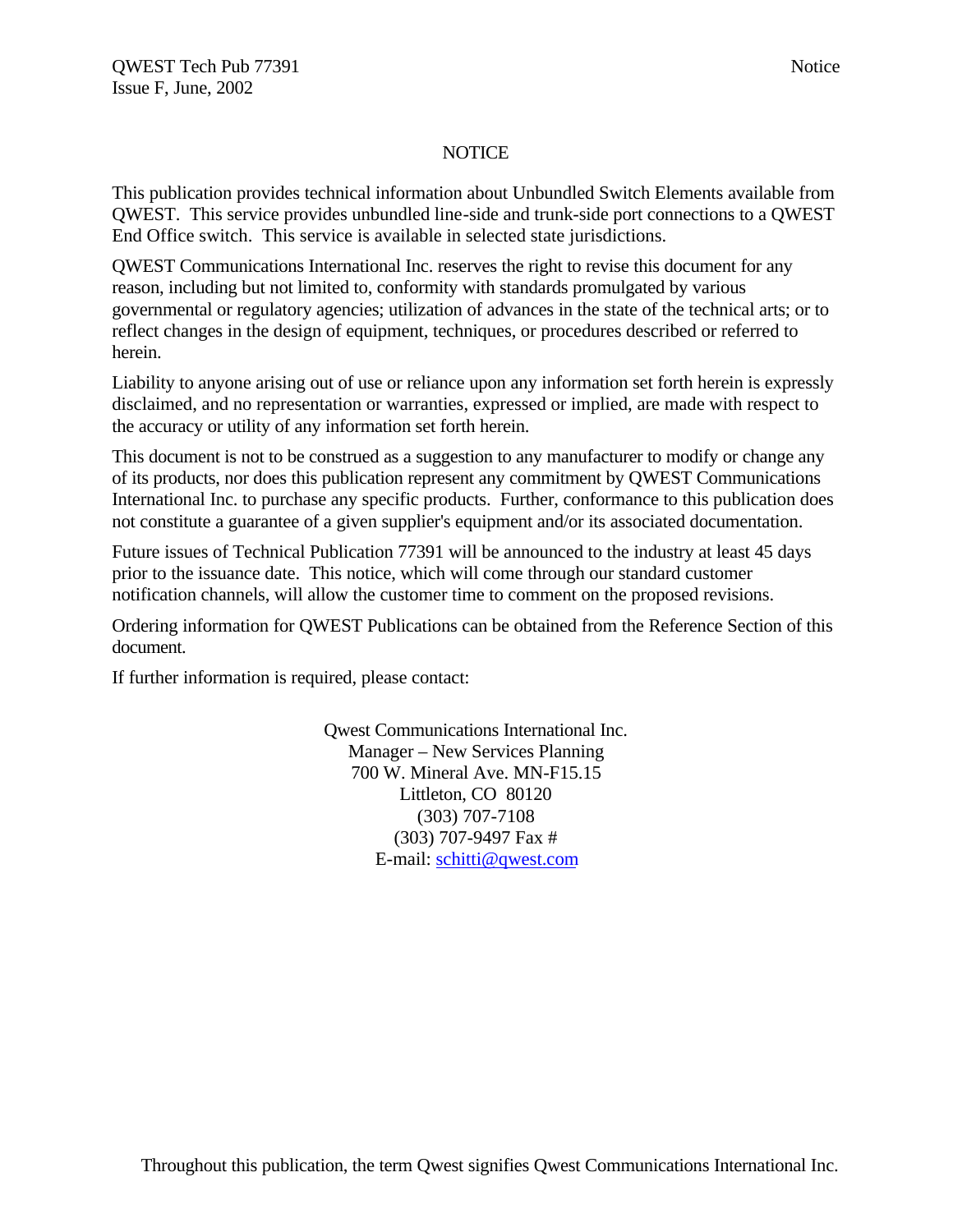# NOTICE

This publication provides technical information about Unbundled Switch Elements available from QWEST. This service provides unbundled line-side and trunk-side port connections to a QWEST End Office switch. This service is available in selected state jurisdictions.

QWEST Communications International Inc. reserves the right to revise this document for any reason, including but not limited to, conformity with standards promulgated by various governmental or regulatory agencies; utilization of advances in the state of the technical arts; or to reflect changes in the design of equipment, techniques, or procedures described or referred to herein.

Liability to anyone arising out of use or reliance upon any information set forth herein is expressly disclaimed, and no representation or warranties, expressed or implied, are made with respect to the accuracy or utility of any information set forth herein.

This document is not to be construed as a suggestion to any manufacturer to modify or change any of its products, nor does this publication represent any commitment by QWEST Communications International Inc. to purchase any specific products. Further, conformance to this publication does not constitute a guarantee of a given supplier's equipment and/or its associated documentation.

Future issues of Technical Publication 77391 will be announced to the industry at least 45 days prior to the issuance date. This notice, which will come through our standard customer notification channels, will allow the customer time to comment on the proposed revisions.

Ordering information for QWEST Publications can be obtained from the Reference Section of this document.

If further information is required, please contact:

Qwest Communications International Inc.
Manager – New Services Planning
700 W. Mineral Ave. MN-F15.15
Littleton, CO 80120
(303) 707-7108
(303) 707-9497 Fax #
E-mail: schitti@qwest.com

Throughout this publication, the term Qwest signifies Qwest Communications International Inc.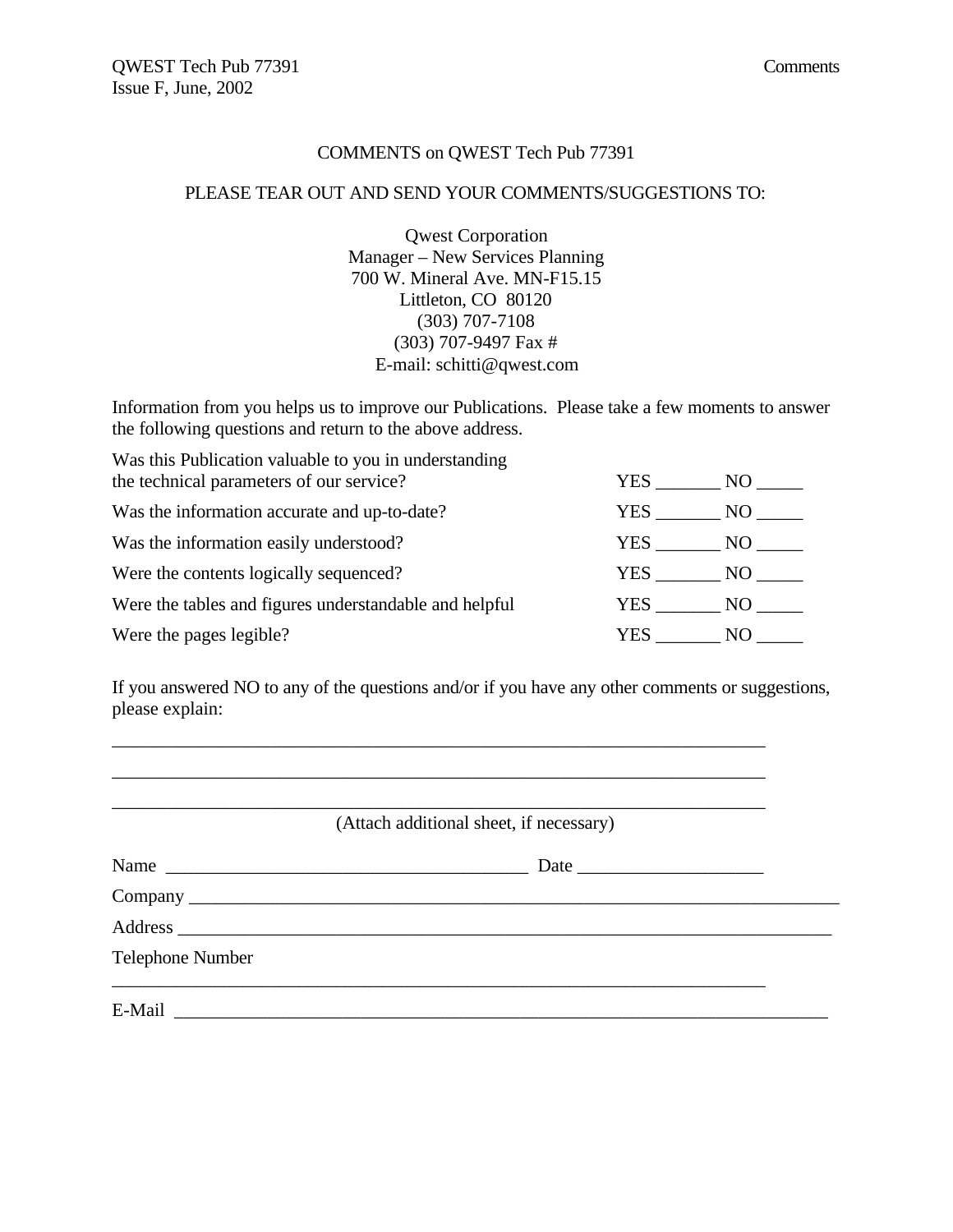# COMMENTS on QWEST Tech Pub 77391

PLEASE TEAR OUT AND SEND YOUR COMMENTS/SUGGESTIONS TO:

Qwest Corporation
Manager – New Services Planning
700 W. Mineral Ave. MN-F15.15
Littleton, CO 80120
(303) 707-7108
(303) 707-9497 Fax #
E-mail: schitti@qwest.com

Information from you helps us to improve our Publications. Please take a few moments to answer the following questions and return to the above address.

| | |
|---|---|
| Was this Publication valuable to you in understanding the technical parameters of our service? | YES _______ NO _____ |
| Was the information accurate and up-to-date? | YES _______ NO _____ |
| Was the information easily understood? | YES _______ NO _____ |
| Were the contents logically sequenced? | YES _______ NO _____ |
| Were the tables and figures understandable and helpful | YES _______ NO _____ |
| Were the pages legible? | YES _______ NO _____ |

If you answered NO to any of the questions and/or if you have any other comments or suggestions, please explain:

_________________________________________________________________________

_________________________________________________________________________

_________________________________________________________________________

(Attach additional sheet, if necessary)

Name ________________________________________ Date ____________________

Company ________________________________________________________________

Address ________________________________________________________________

Telephone Number

_________________________________________________________________________

E-Mail _________________________________________________________________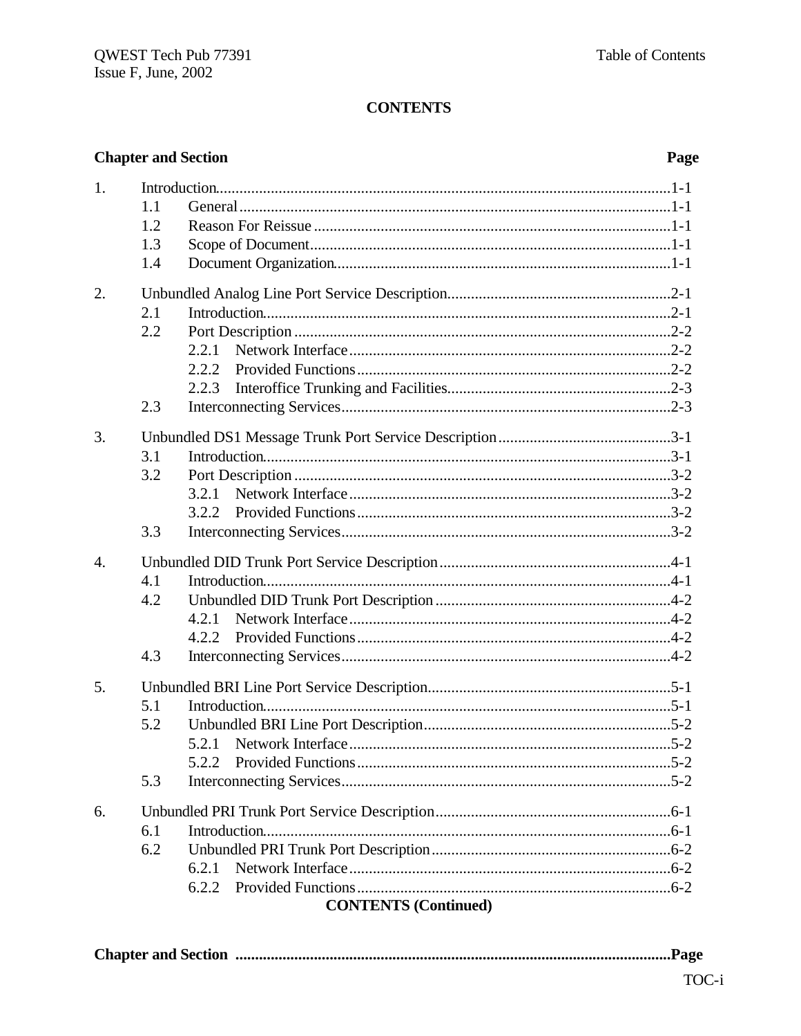# CONTENTS

| Chapter and Section | | | Page |
|---|---|---|---|
| 1. | Introduction | | 1-1 |
| | 1.1 | General | 1-1 |
| | 1.2 | Reason For Reissue | 1-1 |
| | 1.3 | Scope of Document | 1-1 |
| | 1.4 | Document Organization | 1-1 |
| 2. | Unbundled Analog Line Port Service Description | | 2-1 |
| | 2.1 | Introduction | 2-1 |
| | 2.2 | Port Description | 2-2 |
| | | 2.2.1 Network Interface | 2-2 |
| | | 2.2.2 Provided Functions | 2-2 |
| | | 2.2.3 Interoffice Trunking and Facilities | 2-3 |
| | 2.3 | Interconnecting Services | 2-3 |
| 3. | Unbundled DS1 Message Trunk Port Service Description | | 3-1 |
| | 3.1 | Introduction | 3-1 |
| | 3.2 | Port Description | 3-2 |
| | | 3.2.1 Network Interface | 3-2 |
| | | 3.2.2 Provided Functions | 3-2 |
| | 3.3 | Interconnecting Services | 3-2 |
| 4. | Unbundled DID Trunk Port Service Description | | 4-1 |
| | 4.1 | Introduction | 4-1 |
| | 4.2 | Unbundled DID Trunk Port Description | 4-2 |
| | | 4.2.1 Network Interface | 4-2 |
| | | 4.2.2 Provided Functions | 4-2 |
| | 4.3 | Interconnecting Services | 4-2 |
| 5. | Unbundled BRI Line Port Service Description | | 5-1 |
| | 5.1 | Introduction | 5-1 |
| | 5.2 | Unbundled BRI Line Port Description | 5-2 |
| | | 5.2.1 Network Interface | 5-2 |
| | | 5.2.2 Provided Functions | 5-2 |
| | 5.3 | Interconnecting Services | 5-2 |
| 6. | Unbundled PRI Trunk Port Service Description | | 6-1 |
| | 6.1 | Introduction | 6-1 |
| | 6.2 | Unbundled PRI Trunk Port Description | 6-2 |
| | | 6.2.1 Network Interface | 6-2 |
| | | 6.2.2 Provided Functions | 6-2 |

**CONTENTS (Continued)**

**Chapter and Section .............................................................................................................Page**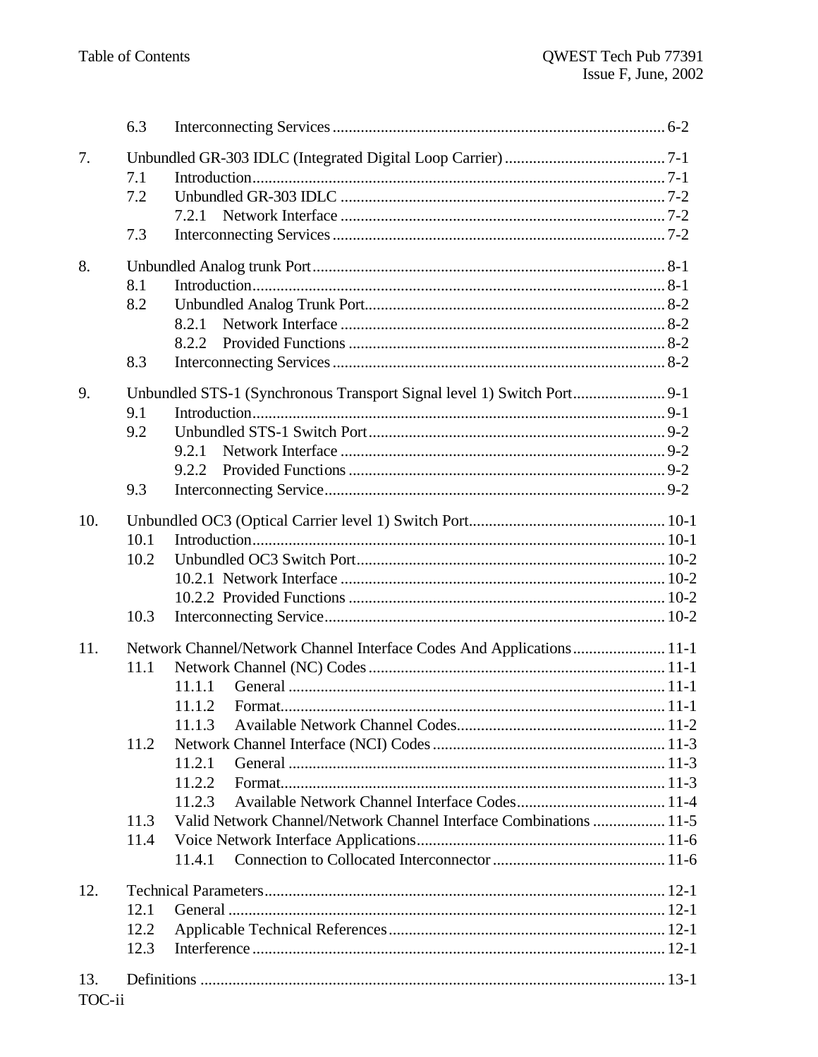6.3 Interconnecting Services ... 6-2

7. Unbundled GR-303 IDLC (Integrated Digital Loop Carrier) ... 7-1
   - 7.1 Introduction ... 7-1
   - 7.2 Unbundled GR-303 IDLC ... 7-2
     - 7.2.1 Network Interface ... 7-2
   - 7.3 Interconnecting Services ... 7-2

8. Unbundled Analog trunk Port ... 8-1
   - 8.1 Introduction ... 8-1
   - 8.2 Unbundled Analog Trunk Port ... 8-2
     - 8.2.1 Network Interface ... 8-2
     - 8.2.2 Provided Functions ... 8-2
   - 8.3 Interconnecting Services ... 8-2

9. Unbundled STS-1 (Synchronous Transport Signal level 1) Switch Port ... 9-1
   - 9.1 Introduction ... 9-1
   - 9.2 Unbundled STS-1 Switch Port ... 9-2
     - 9.2.1 Network Interface ... 9-2
     - 9.2.2 Provided Functions ... 9-2
   - 9.3 Interconnecting Service ... 9-2

10. Unbundled OC3 (Optical Carrier level 1) Switch Port ... 10-1
    - 10.1 Introduction ... 10-1
    - 10.2 Unbundled OC3 Switch Port ... 10-2
      - 10.2.1 Network Interface ... 10-2
      - 10.2.2 Provided Functions ... 10-2
    - 10.3 Interconnecting Service ... 10-2

11. Network Channel/Network Channel Interface Codes And Applications ... 11-1
    - 11.1 Network Channel (NC) Codes ... 11-1
      - 11.1.1 General ... 11-1
      - 11.1.2 Format ... 11-1
      - 11.1.3 Available Network Channel Codes ... 11-2
    - 11.2 Network Channel Interface (NCI) Codes ... 11-3
      - 11.2.1 General ... 11-3
      - 11.2.2 Format ... 11-3
      - 11.2.3 Available Network Channel Interface Codes ... 11-4
    - 11.3 Valid Network Channel/Network Channel Interface Combinations ... 11-5
    - 11.4 Voice Network Interface Applications ... 11-6
      - 11.4.1 Connection to Collocated Interconnector ... 11-6

12. Technical Parameters ... 12-1
    - 12.1 General ... 12-1
    - 12.2 Applicable Technical References ... 12-1
    - 12.3 Interference ... 12-1

13. Definitions ... 13-1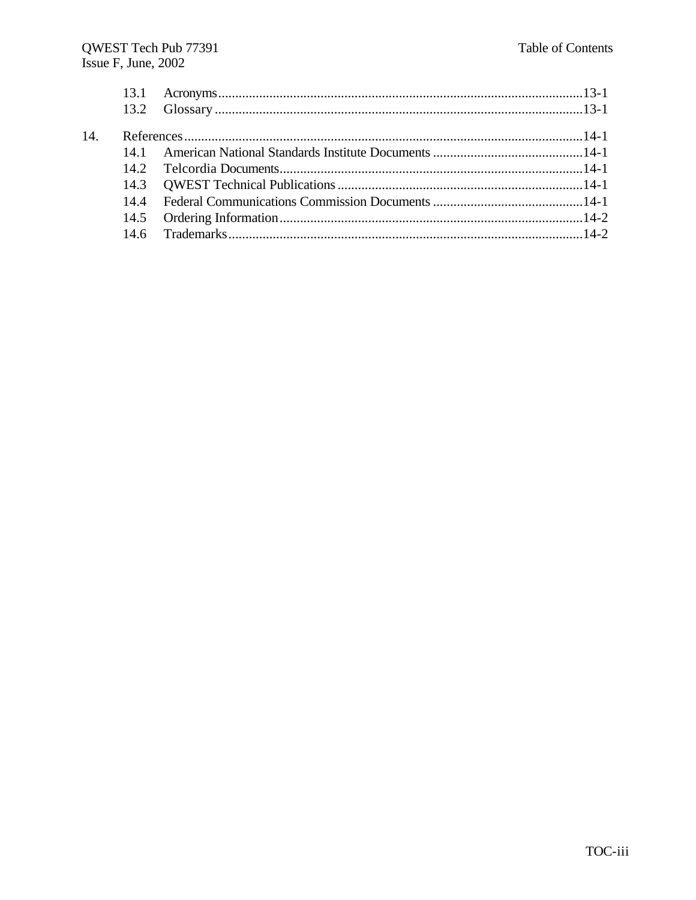13.1 Acronyms ........................................................................................................... 13-1
13.2 Glossary ............................................................................................................ 13-1

14. References ..................................................................................................................... 14-1
14.1 American National Standards Institute Documents ............................................ 14-1
14.2 Telcordia Documents......................................................................................... 14-1
14.3 QWEST Technical Publications ........................................................................ 14-1
14.4 Federal Communications Commission Documents ............................................ 14-1
14.5 Ordering Information......................................................................................... 14-2
14.6 Trademarks........................................................................................................ 14-2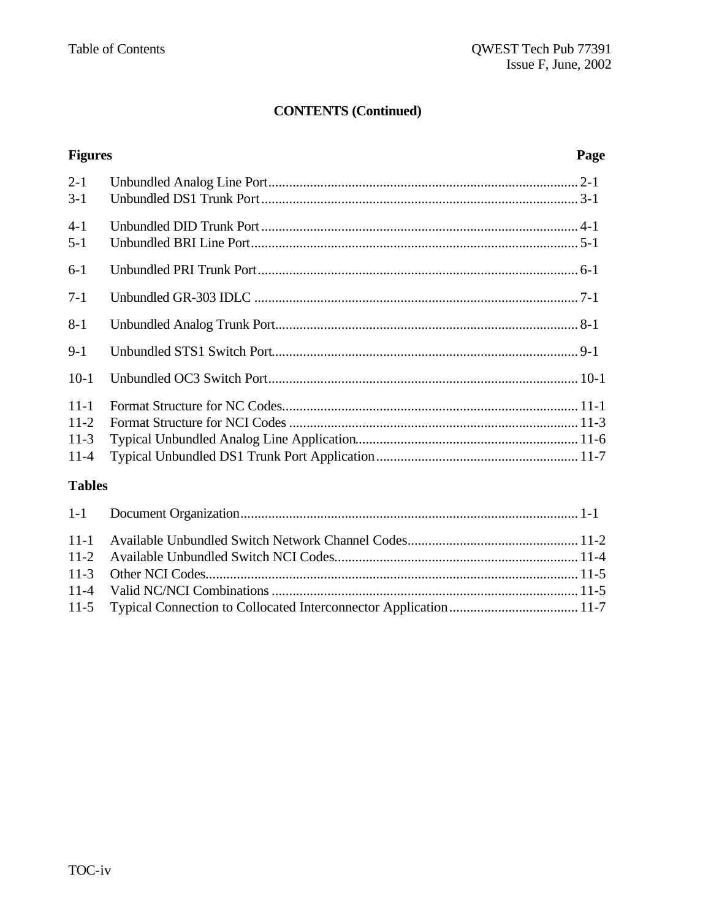## CONTENTS (Continued)

| Figures | | Page |
|---|---|---|
| 2-1 | Unbundled Analog Line Port | 2-1 |
| 3-1 | Unbundled DS1 Trunk Port | 3-1 |
| 4-1 | Unbundled DID Trunk Port | 4-1 |
| 5-1 | Unbundled BRI Line Port | 5-1 |
| 6-1 | Unbundled PRI Trunk Port | 6-1 |
| 7-1 | Unbundled GR-303 IDLC | 7-1 |
| 8-1 | Unbundled Analog Trunk Port | 8-1 |
| 9-1 | Unbundled STS1 Switch Port | 9-1 |
| 10-1 | Unbundled OC3 Switch Port | 10-1 |
| 11-1 | Format Structure for NC Codes | 11-1 |
| 11-2 | Format Structure for NCI Codes | 11-3 |
| 11-3 | Typical Unbundled Analog Line Application | 11-6 |
| 11-4 | Typical Unbundled DS1 Trunk Port Application | 11-7 |

| Tables | | Page |
|---|---|---|
| 1-1 | Document Organization | 1-1 |
| 11-1 | Available Unbundled Switch Network Channel Codes | 11-2 |
| 11-2 | Available Unbundled Switch NCI Codes | 11-4 |
| 11-3 | Other NCI Codes | 11-5 |
| 11-4 | Valid NC/NCI Combinations | 11-5 |
| 11-5 | Typical Connection to Collocated Interconnector Application | 11-7 |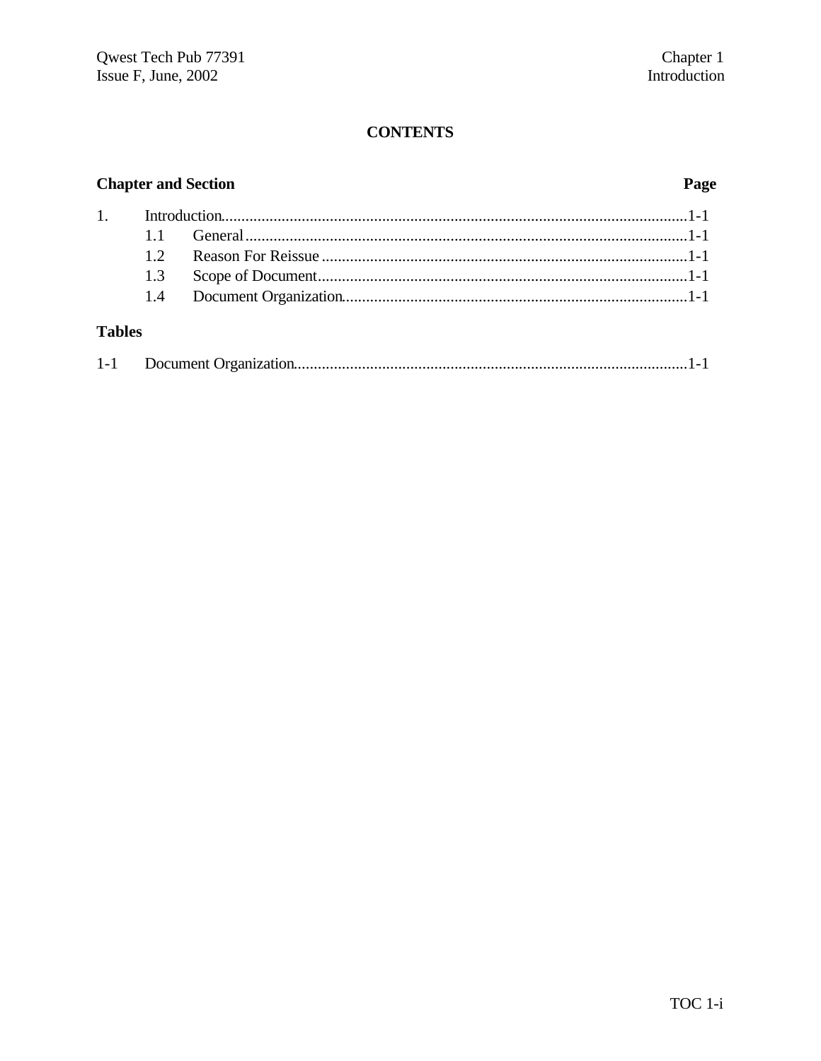## CONTENTS

| Chapter and Section | | Page |
|---|---|---|
| 1. | Introduction | 1-1 |
| | 1.1 General | 1-1 |
| | 1.2 Reason For Reissue | 1-1 |
| | 1.3 Scope of Document | 1-1 |
| | 1.4 Document Organization | 1-1 |

### Tables

| | | |
|---|---|---|
| 1-1 | Document Organization | 1-1 |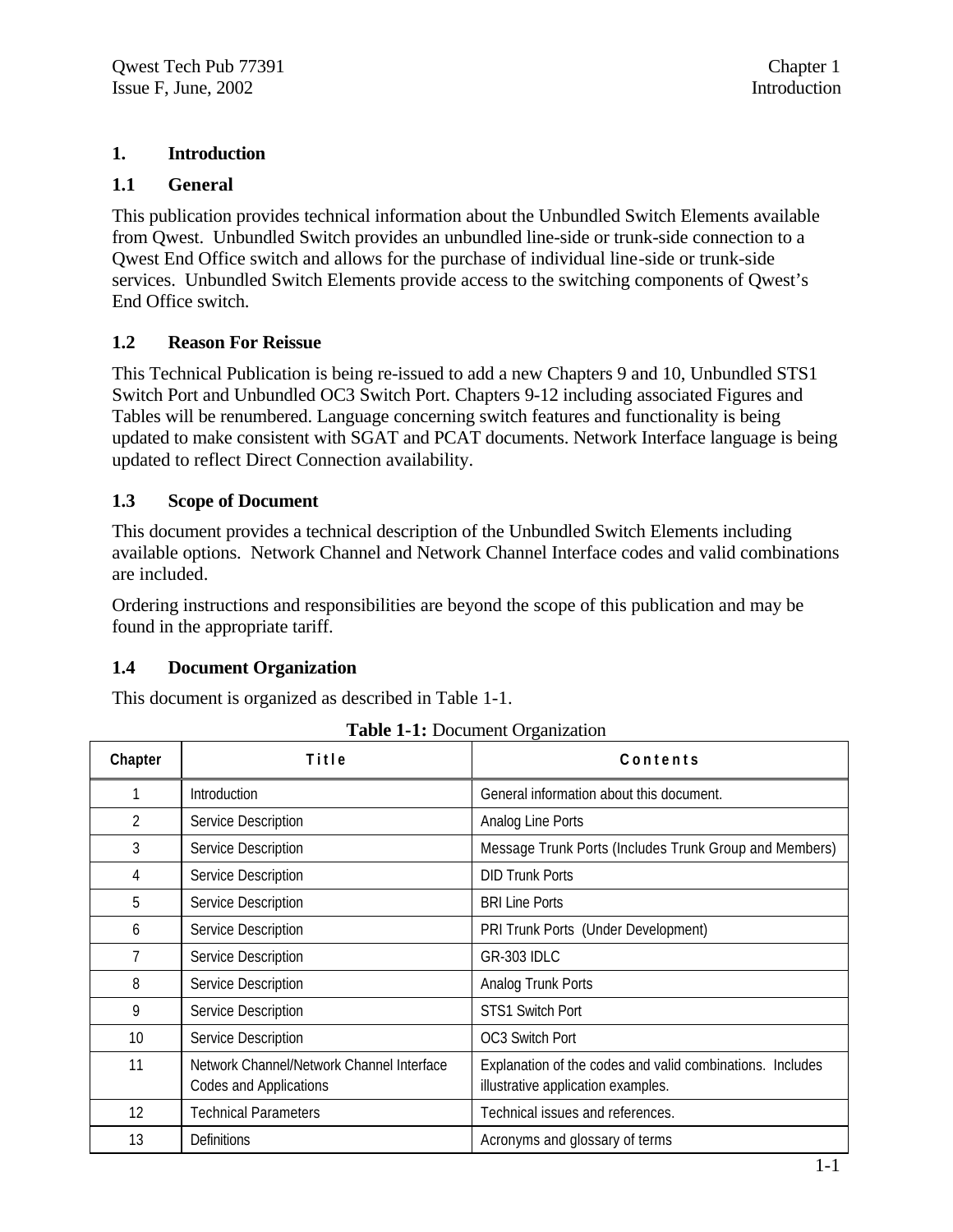# 1. Introduction

## 1.1 General

This publication provides technical information about the Unbundled Switch Elements available from Qwest. Unbundled Switch provides an unbundled line-side or trunk-side connection to a Qwest End Office switch and allows for the purchase of individual line-side or trunk-side services. Unbundled Switch Elements provide access to the switching components of Qwest's End Office switch.

## 1.2 Reason For Reissue

This Technical Publication is being re-issued to add a new Chapters 9 and 10, Unbundled STS1 Switch Port and Unbundled OC3 Switch Port. Chapters 9-12 including associated Figures and Tables will be renumbered. Language concerning switch features and functionality is being updated to make consistent with SGAT and PCAT documents. Network Interface language is being updated to reflect Direct Connection availability.

## 1.3 Scope of Document

This document provides a technical description of the Unbundled Switch Elements including available options. Network Channel and Network Channel Interface codes and valid combinations are included.

Ordering instructions and responsibilities are beyond the scope of this publication and may be found in the appropriate tariff.

## 1.4 Document Organization

This document is organized as described in Table 1-1.

**Table 1-1:** Document Organization

| Chapter | Title | Contents |
|---|---|---|
| 1 | Introduction | General information about this document. |
| 2 | Service Description | Analog Line Ports |
| 3 | Service Description | Message Trunk Ports (Includes Trunk Group and Members) |
| 4 | Service Description | DID Trunk Ports |
| 5 | Service Description | BRI Line Ports |
| 6 | Service Description | PRI Trunk Ports (Under Development) |
| 7 | Service Description | GR-303 IDLC |
| 8 | Service Description | Analog Trunk Ports |
| 9 | Service Description | STS1 Switch Port |
| 10 | Service Description | OC3 Switch Port |
| 11 | Network Channel/Network Channel Interface Codes and Applications | Explanation of the codes and valid combinations. Includes illustrative application examples. |
| 12 | Technical Parameters | Technical issues and references. |
| 13 | Definitions | Acronyms and glossary of terms |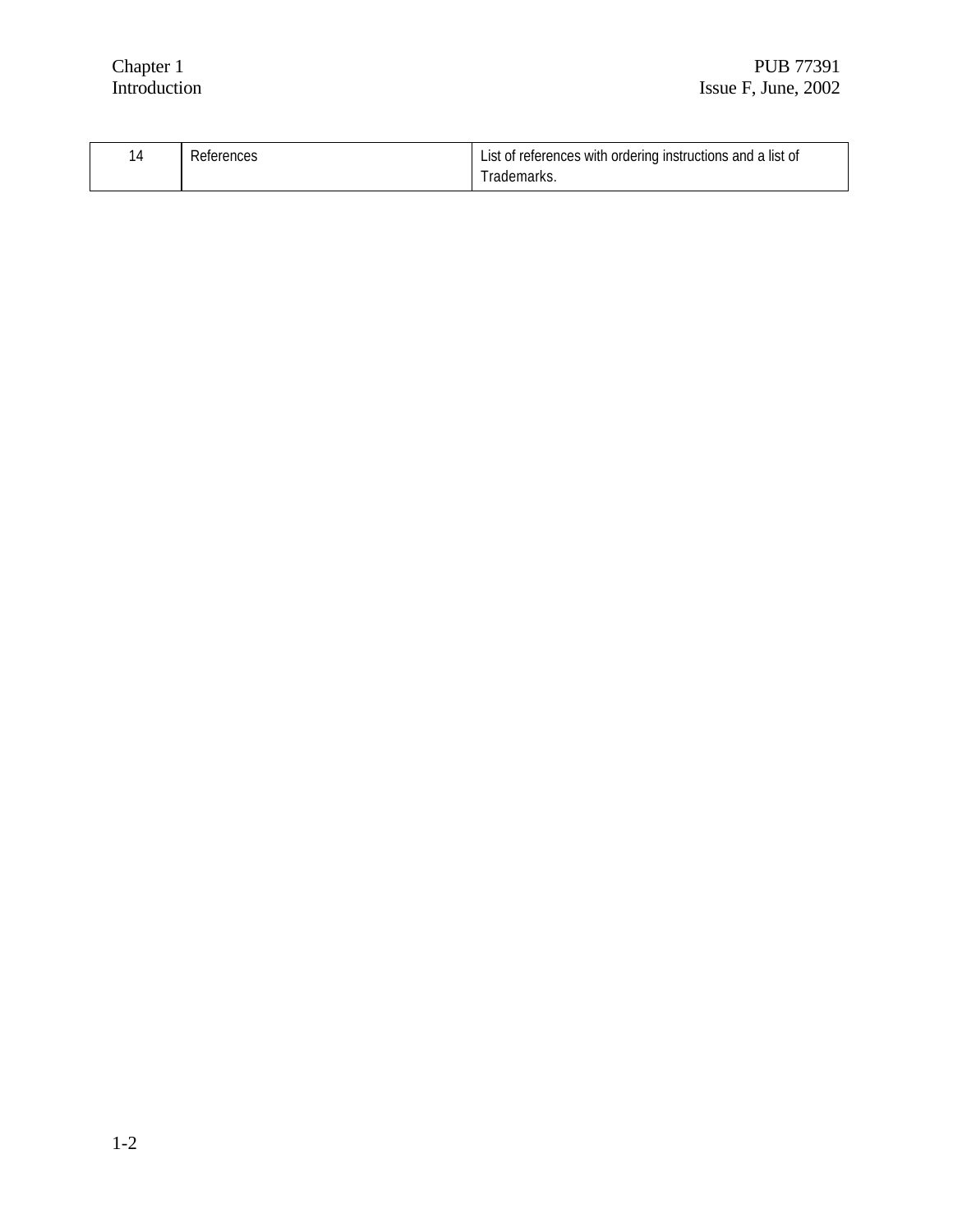| 14 | References | List of references with ordering instructions and a list of Trademarks. |
|---|---|---|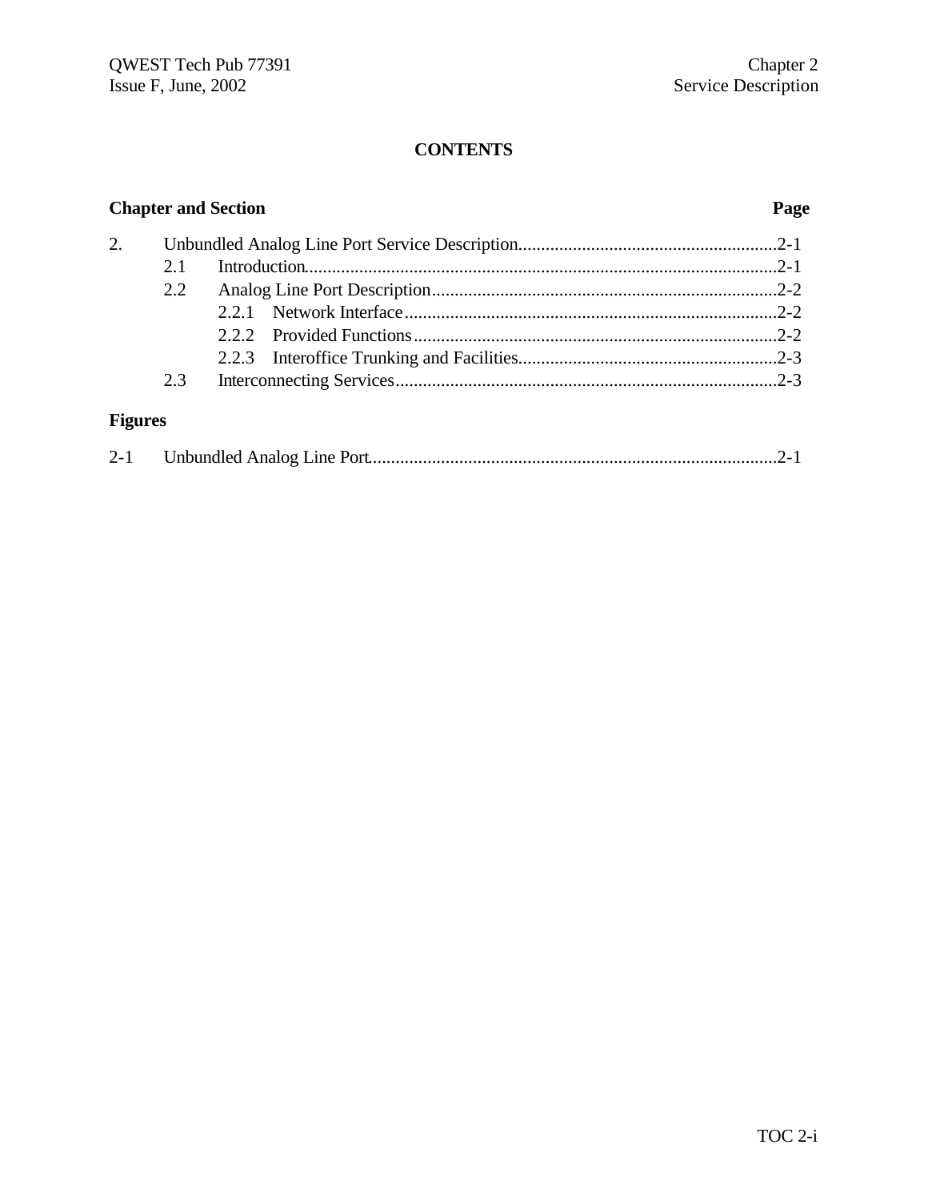# CONTENTS

| Chapter and Section | | Page |
|---|---|---|
| 2. | Unbundled Analog Line Port Service Description | 2-1 |
| | 2.1 Introduction | 2-1 |
| | 2.2 Analog Line Port Description | 2-2 |
| | 2.2.1 Network Interface | 2-2 |
| | 2.2.2 Provided Functions | 2-2 |
| | 2.2.3 Interoffice Trunking and Facilities | 2-3 |
| | 2.3 Interconnecting Services | 2-3 |

## Figures

| | | |
|---|---|---|
| 2-1 | Unbundled Analog Line Port | 2-1 |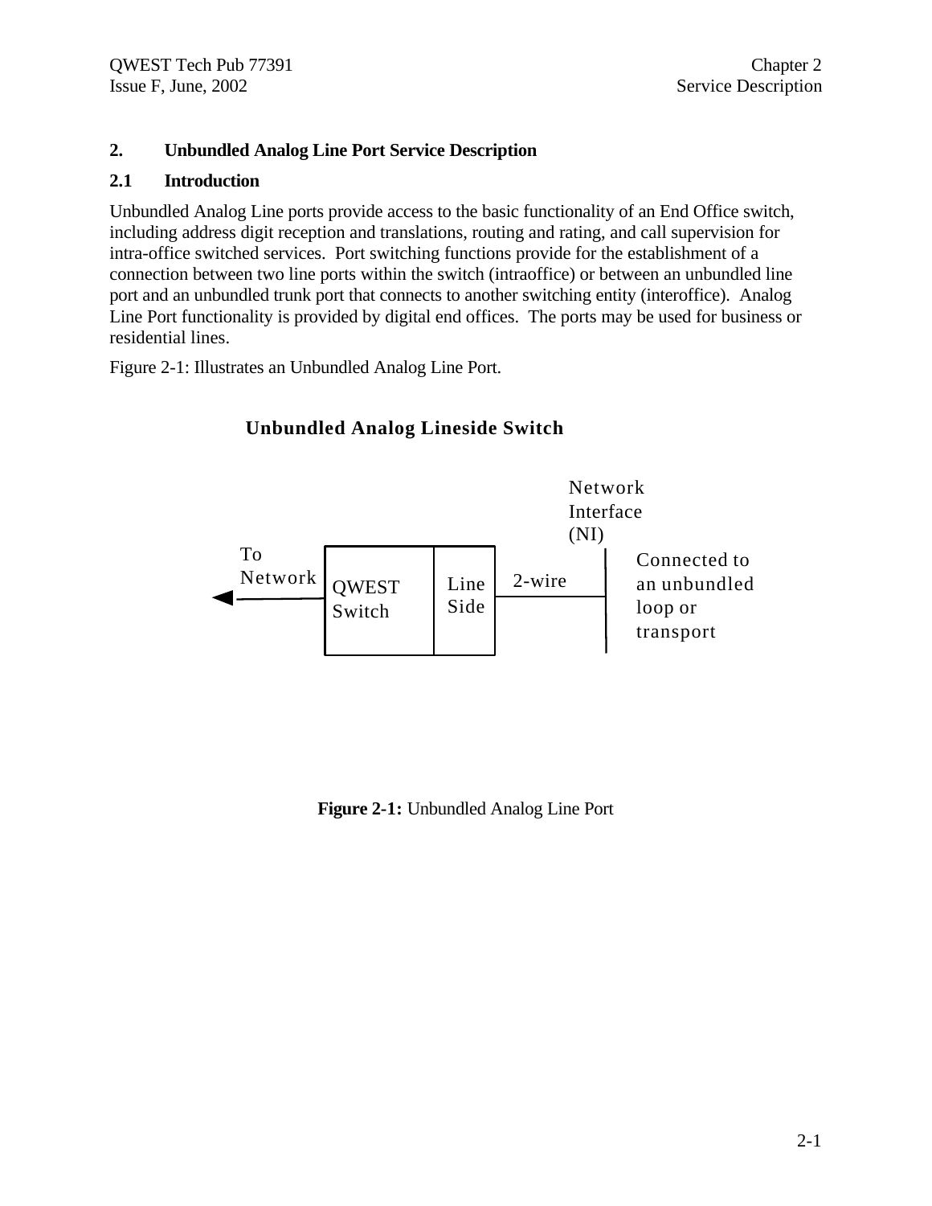## 2. Unbundled Analog Line Port Service Description

### 2.1 Introduction

Unbundled Analog Line ports provide access to the basic functionality of an End Office switch, including address digit reception and translations, routing and rating, and call supervision for intra-office switched services. Port switching functions provide for the establishment of a connection between two line ports within the switch (intraoffice) or between an unbundled line port and an unbundled trunk port that connects to another switching entity (interoffice). Analog Line Port functionality is provided by digital end offices. The ports may be used for business or residential lines.

Figure 2-1: Illustrates an Unbundled Analog Line Port.

**Unbundled Analog Lineside Switch**

To Network ◄— QWEST Switch | Line Side — 2-wire — Network Interface (NI) | Connected to an unbundled loop or transport

**Figure 2-1:** Unbundled Analog Line Port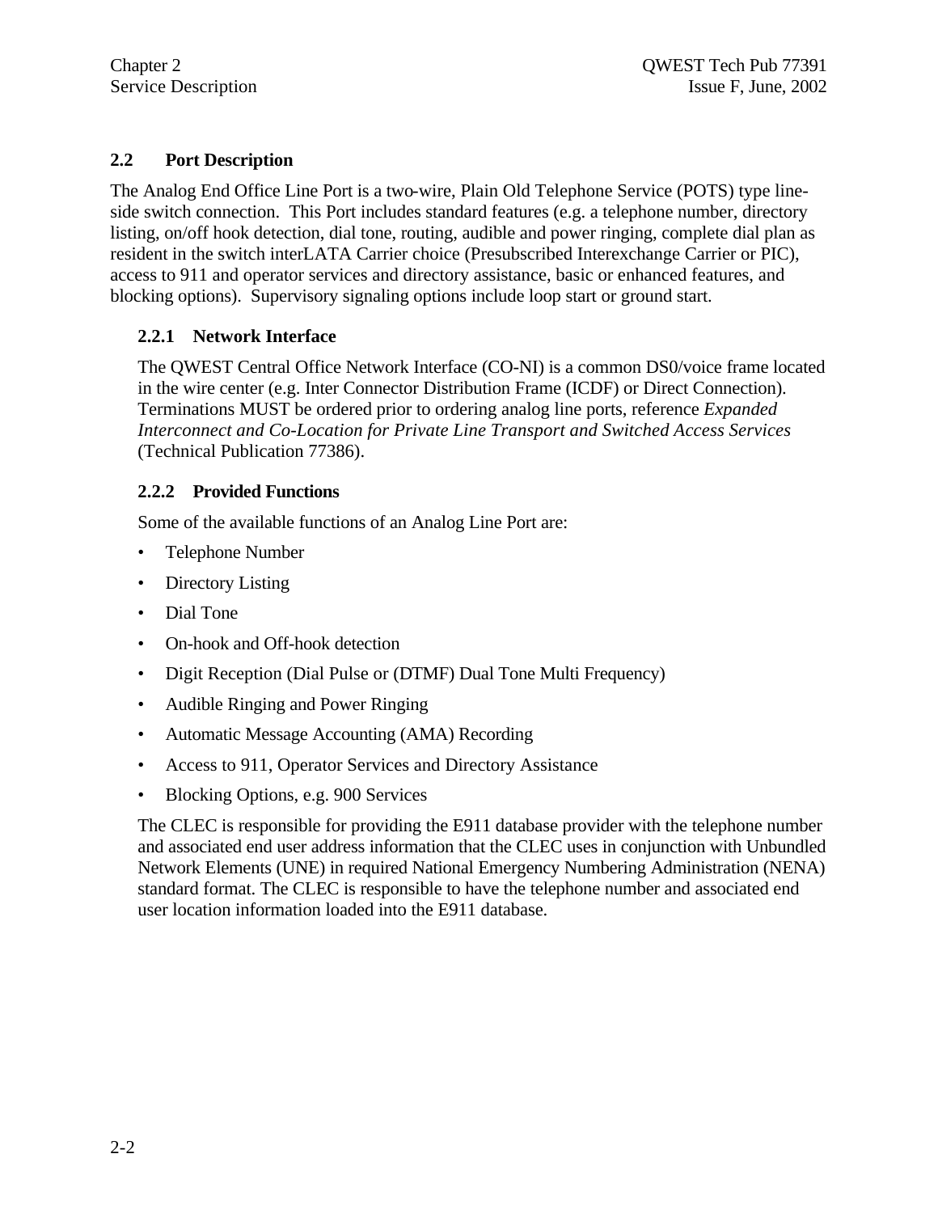## 2.2 Port Description

The Analog End Office Line Port is a two-wire, Plain Old Telephone Service (POTS) type line-side switch connection. This Port includes standard features (e.g. a telephone number, directory listing, on/off hook detection, dial tone, routing, audible and power ringing, complete dial plan as resident in the switch interLATA Carrier choice (Presubscribed Interexchange Carrier or PIC), access to 911 and operator services and directory assistance, basic or enhanced features, and blocking options). Supervisory signaling options include loop start or ground start.

### 2.2.1 Network Interface

The QWEST Central Office Network Interface (CO-NI) is a common DS0/voice frame located in the wire center (e.g. Inter Connector Distribution Frame (ICDF) or Direct Connection). Terminations MUST be ordered prior to ordering analog line ports, reference *Expanded Interconnect and Co-Location for Private Line Transport and Switched Access Services* (Technical Publication 77386).

### 2.2.2 Provided Functions

Some of the available functions of an Analog Line Port are:

- Telephone Number
- Directory Listing
- Dial Tone
- On-hook and Off-hook detection
- Digit Reception (Dial Pulse or (DTMF) Dual Tone Multi Frequency)
- Audible Ringing and Power Ringing
- Automatic Message Accounting (AMA) Recording
- Access to 911, Operator Services and Directory Assistance
- Blocking Options, e.g. 900 Services

The CLEC is responsible for providing the E911 database provider with the telephone number and associated end user address information that the CLEC uses in conjunction with Unbundled Network Elements (UNE) in required National Emergency Numbering Administration (NENA) standard format. The CLEC is responsible to have the telephone number and associated end user location information loaded into the E911 database.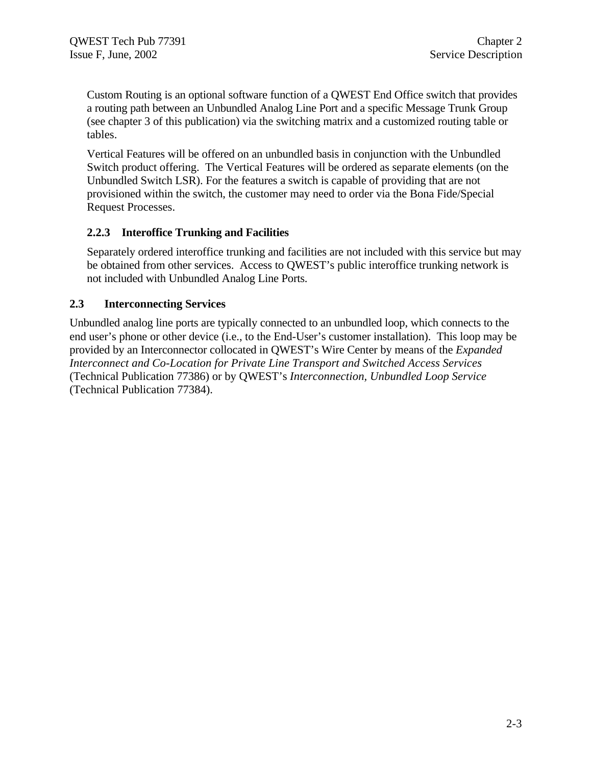Custom Routing is an optional software function of a QWEST End Office switch that provides a routing path between an Unbundled Analog Line Port and a specific Message Trunk Group (see chapter 3 of this publication) via the switching matrix and a customized routing table or tables.

Vertical Features will be offered on an unbundled basis in conjunction with the Unbundled Switch product offering. The Vertical Features will be ordered as separate elements (on the Unbundled Switch LSR). For the features a switch is capable of providing that are not provisioned within the switch, the customer may need to order via the Bona Fide/Special Request Processes.

### 2.2.3 Interoffice Trunking and Facilities

Separately ordered interoffice trunking and facilities are not included with this service but may be obtained from other services. Access to QWEST's public interoffice trunking network is not included with Unbundled Analog Line Ports.

## 2.3 Interconnecting Services

Unbundled analog line ports are typically connected to an unbundled loop, which connects to the end user's phone or other device (i.e., to the End-User's customer installation). This loop may be provided by an Interconnector collocated in QWEST's Wire Center by means of the *Expanded Interconnect and Co-Location for Private Line Transport and Switched Access Services* (Technical Publication 77386) or by QWEST's *Interconnection, Unbundled Loop Service* (Technical Publication 77384).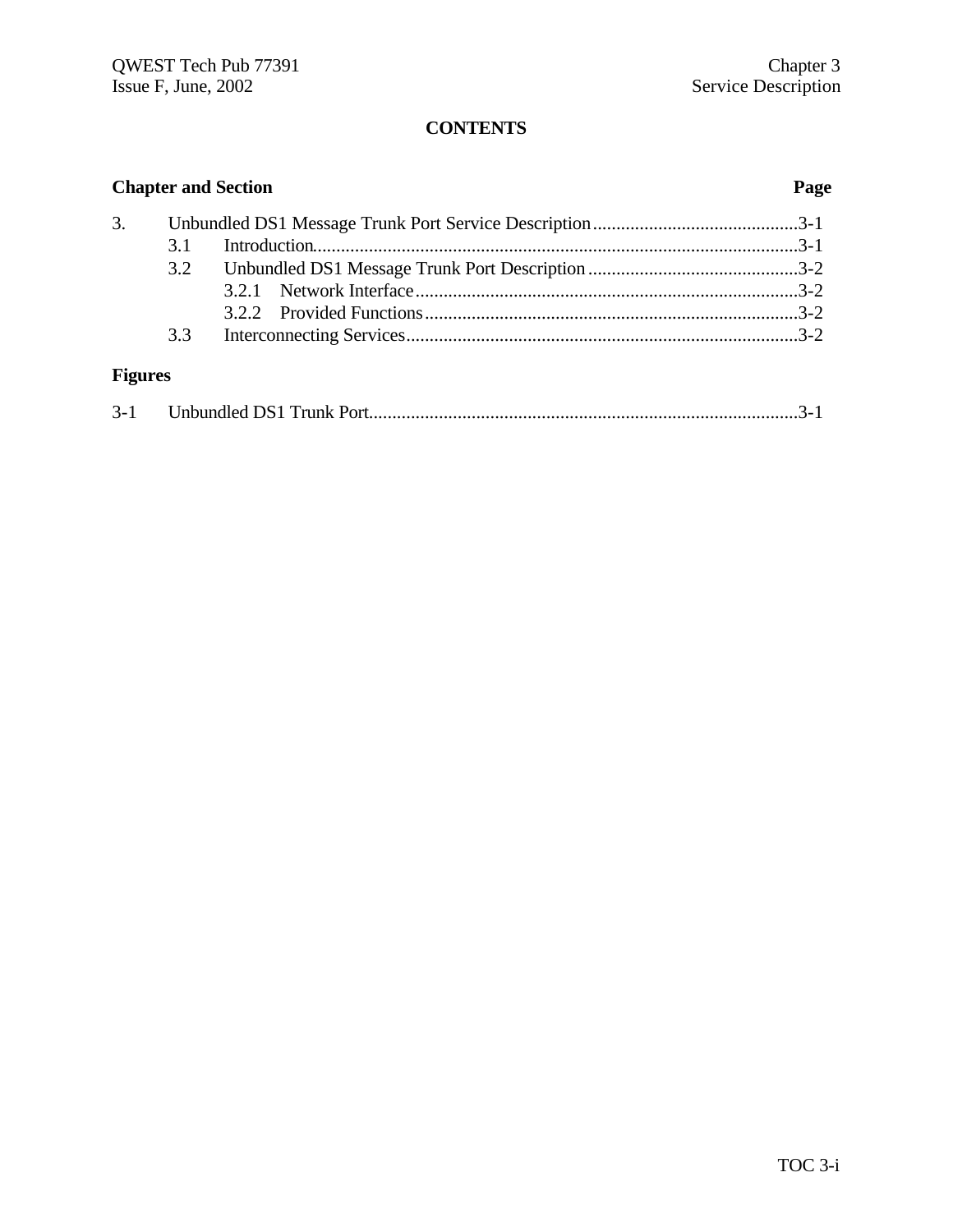# CONTENTS

**Chapter and Section** **Page**

3. Unbundled DS1 Message Trunk Port Service Description ............................................3-1
   - 3.1 Introduction........................................................................................................3-1
   - 3.2 Unbundled DS1 Message Trunk Port Description .............................................3-2
     - 3.2.1 Network Interface..................................................................................3-2
     - 3.2.2 Provided Functions................................................................................3-2
   - 3.3 Interconnecting Services....................................................................................3-2

**Figures**

3-1 Unbundled DS1 Trunk Port............................................................................................3-1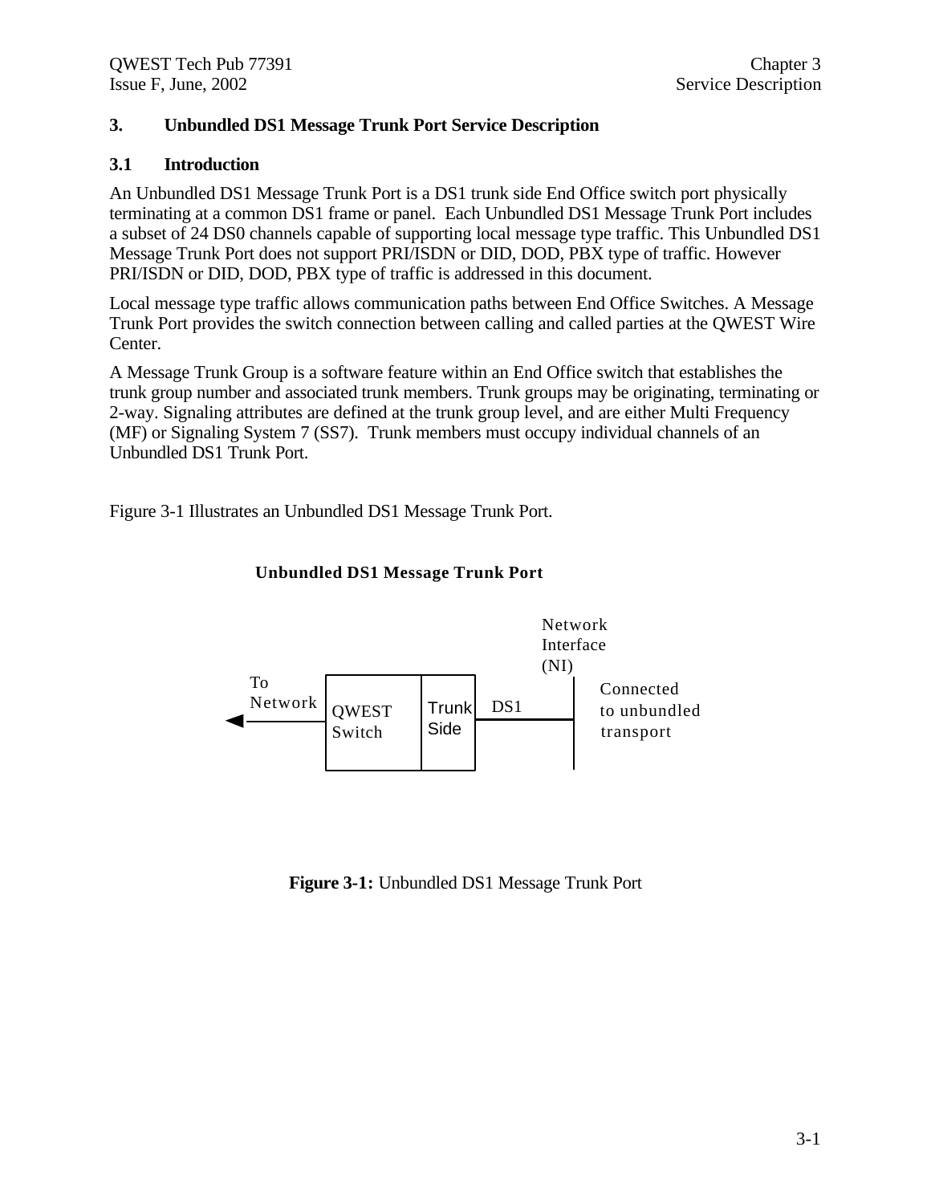# 3. Unbundled DS1 Message Trunk Port Service Description

## 3.1 Introduction

An Unbundled DS1 Message Trunk Port is a DS1 trunk side End Office switch port physically terminating at a common DS1 frame or panel. Each Unbundled DS1 Message Trunk Port includes a subset of 24 DS0 channels capable of supporting local message type traffic. This Unbundled DS1 Message Trunk Port does not support PRI/ISDN or DID, DOD, PBX type of traffic. However PRI/ISDN or DID, DOD, PBX type of traffic is addressed in this document.

Local message type traffic allows communication paths between End Office Switches. A Message Trunk Port provides the switch connection between calling and called parties at the QWEST Wire Center.

A Message Trunk Group is a software feature within an End Office switch that establishes the trunk group number and associated trunk members. Trunk groups may be originating, terminating or 2-way. Signaling attributes are defined at the trunk group level, and are either Multi Frequency (MF) or Signaling System 7 (SS7). Trunk members must occupy individual channels of an Unbundled DS1 Trunk Port.

Figure 3-1 Illustrates an Unbundled DS1 Message Trunk Port.

**Unbundled DS1 Message Trunk Port**

To Network | QWEST Switch | Trunk Side | DS1 | Network Interface (NI) | Connected to unbundled transport

**Figure 3-1:** Unbundled DS1 Message Trunk Port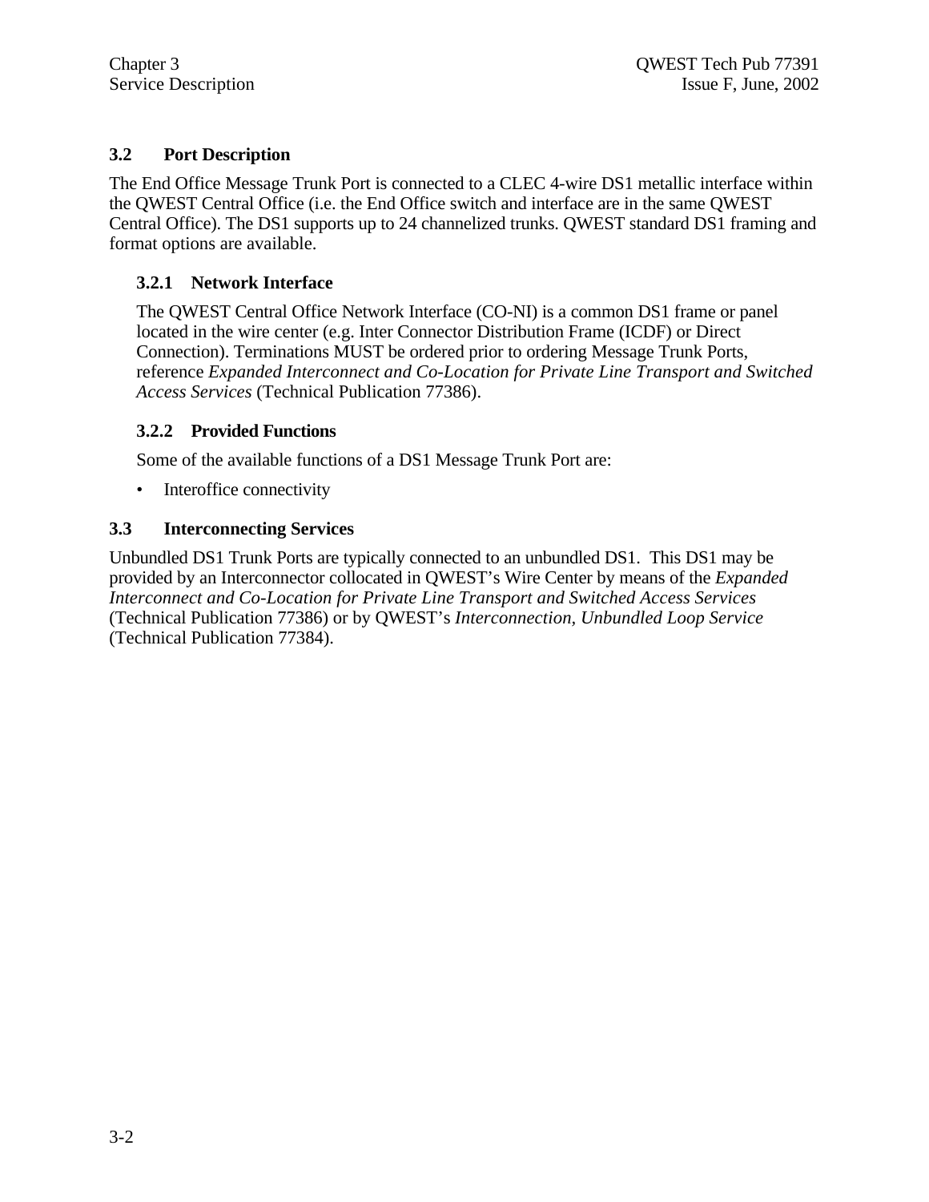## 3.2 Port Description

The End Office Message Trunk Port is connected to a CLEC 4-wire DS1 metallic interface within the QWEST Central Office (i.e. the End Office switch and interface are in the same QWEST Central Office). The DS1 supports up to 24 channelized trunks. QWEST standard DS1 framing and format options are available.

### 3.2.1 Network Interface

The QWEST Central Office Network Interface (CO-NI) is a common DS1 frame or panel located in the wire center (e.g. Inter Connector Distribution Frame (ICDF) or Direct Connection). Terminations MUST be ordered prior to ordering Message Trunk Ports, reference *Expanded Interconnect and Co-Location for Private Line Transport and Switched Access Services* (Technical Publication 77386).

### 3.2.2 Provided Functions

Some of the available functions of a DS1 Message Trunk Port are:

- Interoffice connectivity

## 3.3 Interconnecting Services

Unbundled DS1 Trunk Ports are typically connected to an unbundled DS1. This DS1 may be provided by an Interconnector collocated in QWEST's Wire Center by means of the *Expanded Interconnect and Co-Location for Private Line Transport and Switched Access Services* (Technical Publication 77386) or by QWEST's *Interconnection, Unbundled Loop Service* (Technical Publication 77384).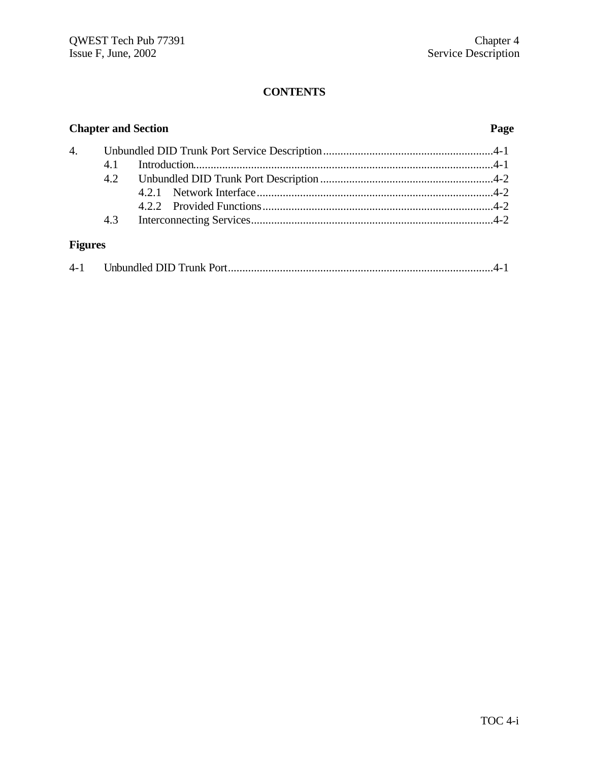**CONTENTS**

| Chapter and Section | Page |
|---|---|
| 4. Unbundled DID Trunk Port Service Description | 4-1 |
| 4.1 Introduction | 4-1 |
| 4.2 Unbundled DID Trunk Port Description | 4-2 |
| 4.2.1 Network Interface | 4-2 |
| 4.2.2 Provided Functions | 4-2 |
| 4.3 Interconnecting Services | 4-2 |

**Figures**

| | |
|---|---|
| 4-1 Unbundled DID Trunk Port | 4-1 |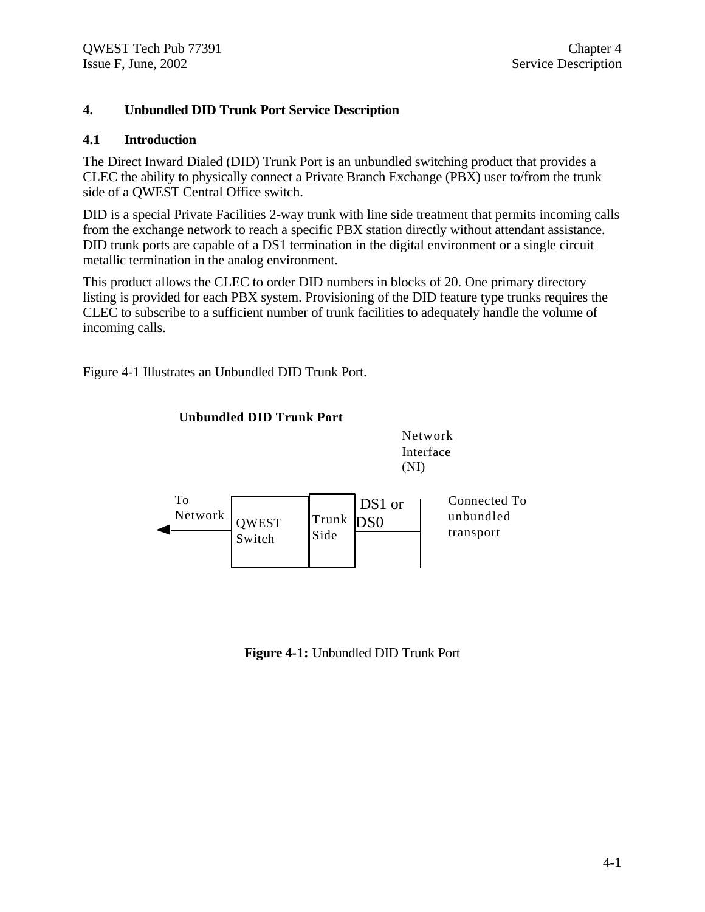# 4. Unbundled DID Trunk Port Service Description

## 4.1 Introduction

The Direct Inward Dialed (DID) Trunk Port is an unbundled switching product that provides a CLEC the ability to physically connect a Private Branch Exchange (PBX) user to/from the trunk side of a QWEST Central Office switch.

DID is a special Private Facilities 2-way trunk with line side treatment that permits incoming calls from the exchange network to reach a specific PBX station directly without attendant assistance. DID trunk ports are capable of a DS1 termination in the digital environment or a single circuit metallic termination in the analog environment.

This product allows the CLEC to order DID numbers in blocks of 20. One primary directory listing is provided for each PBX system. Provisioning of the DID feature type trunks requires the CLEC to subscribe to a sufficient number of trunk facilities to adequately handle the volume of incoming calls.

Figure 4-1 Illustrates an Unbundled DID Trunk Port.

**Unbundled DID Trunk Port**

Network Interface (NI)

To Network | QWEST Switch | Trunk Side | DS1 or DS0 | Connected To unbundled transport

**Figure 4-1:** Unbundled DID Trunk Port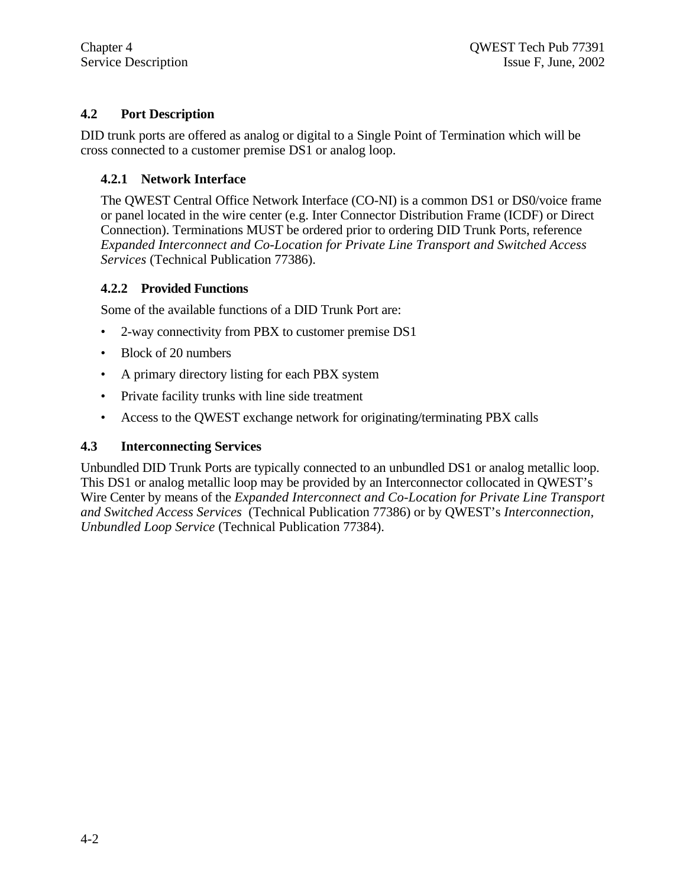## 4.2 Port Description

DID trunk ports are offered as analog or digital to a Single Point of Termination which will be cross connected to a customer premise DS1 or analog loop.

### 4.2.1 Network Interface

The QWEST Central Office Network Interface (CO-NI) is a common DS1 or DS0/voice frame or panel located in the wire center (e.g. Inter Connector Distribution Frame (ICDF) or Direct Connection). Terminations MUST be ordered prior to ordering DID Trunk Ports, reference *Expanded Interconnect and Co-Location for Private Line Transport and Switched Access Services* (Technical Publication 77386).

### 4.2.2 Provided Functions

Some of the available functions of a DID Trunk Port are:

- 2-way connectivity from PBX to customer premise DS1
- Block of 20 numbers
- A primary directory listing for each PBX system
- Private facility trunks with line side treatment
- Access to the QWEST exchange network for originating/terminating PBX calls

## 4.3 Interconnecting Services

Unbundled DID Trunk Ports are typically connected to an unbundled DS1 or analog metallic loop. This DS1 or analog metallic loop may be provided by an Interconnector collocated in QWEST's Wire Center by means of the *Expanded Interconnect and Co-Location for Private Line Transport and Switched Access Services* (Technical Publication 77386) or by QWEST's *Interconnection, Unbundled Loop Service* (Technical Publication 77384).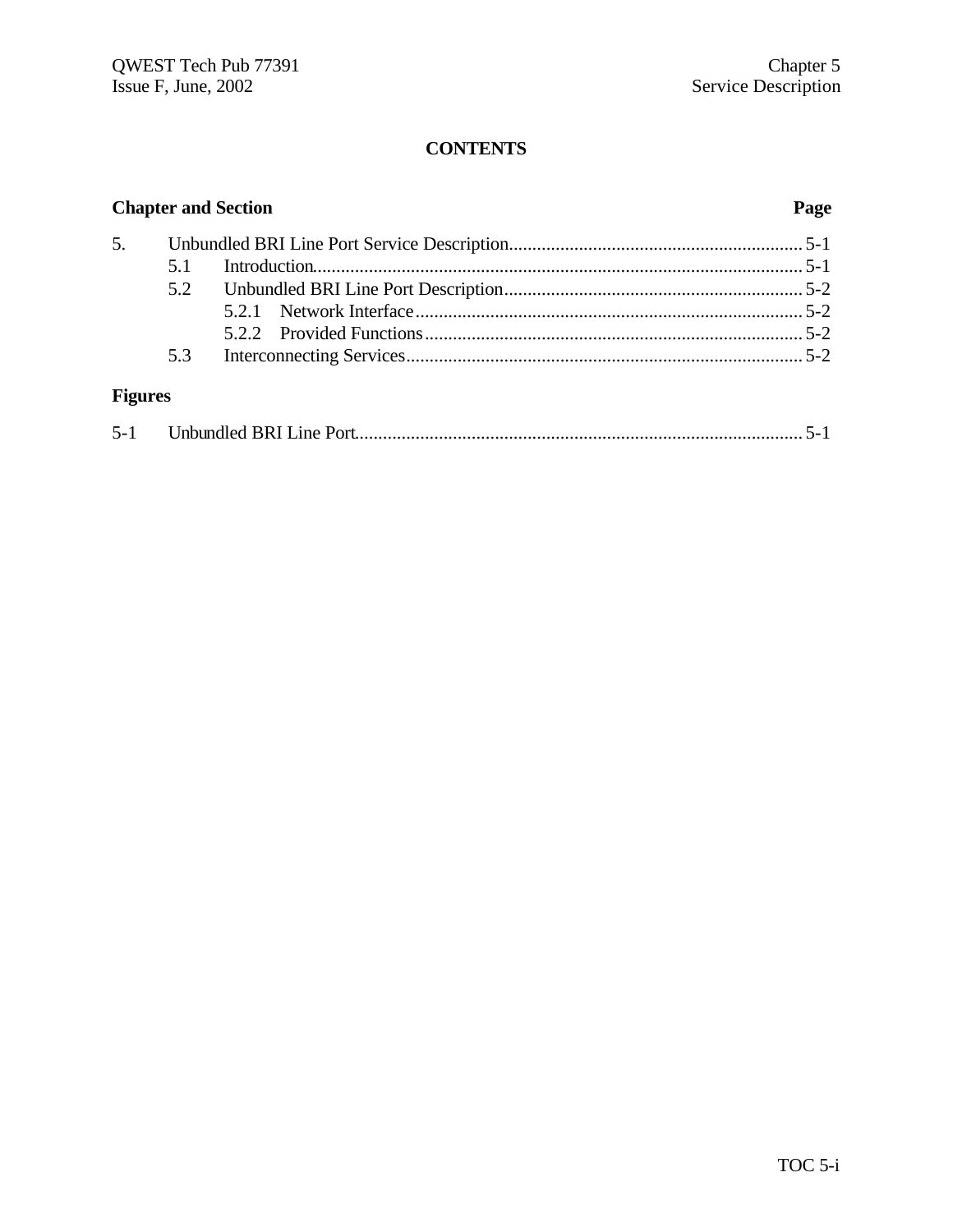# CONTENTS

**Chapter and Section** **Page**

| | | |
|---|---|---|
| 5. | Unbundled BRI Line Port Service Description | 5-1 |
| 5.1 | Introduction | 5-1 |
| 5.2 | Unbundled BRI Line Port Description | 5-2 |
| 5.2.1 | Network Interface | 5-2 |
| 5.2.2 | Provided Functions | 5-2 |
| 5.3 | Interconnecting Services | 5-2 |

**Figures**

| | | |
|---|---|---|
| 5-1 | Unbundled BRI Line Port | 5-1 |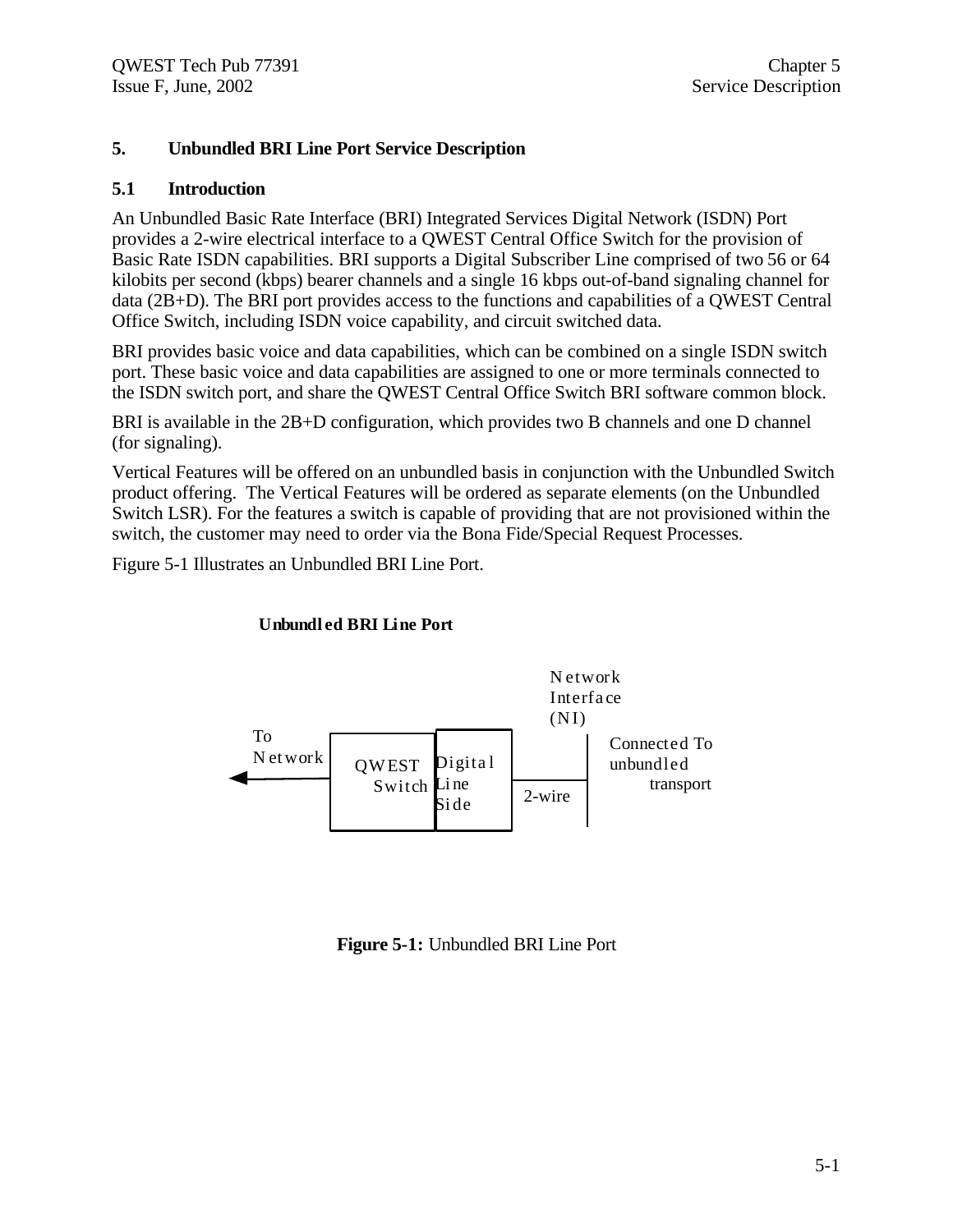# 5. Unbundled BRI Line Port Service Description

## 5.1 Introduction

An Unbundled Basic Rate Interface (BRI) Integrated Services Digital Network (ISDN) Port provides a 2-wire electrical interface to a QWEST Central Office Switch for the provision of Basic Rate ISDN capabilities. BRI supports a Digital Subscriber Line comprised of two 56 or 64 kilobits per second (kbps) bearer channels and a single 16 kbps out-of-band signaling channel for data (2B+D). The BRI port provides access to the functions and capabilities of a QWEST Central Office Switch, including ISDN voice capability, and circuit switched data.

BRI provides basic voice and data capabilities, which can be combined on a single ISDN switch port. These basic voice and data capabilities are assigned to one or more terminals connected to the ISDN switch port, and share the QWEST Central Office Switch BRI software common block.

BRI is available in the 2B+D configuration, which provides two B channels and one D channel (for signaling).

Vertical Features will be offered on an unbundled basis in conjunction with the Unbundled Switch product offering. The Vertical Features will be ordered as separate elements (on the Unbundled Switch LSR). For the features a switch is capable of providing that are not provisioned within the switch, the customer may need to order via the Bona Fide/Special Request Processes.

Figure 5-1 Illustrates an Unbundled BRI Line Port.

**Unbundled BRI Line Port**

To Network ← QWEST Switch | Digital Line Side — 2-wire — Network Interface (NI) | Connected To unbundled transport

**Figure 5-1:** Unbundled BRI Line Port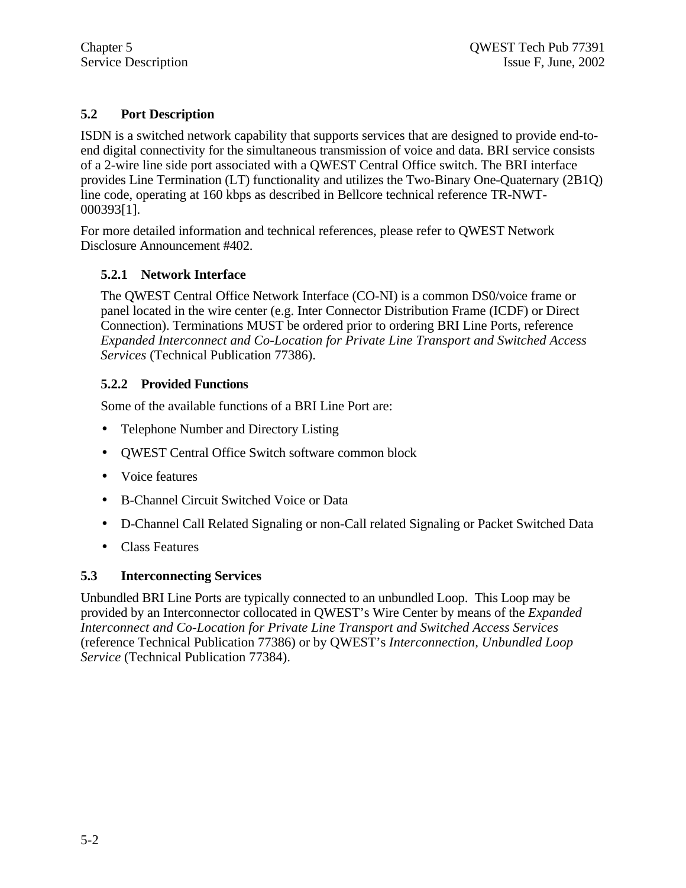## 5.2 Port Description

ISDN is a switched network capability that supports services that are designed to provide end-to-end digital connectivity for the simultaneous transmission of voice and data. BRI service consists of a 2-wire line side port associated with a QWEST Central Office switch. The BRI interface provides Line Termination (LT) functionality and utilizes the Two-Binary One-Quaternary (2B1Q) line code, operating at 160 kbps as described in Bellcore technical reference TR-NWT-000393[1].

For more detailed information and technical references, please refer to QWEST Network Disclosure Announcement #402.

### 5.2.1 Network Interface

The QWEST Central Office Network Interface (CO-NI) is a common DS0/voice frame or panel located in the wire center (e.g. Inter Connector Distribution Frame (ICDF) or Direct Connection). Terminations MUST be ordered prior to ordering BRI Line Ports, reference *Expanded Interconnect and Co-Location for Private Line Transport and Switched Access Services* (Technical Publication 77386).

### 5.2.2 Provided Functions

Some of the available functions of a BRI Line Port are:

- Telephone Number and Directory Listing
- QWEST Central Office Switch software common block
- Voice features
- B-Channel Circuit Switched Voice or Data
- D-Channel Call Related Signaling or non-Call related Signaling or Packet Switched Data
- Class Features

## 5.3 Interconnecting Services

Unbundled BRI Line Ports are typically connected to an unbundled Loop. This Loop may be provided by an Interconnector collocated in QWEST's Wire Center by means of the *Expanded Interconnect and Co-Location for Private Line Transport and Switched Access Services* (reference Technical Publication 77386) or by QWEST's *Interconnection, Unbundled Loop Service* (Technical Publication 77384).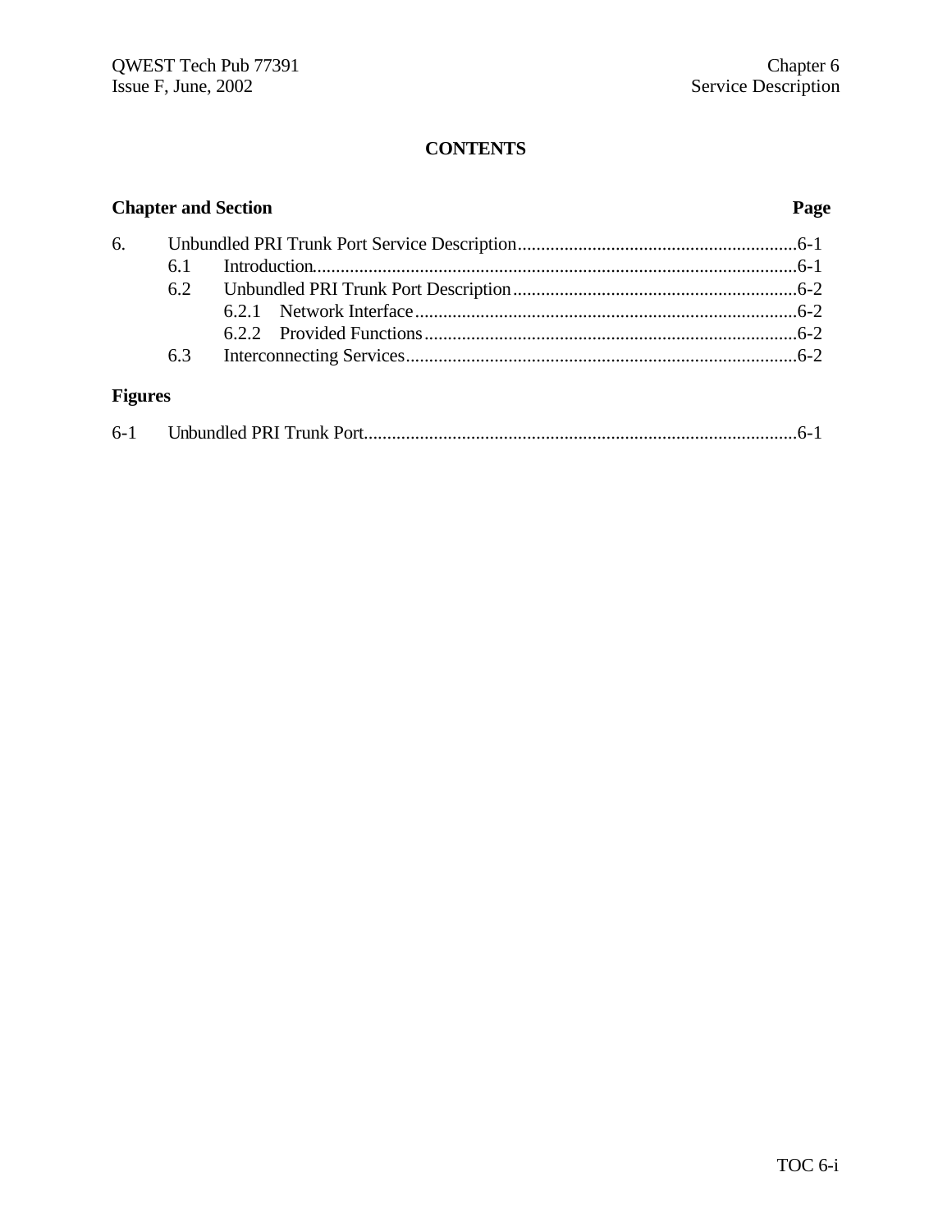**CONTENTS**

**Chapter and Section** **Page**

6. Unbundled PRI Trunk Port Service Description ............................................................ 6-1
    6.1 Introduction ........................................................................................................ 6-1
    6.2 Unbundled PRI Trunk Port Description ............................................................ 6-2
        6.2.1 Network Interface ................................................................................. 6-2
        6.2.2 Provided Functions ............................................................................... 6-2
    6.3 Interconnecting Services .................................................................................... 6-2

**Figures**

6-1 Unbundled PRI Trunk Port ............................................................................................ 6-1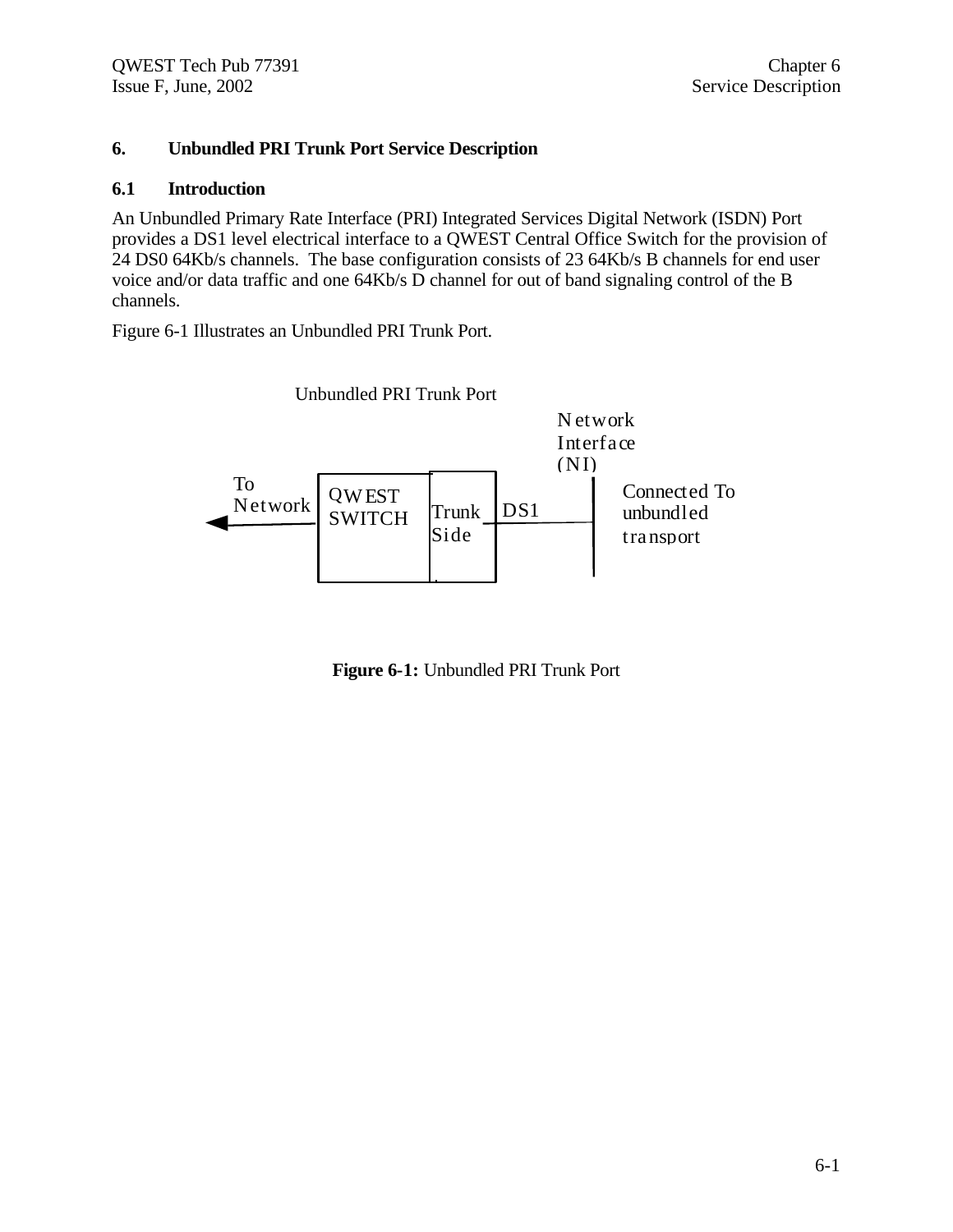# 6. Unbundled PRI Trunk Port Service Description

## 6.1 Introduction

An Unbundled Primary Rate Interface (PRI) Integrated Services Digital Network (ISDN) Port provides a DS1 level electrical interface to a QWEST Central Office Switch for the provision of 24 DS0 64Kb/s channels. The base configuration consists of 23 64Kb/s B channels for end user voice and/or data traffic and one 64Kb/s D channel for out of band signaling control of the B channels.

Figure 6-1 Illustrates an Unbundled PRI Trunk Port.

Unbundled PRI Trunk Port

To Network

QWEST SWITCH

Trunk Side

DS1

Network Interface (NI)

Connected To unbundled transport

**Figure 6-1:** Unbundled PRI Trunk Port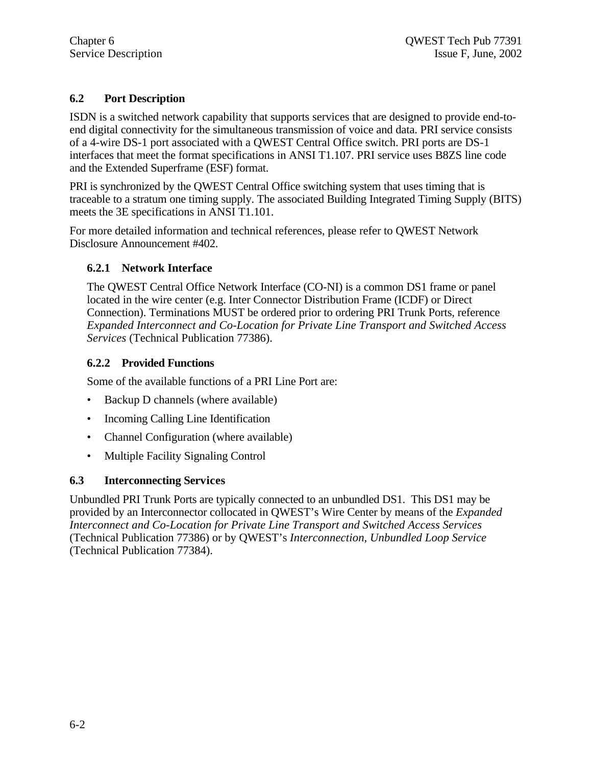## 6.2 Port Description

ISDN is a switched network capability that supports services that are designed to provide end-to-end digital connectivity for the simultaneous transmission of voice and data. PRI service consists of a 4-wire DS-1 port associated with a QWEST Central Office switch. PRI ports are DS-1 interfaces that meet the format specifications in ANSI T1.107. PRI service uses B8ZS line code and the Extended Superframe (ESF) format.

PRI is synchronized by the QWEST Central Office switching system that uses timing that is traceable to a stratum one timing supply. The associated Building Integrated Timing Supply (BITS) meets the 3E specifications in ANSI T1.101.

For more detailed information and technical references, please refer to QWEST Network Disclosure Announcement #402.

### 6.2.1 Network Interface

The QWEST Central Office Network Interface (CO-NI) is a common DS1 frame or panel located in the wire center (e.g. Inter Connector Distribution Frame (ICDF) or Direct Connection). Terminations MUST be ordered prior to ordering PRI Trunk Ports, reference *Expanded Interconnect and Co-Location for Private Line Transport and Switched Access Services* (Technical Publication 77386).

### 6.2.2 Provided Functions

Some of the available functions of a PRI Line Port are:

- Backup D channels (where available)
- Incoming Calling Line Identification
- Channel Configuration (where available)
- Multiple Facility Signaling Control

## 6.3 Interconnecting Services

Unbundled PRI Trunk Ports are typically connected to an unbundled DS1. This DS1 may be provided by an Interconnector collocated in QWEST's Wire Center by means of the *Expanded Interconnect and Co-Location for Private Line Transport and Switched Access Services* (Technical Publication 77386) or by QWEST's *Interconnection, Unbundled Loop Service* (Technical Publication 77384).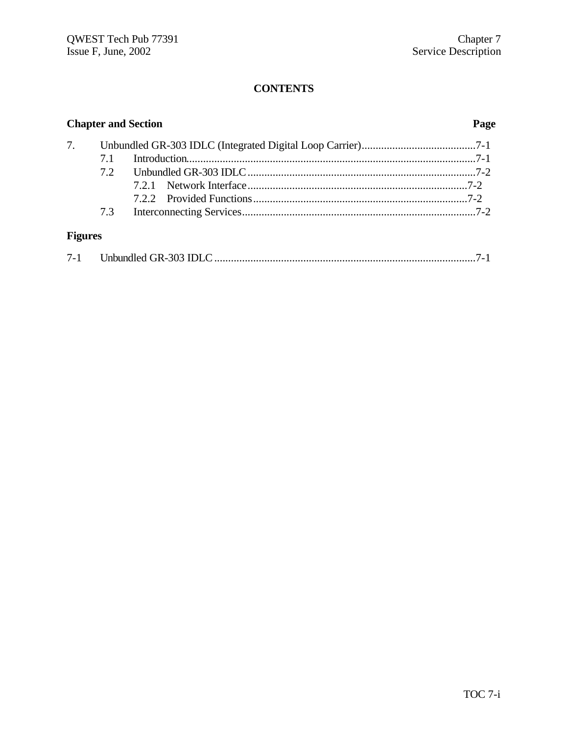# CONTENTS

**Chapter and Section** **Page**

7. Unbundled GR-303 IDLC (Integrated Digital Loop Carrier)........................................7-1
   - 7.1 Introduction.......................................................................................................7-1
   - 7.2 Unbundled GR-303 IDLC..................................................................................7-2
     - 7.2.1 Network Interface...............................................................................7-2
     - 7.2.2 Provided Functions.............................................................................7-2
   - 7.3 Interconnecting Services...................................................................................7-2

**Figures**

7-1 Unbundled GR-303 IDLC.............................................................................................7-1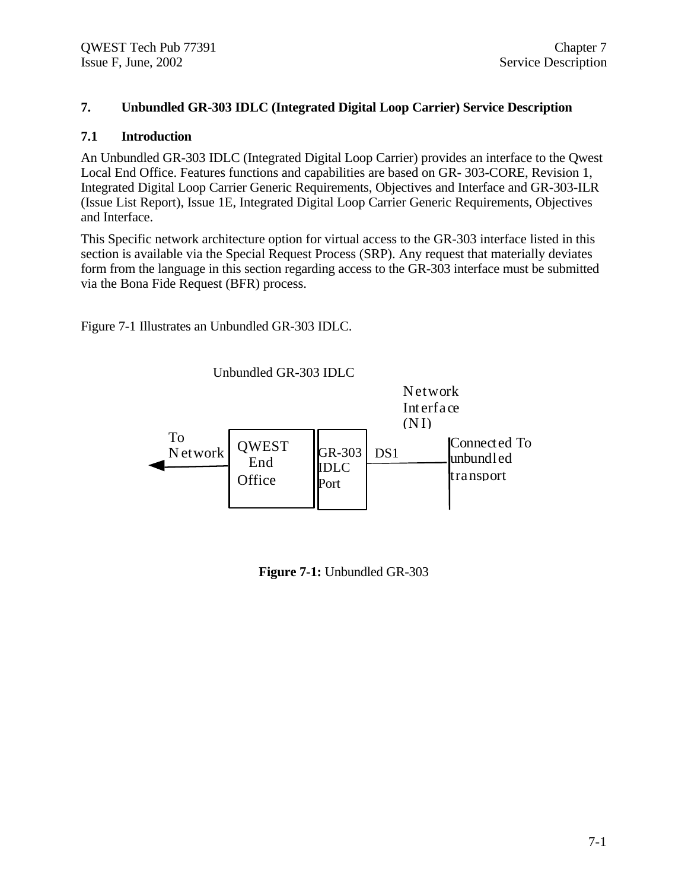# 7. Unbundled GR-303 IDLC (Integrated Digital Loop Carrier) Service Description

## 7.1 Introduction

An Unbundled GR-303 IDLC (Integrated Digital Loop Carrier) provides an interface to the Qwest Local End Office. Features functions and capabilities are based on GR- 303-CORE, Revision 1, Integrated Digital Loop Carrier Generic Requirements, Objectives and Interface and GR-303-ILR (Issue List Report), Issue 1E, Integrated Digital Loop Carrier Generic Requirements, Objectives and Interface.

This Specific network architecture option for virtual access to the GR-303 interface listed in this section is available via the Special Request Process (SRP). Any request that materially deviates form from the language in this section regarding access to the GR-303 interface must be submitted via the Bona Fide Request (BFR) process.

Figure 7-1 Illustrates an Unbundled GR-303 IDLC.

Unbundled GR-303 IDLC

To Network | QWEST End Office | GR-303 IDLC Port | DS1 | Network Interface (NI) | Connected To unbundled transport

**Figure 7-1:** Unbundled GR-303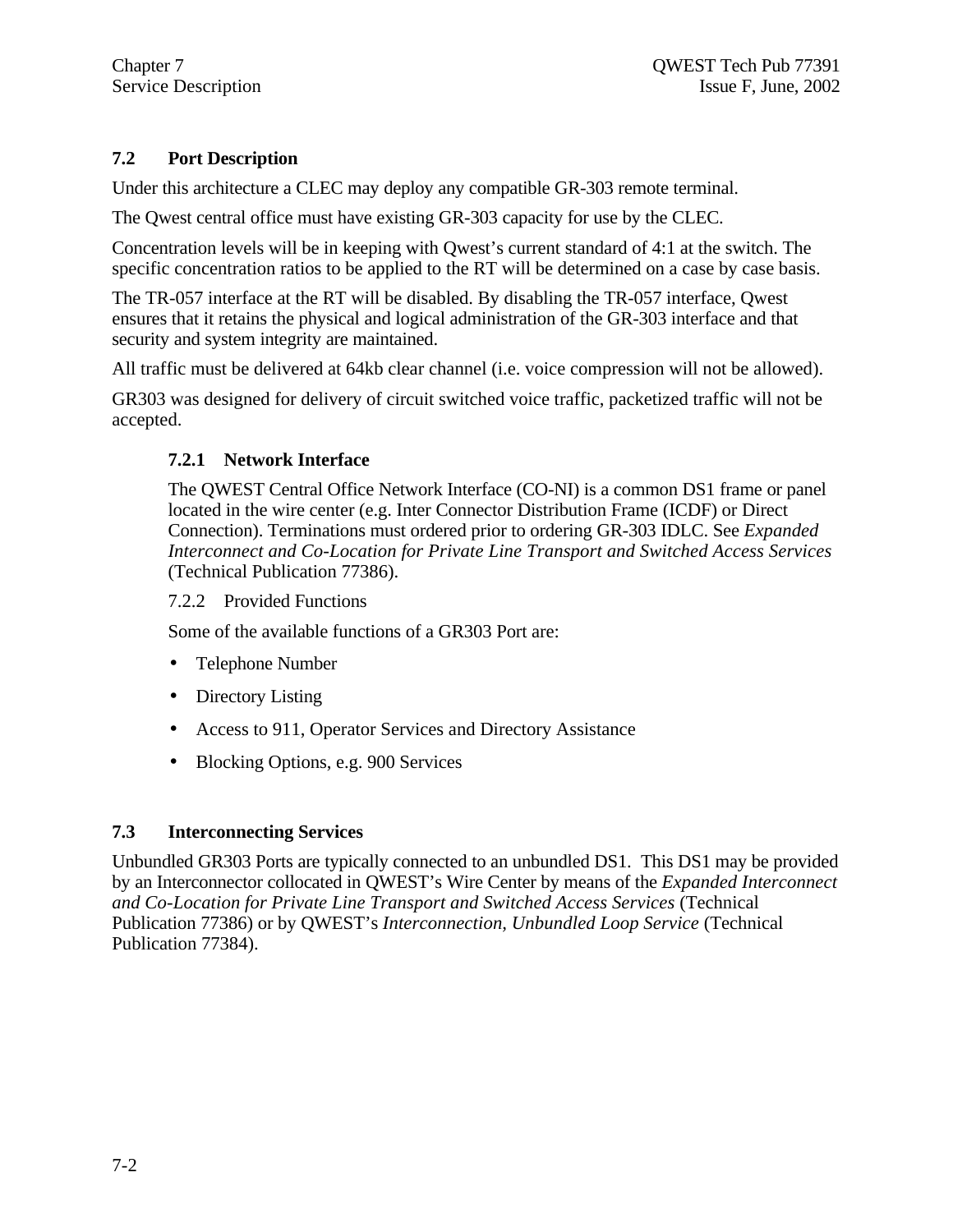## 7.2 Port Description

Under this architecture a CLEC may deploy any compatible GR-303 remote terminal.

The Qwest central office must have existing GR-303 capacity for use by the CLEC.

Concentration levels will be in keeping with Qwest's current standard of 4:1 at the switch. The specific concentration ratios to be applied to the RT will be determined on a case by case basis.

The TR-057 interface at the RT will be disabled. By disabling the TR-057 interface, Qwest ensures that it retains the physical and logical administration of the GR-303 interface and that security and system integrity are maintained.

All traffic must be delivered at 64kb clear channel (i.e. voice compression will not be allowed).

GR303 was designed for delivery of circuit switched voice traffic, packetized traffic will not be accepted.

### 7.2.1 Network Interface

The QWEST Central Office Network Interface (CO-NI) is a common DS1 frame or panel located in the wire center (e.g. Inter Connector Distribution Frame (ICDF) or Direct Connection). Terminations must ordered prior to ordering GR-303 IDLC. See *Expanded Interconnect and Co-Location for Private Line Transport and Switched Access Services* (Technical Publication 77386).

### 7.2.2 Provided Functions

Some of the available functions of a GR303 Port are:

- Telephone Number
- Directory Listing
- Access to 911, Operator Services and Directory Assistance
- Blocking Options, e.g. 900 Services

## 7.3 Interconnecting Services

Unbundled GR303 Ports are typically connected to an unbundled DS1. This DS1 may be provided by an Interconnector collocated in QWEST's Wire Center by means of the *Expanded Interconnect and Co-Location for Private Line Transport and Switched Access Services* (Technical Publication 77386) or by QWEST's *Interconnection, Unbundled Loop Service* (Technical Publication 77384).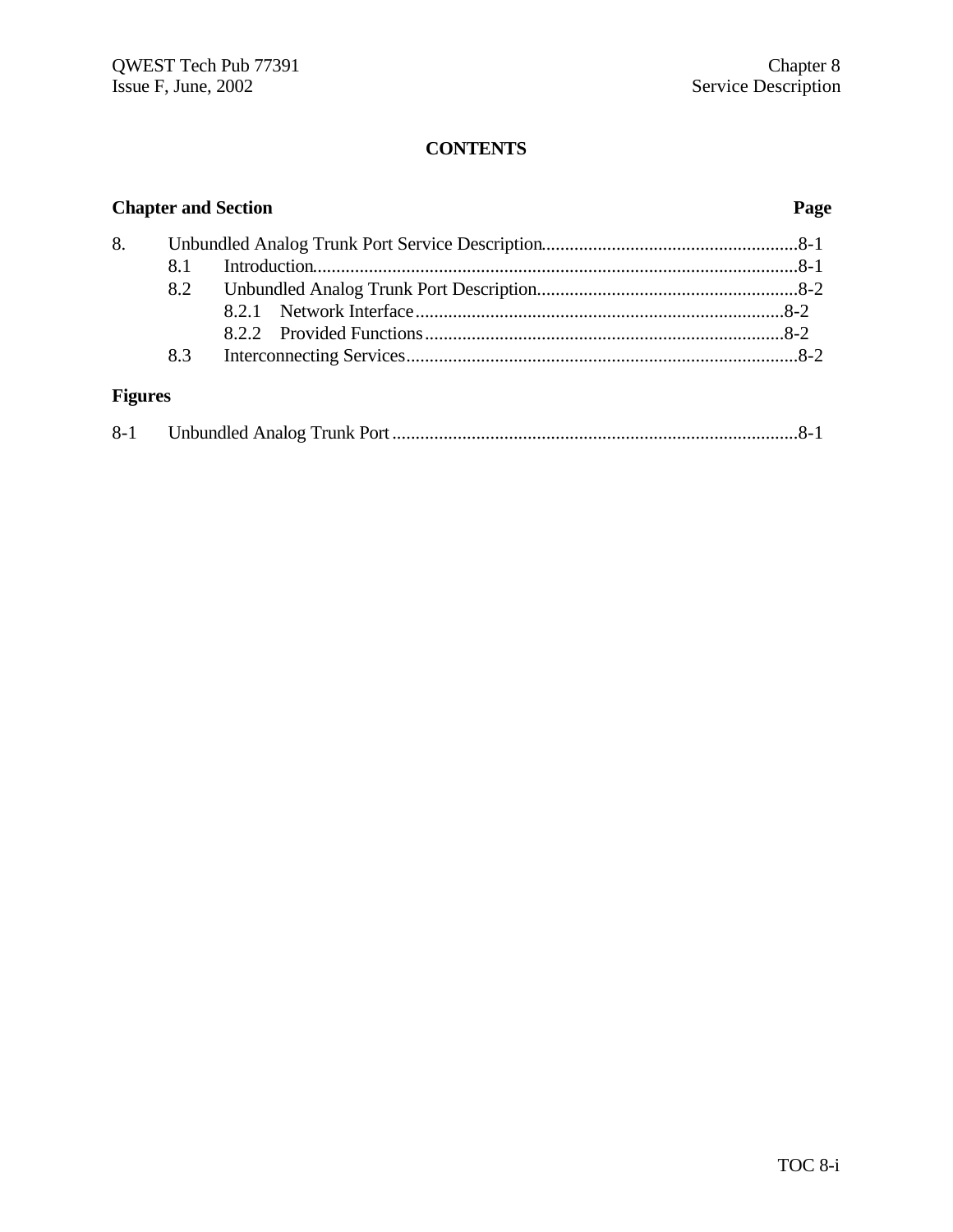# CONTENTS

**Chapter and Section** **Page**

8. Unbundled Analog Trunk Port Service Description......................................................8-1
   - 8.1 Introduction......................................................................................................8-1
   - 8.2 Unbundled Analog Trunk Port Description.......................................................8-2
     - 8.2.1 Network Interface...............................................................................8-2
     - 8.2.2 Provided Functions.............................................................................8-2
   - 8.3 Interconnecting Services...................................................................................8-2

**Figures**

8-1 Unbundled Analog Trunk Port.......................................................................................8-1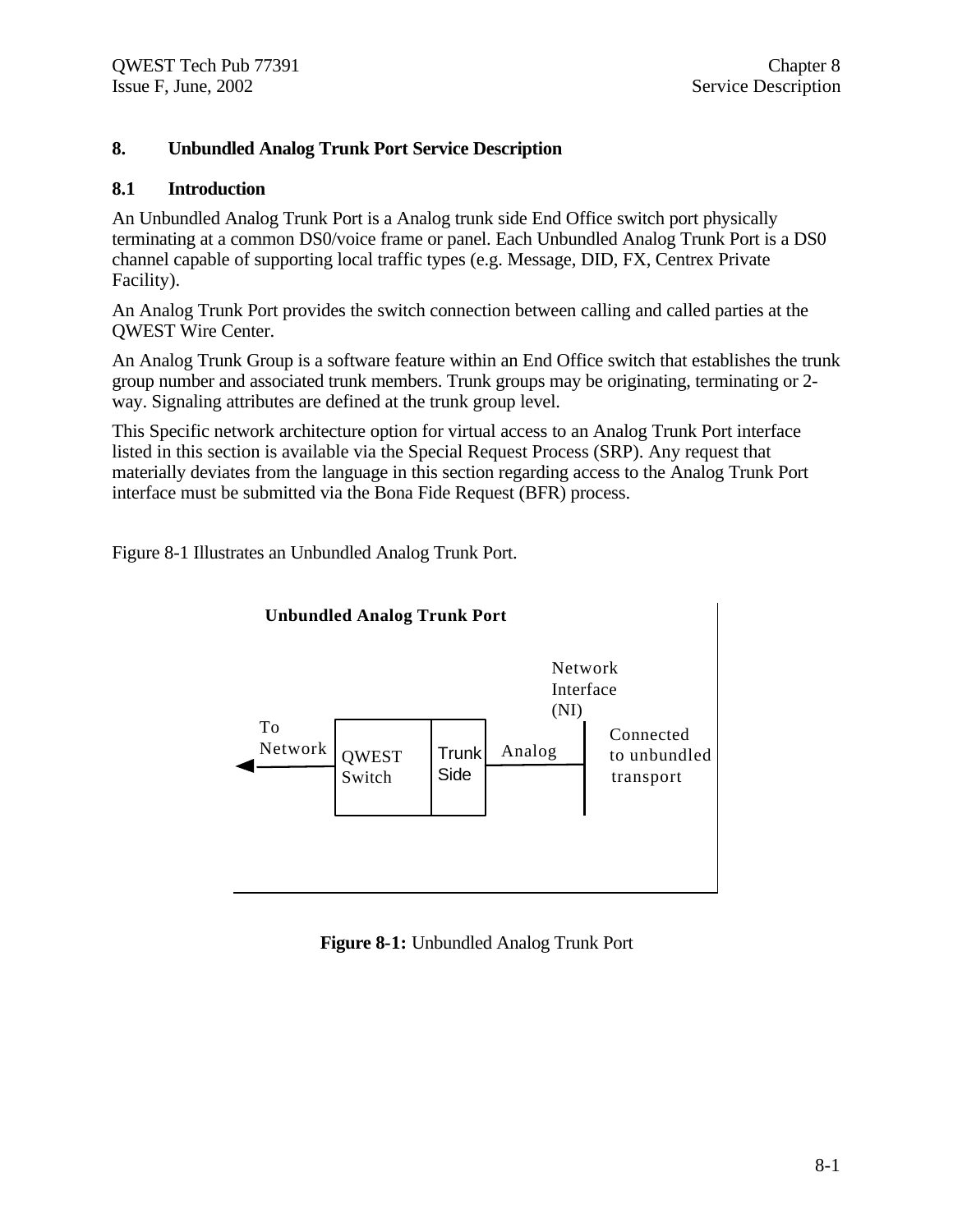# 8. Unbundled Analog Trunk Port Service Description

## 8.1 Introduction

An Unbundled Analog Trunk Port is a Analog trunk side End Office switch port physically terminating at a common DS0/voice frame or panel. Each Unbundled Analog Trunk Port is a DS0 channel capable of supporting local traffic types (e.g. Message, DID, FX, Centrex Private Facility).

An Analog Trunk Port provides the switch connection between calling and called parties at the QWEST Wire Center.

An Analog Trunk Group is a software feature within an End Office switch that establishes the trunk group number and associated trunk members. Trunk groups may be originating, terminating or 2-way. Signaling attributes are defined at the trunk group level.

This Specific network architecture option for virtual access to an Analog Trunk Port interface listed in this section is available via the Special Request Process (SRP). Any request that materially deviates from the language in this section regarding access to the Analog Trunk Port interface must be submitted via the Bona Fide Request (BFR) process.

Figure 8-1 Illustrates an Unbundled Analog Trunk Port.

**Unbundled Analog Trunk Port**

To Network ← QWEST Switch | Trunk Side — Analog — Network Interface (NI) | Connected to unbundled transport

**Figure 8-1:** Unbundled Analog Trunk Port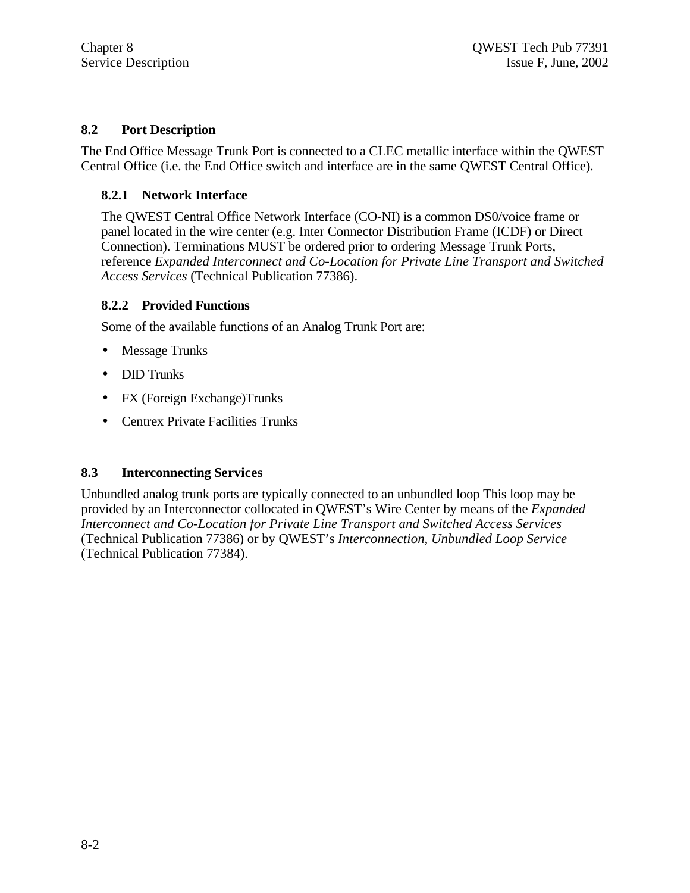## 8.2 Port Description

The End Office Message Trunk Port is connected to a CLEC metallic interface within the QWEST Central Office (i.e. the End Office switch and interface are in the same QWEST Central Office).

### 8.2.1 Network Interface

The QWEST Central Office Network Interface (CO-NI) is a common DS0/voice frame or panel located in the wire center (e.g. Inter Connector Distribution Frame (ICDF) or Direct Connection). Terminations MUST be ordered prior to ordering Message Trunk Ports, reference *Expanded Interconnect and Co-Location for Private Line Transport and Switched Access Services* (Technical Publication 77386).

### 8.2.2 Provided Functions

Some of the available functions of an Analog Trunk Port are:

- Message Trunks
- DID Trunks
- FX (Foreign Exchange)Trunks
- Centrex Private Facilities Trunks

## 8.3 Interconnecting Services

Unbundled analog trunk ports are typically connected to an unbundled loop This loop may be provided by an Interconnector collocated in QWEST's Wire Center by means of the *Expanded Interconnect and Co-Location for Private Line Transport and Switched Access Services* (Technical Publication 77386) or by QWEST's *Interconnection, Unbundled Loop Service* (Technical Publication 77384).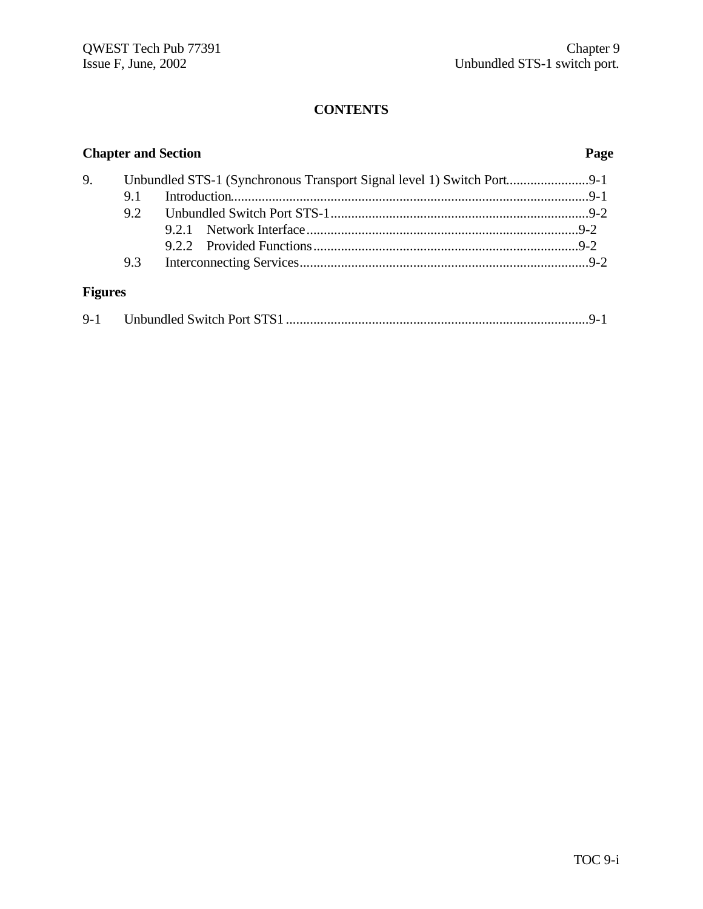# CONTENTS

**Chapter and Section** **Page**

9. Unbundled STS-1 (Synchronous Transport Signal level 1) Switch Port........................9-1
   - 9.1 Introduction........................................................................................................9-1
   - 9.2 Unbundled Switch Port STS-1...........................................................................9-2
     - 9.2.1 Network Interface...............................................................................9-2
     - 9.2.2 Provided Functions.............................................................................9-2
   - 9.3 Interconnecting Services....................................................................................9-2

**Figures**

9-1 Unbundled Switch Port STS1........................................................................................9-1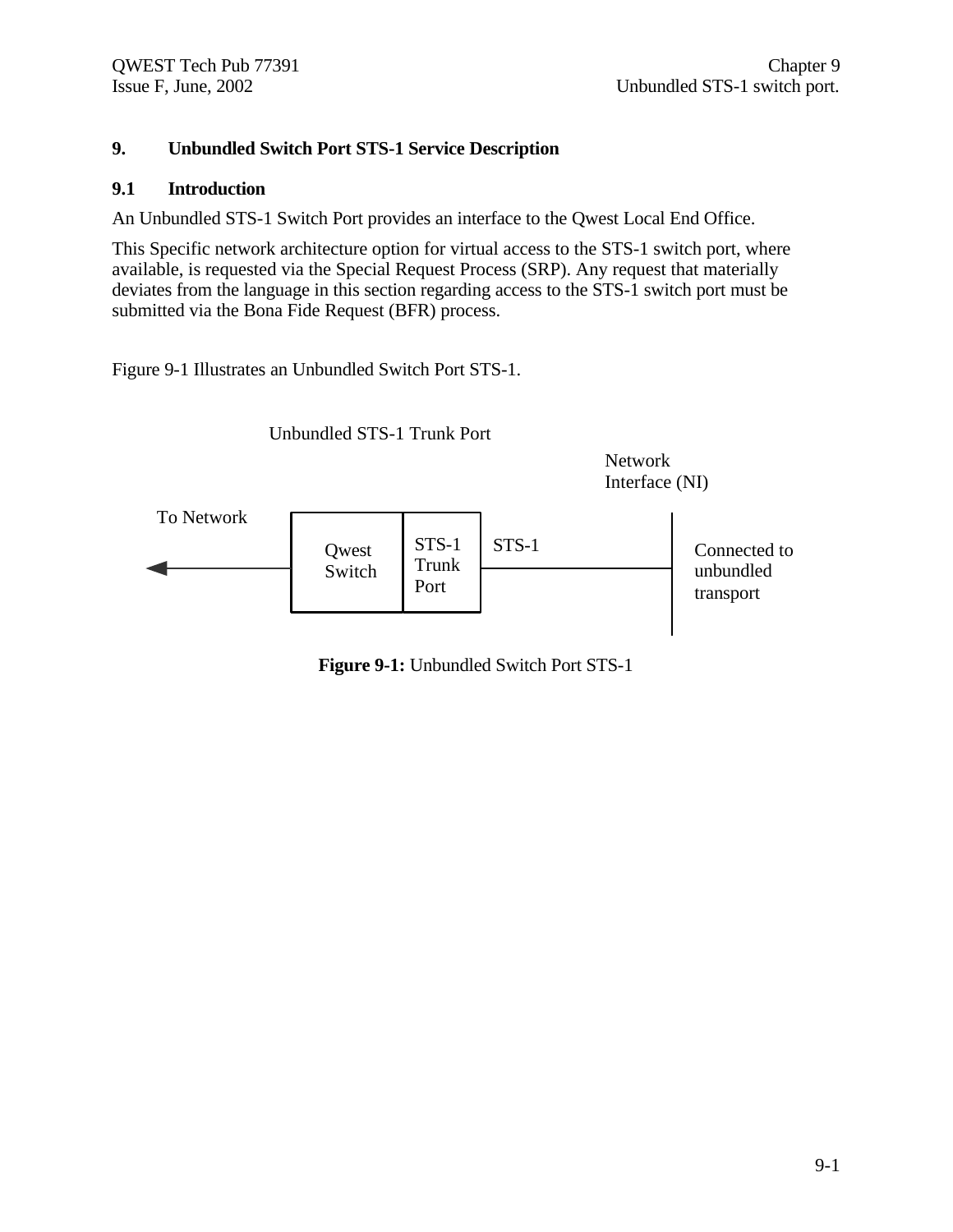# 9. Unbundled Switch Port STS-1 Service Description

## 9.1 Introduction

An Unbundled STS-1 Switch Port provides an interface to the Qwest Local End Office.

This Specific network architecture option for virtual access to the STS-1 switch port, where available, is requested via the Special Request Process (SRP). Any request that materially deviates from the language in this section regarding access to the STS-1 switch port must be submitted via the Bona Fide Request (BFR) process.

Figure 9-1 Illustrates an Unbundled Switch Port STS-1.

Unbundled STS-1 Trunk Port

Network Interface (NI)

To Network

Qwest Switch

STS-1 Trunk Port

STS-1

Connected to unbundled transport

**Figure 9-1:** Unbundled Switch Port STS-1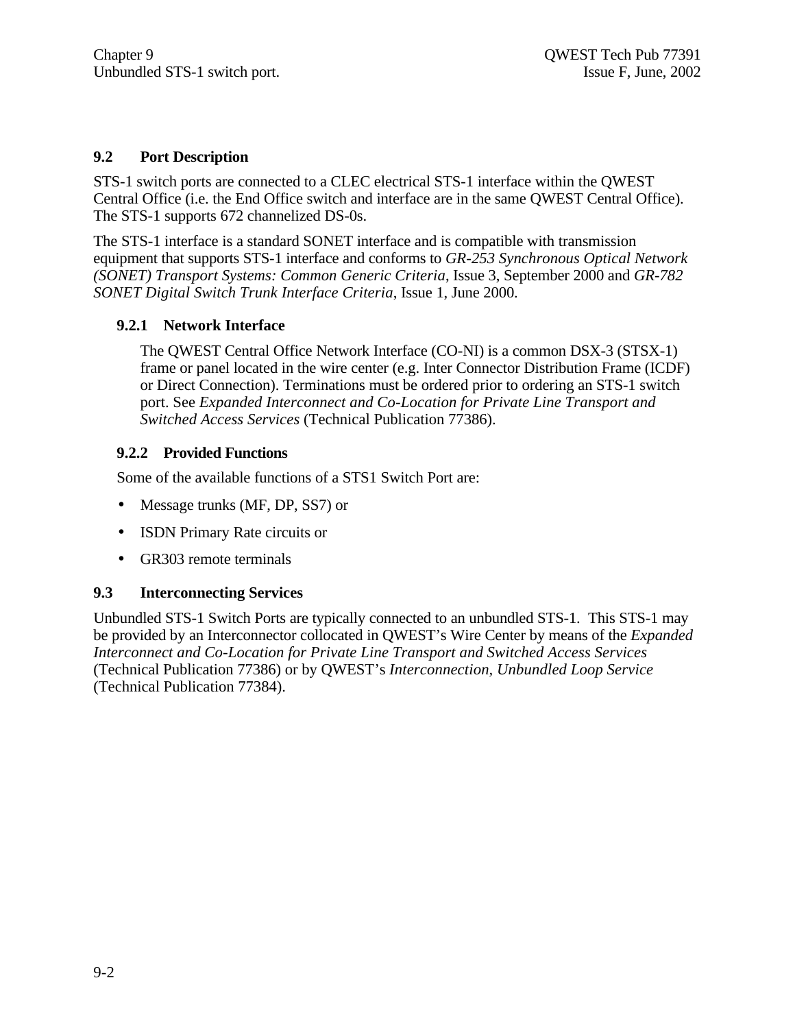## 9.2 Port Description

STS-1 switch ports are connected to a CLEC electrical STS-1 interface within the QWEST Central Office (i.e. the End Office switch and interface are in the same QWEST Central Office). The STS-1 supports 672 channelized DS-0s.

The STS-1 interface is a standard SONET interface and is compatible with transmission equipment that supports STS-1 interface and conforms to *GR-253 Synchronous Optical Network (SONET) Transport Systems: Common Generic Criteria*, Issue 3, September 2000 and *GR-782 SONET Digital Switch Trunk Interface Criteria*, Issue 1, June 2000.

### 9.2.1 Network Interface

The QWEST Central Office Network Interface (CO-NI) is a common DSX-3 (STSX-1) frame or panel located in the wire center (e.g. Inter Connector Distribution Frame (ICDF) or Direct Connection). Terminations must be ordered prior to ordering an STS-1 switch port. See *Expanded Interconnect and Co-Location for Private Line Transport and Switched Access Services* (Technical Publication 77386).

### 9.2.2 Provided Functions

Some of the available functions of a STS1 Switch Port are:

- Message trunks (MF, DP, SS7) or
- ISDN Primary Rate circuits or
- GR303 remote terminals

## 9.3 Interconnecting Services

Unbundled STS-1 Switch Ports are typically connected to an unbundled STS-1. This STS-1 may be provided by an Interconnector collocated in QWEST's Wire Center by means of the *Expanded Interconnect and Co-Location for Private Line Transport and Switched Access Services* (Technical Publication 77386) or by QWEST's *Interconnection, Unbundled Loop Service* (Technical Publication 77384).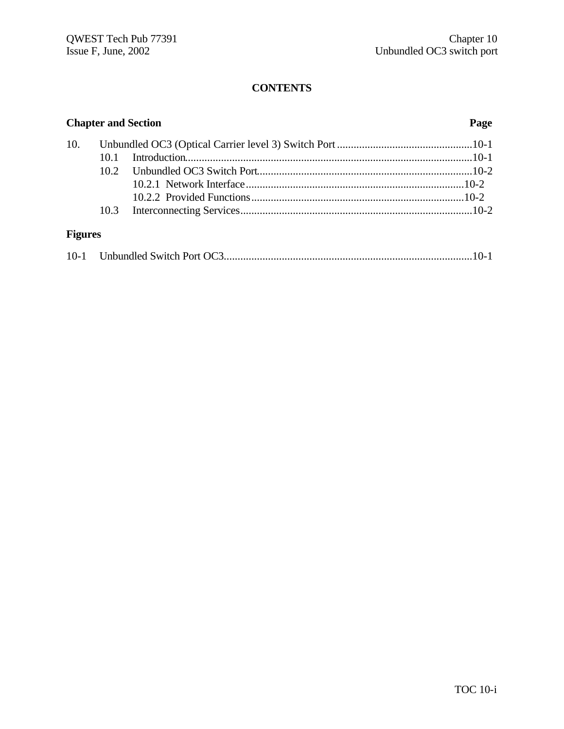# CONTENTS

**Chapter and Section** **Page**

10. Unbundled OC3 (Optical Carrier level 3) Switch Port ................................................10-1
    - 10.1 Introduction.......................................................................................................10-1
    - 10.2 Unbundled OC3 Switch Port.............................................................................10-2
        - 10.2.1 Network Interface..............................................................................10-2
        - 10.2.2 Provided Functions............................................................................10-2
    - 10.3 Interconnecting Services...................................................................................10-2

**Figures**

10-1 Unbundled Switch Port OC3.........................................................................................10-1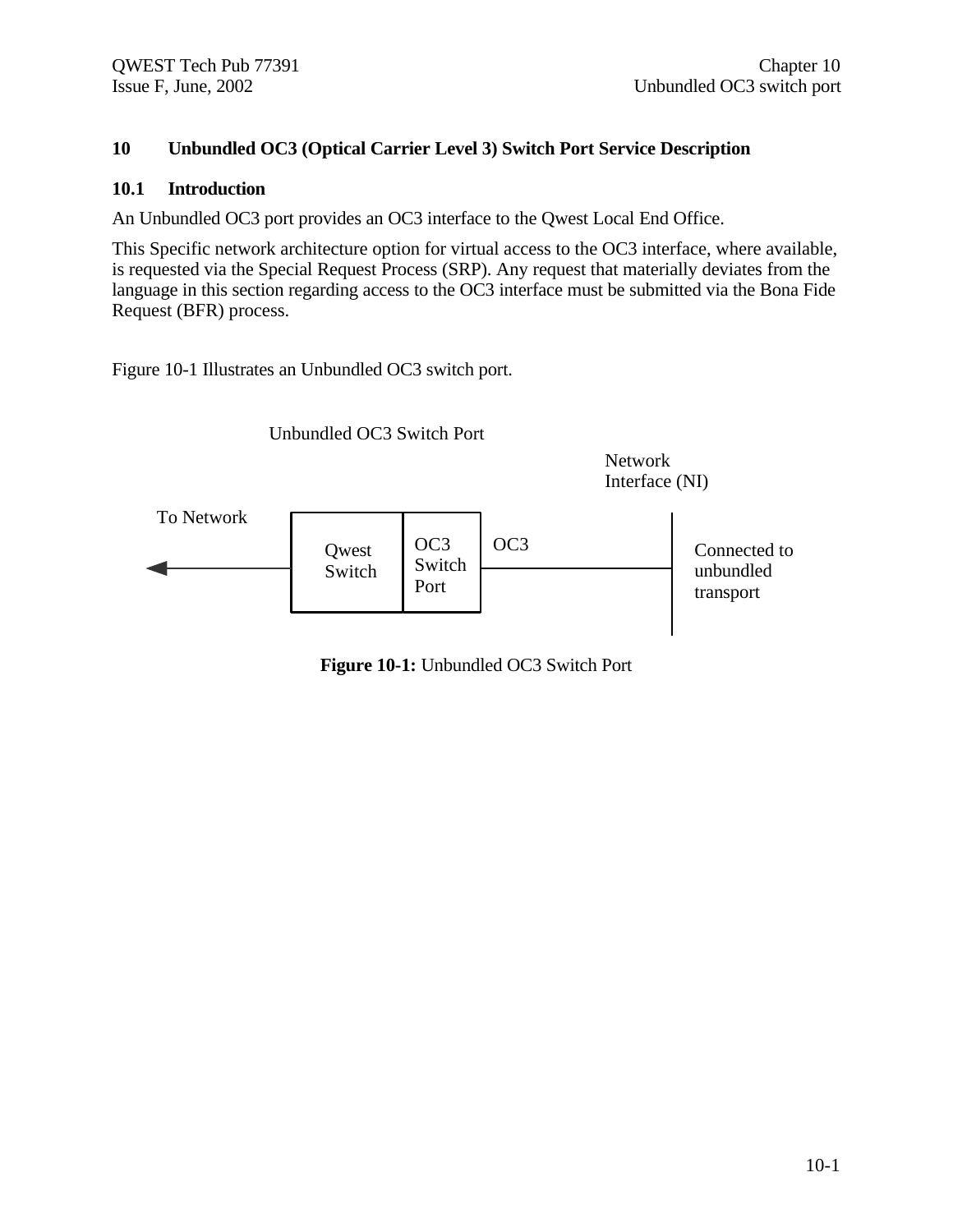# 10 Unbundled OC3 (Optical Carrier Level 3) Switch Port Service Description

## 10.1 Introduction

An Unbundled OC3 port provides an OC3 interface to the Qwest Local End Office.

This Specific network architecture option for virtual access to the OC3 interface, where available, is requested via the Special Request Process (SRP). Any request that materially deviates from the language in this section regarding access to the OC3 interface must be submitted via the Bona Fide Request (BFR) process.

Figure 10-1 Illustrates an Unbundled OC3 switch port.

Unbundled OC3 Switch Port

Network Interface (NI)

To Network

Qwest Switch

OC3 Switch Port

OC3

Connected to unbundled transport

**Figure 10-1:** Unbundled OC3 Switch Port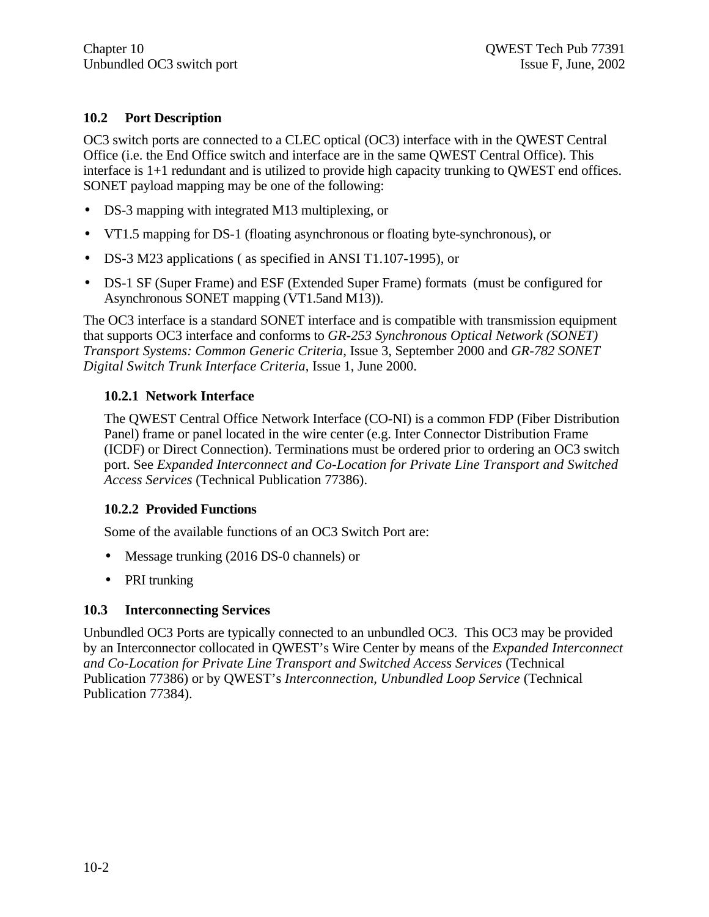## 10.2 Port Description

OC3 switch ports are connected to a CLEC optical (OC3) interface with in the QWEST Central Office (i.e. the End Office switch and interface are in the same QWEST Central Office). This interface is 1+1 redundant and is utilized to provide high capacity trunking to QWEST end offices. SONET payload mapping may be one of the following:

- DS-3 mapping with integrated M13 multiplexing, or
- VT1.5 mapping for DS-1 (floating asynchronous or floating byte-synchronous), or
- DS-3 M23 applications ( as specified in ANSI T1.107-1995), or
- DS-1 SF (Super Frame) and ESF (Extended Super Frame) formats (must be configured for Asynchronous SONET mapping (VT1.5and M13)).

The OC3 interface is a standard SONET interface and is compatible with transmission equipment that supports OC3 interface and conforms to *GR-253 Synchronous Optical Network (SONET) Transport Systems: Common Generic Criteria*, Issue 3, September 2000 and *GR-782 SONET Digital Switch Trunk Interface Criteria*, Issue 1, June 2000.

### 10.2.1 Network Interface

The QWEST Central Office Network Interface (CO-NI) is a common FDP (Fiber Distribution Panel) frame or panel located in the wire center (e.g. Inter Connector Distribution Frame (ICDF) or Direct Connection). Terminations must be ordered prior to ordering an OC3 switch port. See *Expanded Interconnect and Co-Location for Private Line Transport and Switched Access Services* (Technical Publication 77386).

### 10.2.2 Provided Functions

Some of the available functions of an OC3 Switch Port are:

- Message trunking (2016 DS-0 channels) or
- PRI trunking

## 10.3 Interconnecting Services

Unbundled OC3 Ports are typically connected to an unbundled OC3. This OC3 may be provided by an Interconnector collocated in QWEST's Wire Center by means of the *Expanded Interconnect and Co-Location for Private Line Transport and Switched Access Services* (Technical Publication 77386) or by QWEST's *Interconnection, Unbundled Loop Service* (Technical Publication 77384).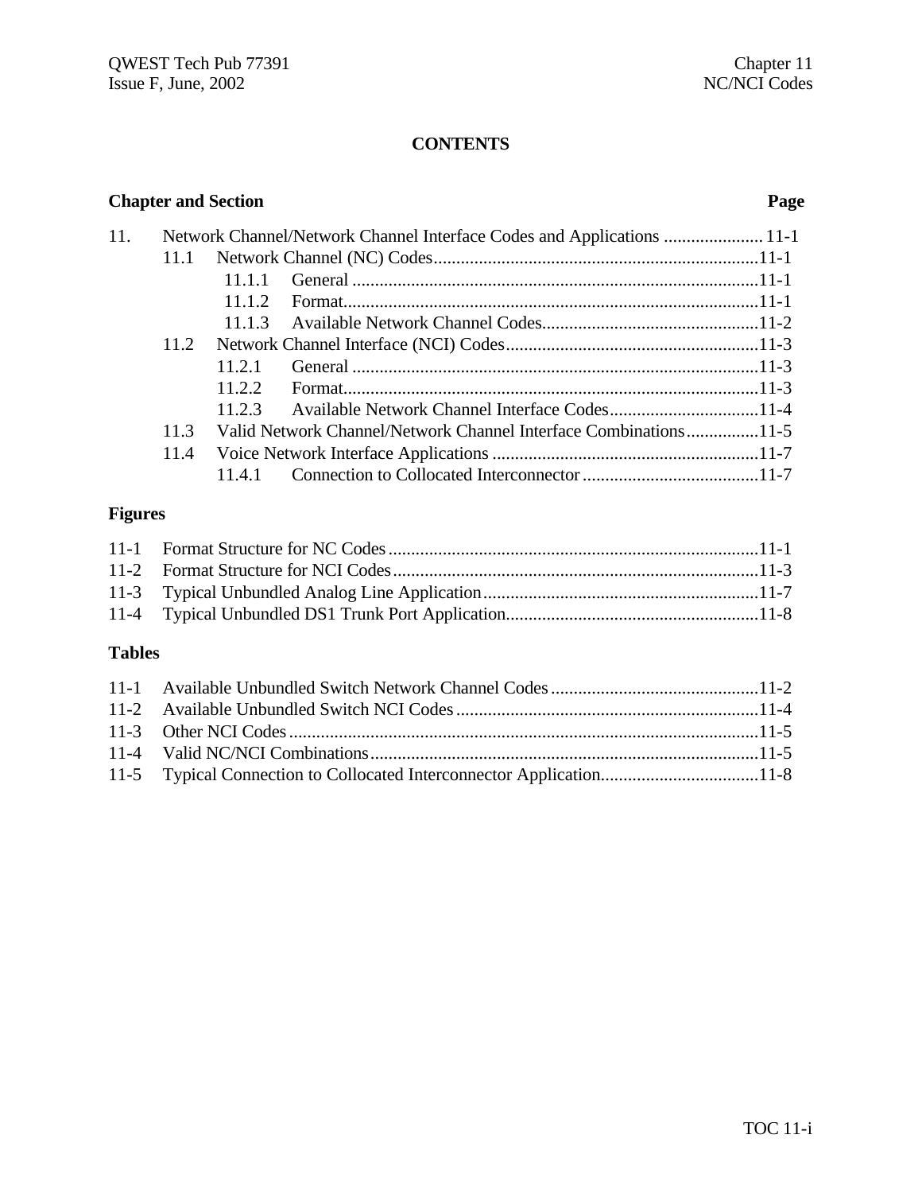**CONTENTS**

**Chapter and Section** **Page**

11. Network Channel/Network Channel Interface Codes and Applications ...................... 11-1
    - 11.1 Network Channel (NC) Codes.......................................................................11-1
        - 11.1.1 General .........................................................................................11-1
        - 11.1.2 Format...........................................................................................11-1
        - 11.1.3 Available Network Channel Codes................................................11-2
    - 11.2 Network Channel Interface (NCI) Codes........................................................11-3
        - 11.2.1 General .........................................................................................11-3
        - 11.2.2 Format...........................................................................................11-3
        - 11.2.3 Available Network Channel Interface Codes.................................11-4
    - 11.3 Valid Network Channel/Network Channel Interface Combinations................11-5
    - 11.4 Voice Network Interface Applications ...........................................................11-7
        - 11.4.1 Connection to Collocated Interconnector.......................................11-7

**Figures**

- 11-1 Format Structure for NC Codes..................................................................................11-1
- 11-2 Format Structure for NCI Codes................................................................................11-3
- 11-3 Typical Unbundled Analog Line Application............................................................11-7
- 11-4 Typical Unbundled DS1 Trunk Port Application.......................................................11-8

**Tables**

- 11-1 Available Unbundled Switch Network Channel Codes.............................................11-2
- 11-2 Available Unbundled Switch NCI Codes..................................................................11-4
- 11-3 Other NCI Codes.......................................................................................................11-5
- 11-4 Valid NC/NCI Combinations.....................................................................................11-5
- 11-5 Typical Connection to Collocated Interconnector Application..................................11-8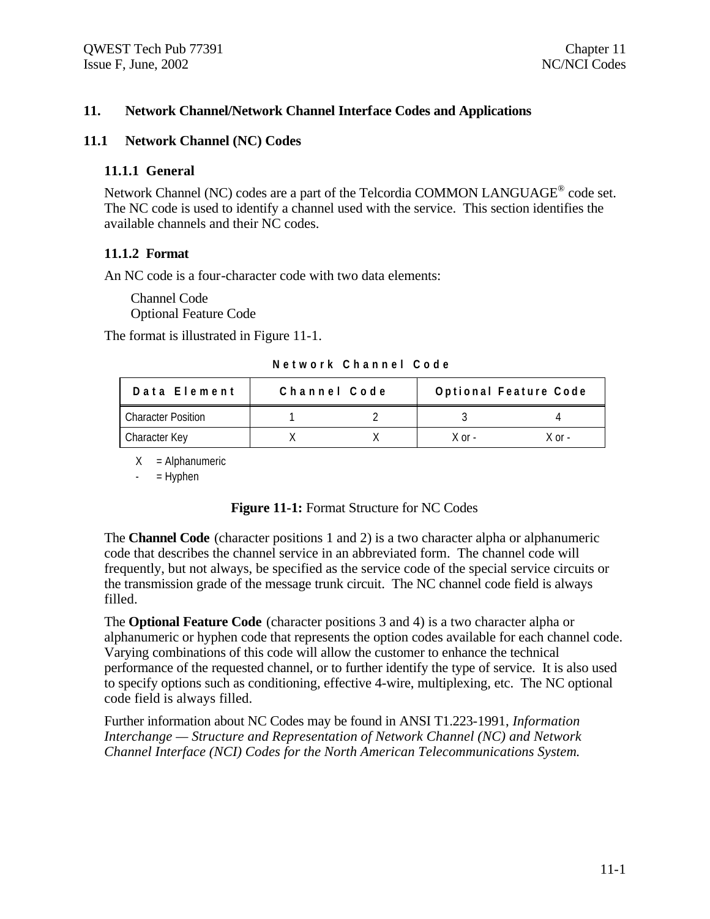# 11. Network Channel/Network Channel Interface Codes and Applications

## 11.1 Network Channel (NC) Codes

### 11.1.1 General

Network Channel (NC) codes are a part of the Telcordia COMMON LANGUAGE® code set. The NC code is used to identify a channel used with the service. This section identifies the available channels and their NC codes.

### 11.1.2 Format

An NC code is a four-character code with two data elements:

Channel Code
Optional Feature Code

The format is illustrated in Figure 11-1.

**Network Channel Code**

| Data Element | Channel Code | | Optional Feature Code | |
|---|---|---|---|---|
| Character Position | 1 | 2 | 3 | 4 |
| Character Key | X | X | X or - | X or - |

X = Alphanumeric
\- = Hyphen

**Figure 11-1:** Format Structure for NC Codes

The **Channel Code** (character positions 1 and 2) is a two character alpha or alphanumeric code that describes the channel service in an abbreviated form. The channel code will frequently, but not always, be specified as the service code of the special service circuits or the transmission grade of the message trunk circuit. The NC channel code field is always filled.

The **Optional Feature Code** (character positions 3 and 4) is a two character alpha or alphanumeric or hyphen code that represents the option codes available for each channel code. Varying combinations of this code will allow the customer to enhance the technical performance of the requested channel, or to further identify the type of service. It is also used to specify options such as conditioning, effective 4-wire, multiplexing, etc. The NC optional code field is always filled.

Further information about NC Codes may be found in ANSI T1.223-1991, *Information Interchange — Structure and Representation of Network Channel (NC) and Network Channel Interface (NCI) Codes for the North American Telecommunications System.*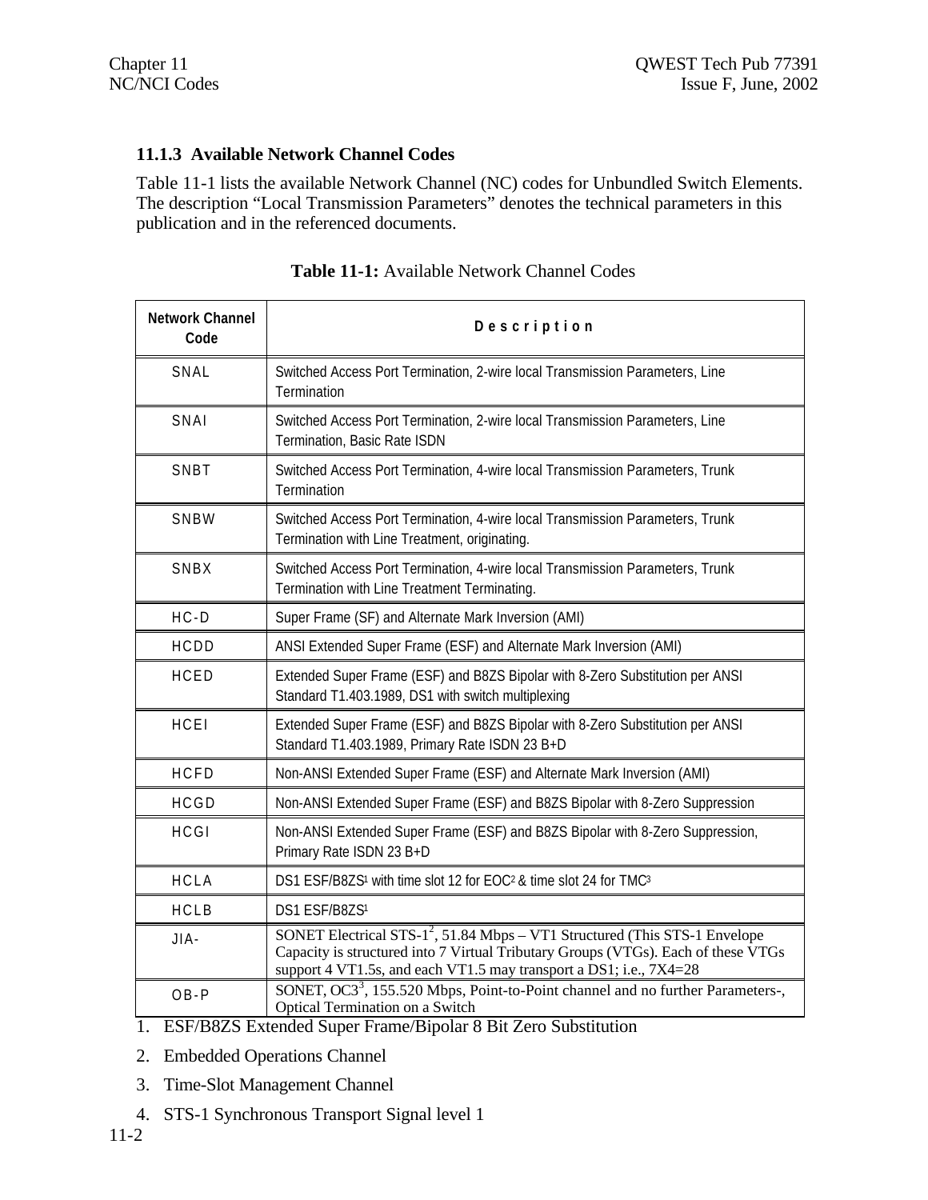### 11.1.3 Available Network Channel Codes

Table 11-1 lists the available Network Channel (NC) codes for Unbundled Switch Elements. The description "Local Transmission Parameters" denotes the technical parameters in this publication and in the referenced documents.

**Table 11-1:** Available Network Channel Codes

| Network Channel Code | Description |
|---|---|
| SNAL | Switched Access Port Termination, 2-wire local Transmission Parameters, Line Termination |
| SNAI | Switched Access Port Termination, 2-wire local Transmission Parameters, Line Termination, Basic Rate ISDN |
| SNBT | Switched Access Port Termination, 4-wire local Transmission Parameters, Trunk Termination |
| SNBW | Switched Access Port Termination, 4-wire local Transmission Parameters, Trunk Termination with Line Treatment, originating. |
| SNBX | Switched Access Port Termination, 4-wire local Transmission Parameters, Trunk Termination with Line Treatment Terminating. |
| HC-D | Super Frame (SF) and Alternate Mark Inversion (AMI) |
| HCDD | ANSI Extended Super Frame (ESF) and Alternate Mark Inversion (AMI) |
| HCED | Extended Super Frame (ESF) and B8ZS Bipolar with 8-Zero Substitution per ANSI Standard T1.403.1989, DS1 with switch multiplexing |
| HCEI | Extended Super Frame (ESF) and B8ZS Bipolar with 8-Zero Substitution per ANSI Standard T1.403.1989, Primary Rate ISDN 23 B+D |
| HCFD | Non-ANSI Extended Super Frame (ESF) and Alternate Mark Inversion (AMI) |
| HCGD | Non-ANSI Extended Super Frame (ESF) and B8ZS Bipolar with 8-Zero Suppression |
| HCGI | Non-ANSI Extended Super Frame (ESF) and B8ZS Bipolar with 8-Zero Suppression, Primary Rate ISDN 23 B+D |
| HCLA | DS1 ESF/B8ZS[1] with time slot 12 for EOC[2] & time slot 24 for TMC[3] |
| HCLB | DS1 ESF/B8ZS[1] |
| JIA- | SONET Electrical STS-1[2], 51.84 Mbps – VT1 Structured (This STS-1 Envelope Capacity is structured into 7 Virtual Tributary Groups (VTGs). Each of these VTGs support 4 VT1.5s, and each VT1.5 may transport a DS1; i.e., 7X4=28 |
| OB-P | SONET, OC3[3], 155.520 Mbps, Point-to-Point channel and no further Parameters-, Optical Termination on a Switch |

1. ESF/B8ZS Extended Super Frame/Bipolar 8 Bit Zero Substitution
2. Embedded Operations Channel
3. Time-Slot Management Channel
4. STS-1 Synchronous Transport Signal level 1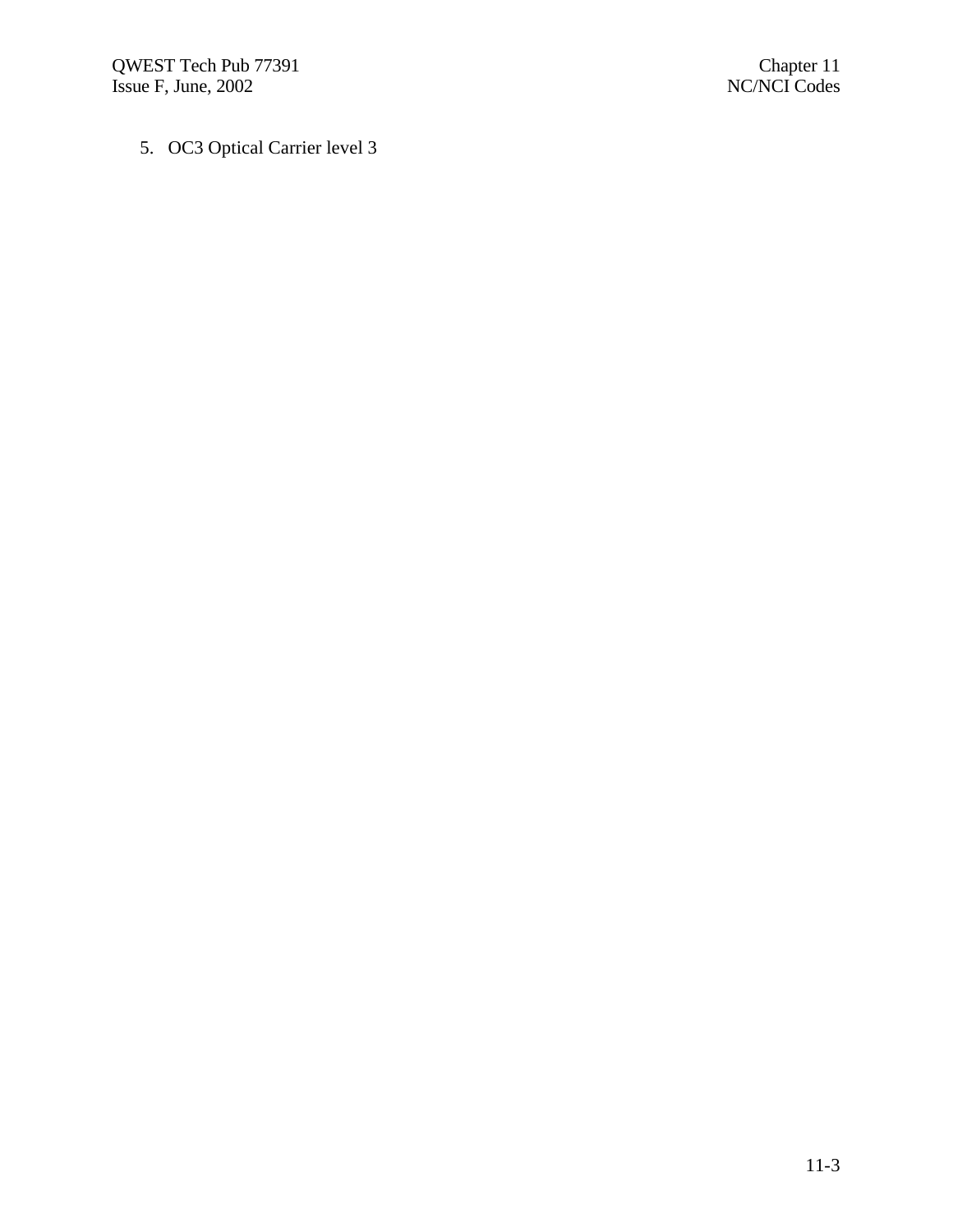5. OC3 Optical Carrier level 3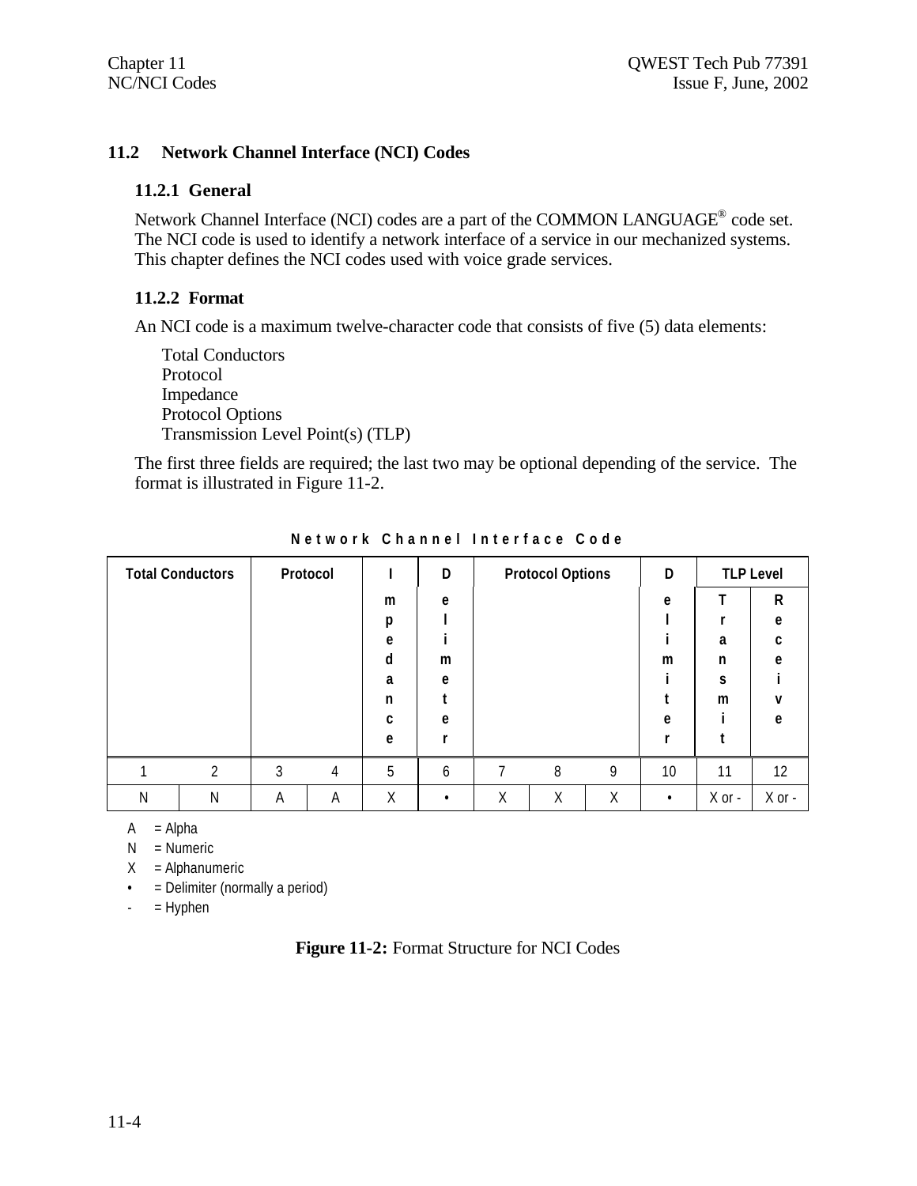## 11.2 Network Channel Interface (NCI) Codes

### 11.2.1 General

Network Channel Interface (NCI) codes are a part of the COMMON LANGUAGE® code set. The NCI code is used to identify a network interface of a service in our mechanized systems. This chapter defines the NCI codes used with voice grade services.

### 11.2.2 Format

An NCI code is a maximum twelve-character code that consists of five (5) data elements:

Total Conductors
Protocol
Impedance
Protocol Options
Transmission Level Point(s) (TLP)

The first three fields are required; the last two may be optional depending of the service. The format is illustrated in Figure 11-2.

**Network Channel Interface Code**

| Total Conductors | | Protocol | | Impedance | Delimeter | Protocol Options | | | Delimiter | TLP Level | |
|---|---|---|---|---|---|---|---|---|---|---|---|
| | | | | | | | | | | Transmit | Receive |
| 1 | 2 | 3 | 4 | 5 | 6 | 7 | 8 | 9 | 10 | 11 | 12 |
| N | N | A | A | X | • | X | X | X | • | X or - | X or - |

A = Alpha
N = Numeric
X = Alphanumeric
• = Delimiter (normally a period)
- = Hyphen

**Figure 11-2:** Format Structure for NCI Codes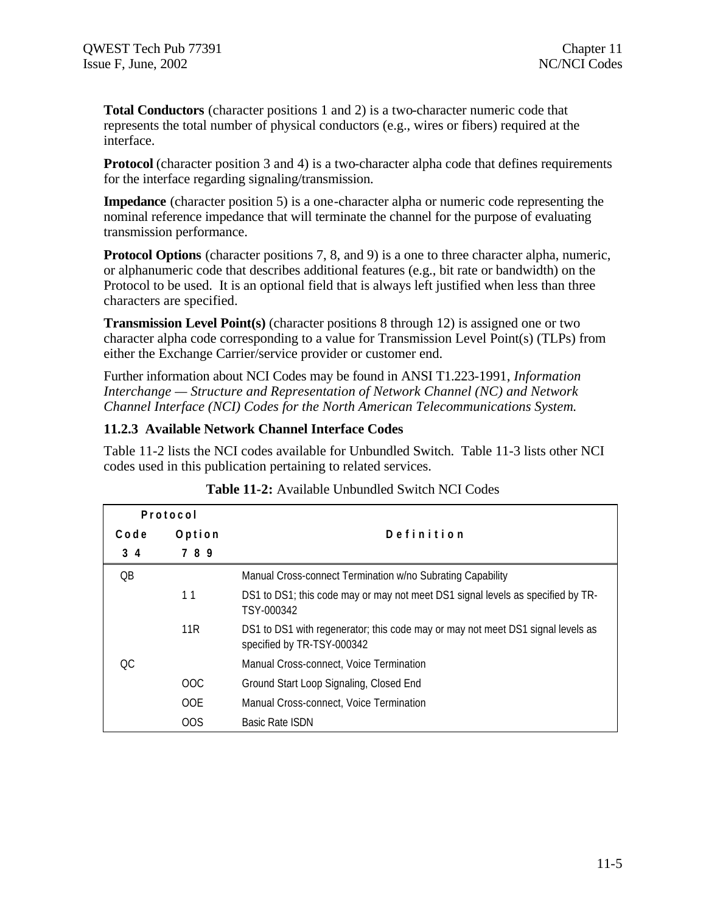**Total Conductors** (character positions 1 and 2) is a two-character numeric code that represents the total number of physical conductors (e.g., wires or fibers) required at the interface.

**Protocol** (character position 3 and 4) is a two-character alpha code that defines requirements for the interface regarding signaling/transmission.

**Impedance** (character position 5) is a one-character alpha or numeric code representing the nominal reference impedance that will terminate the channel for the purpose of evaluating transmission performance.

**Protocol Options** (character positions 7, 8, and 9) is a one to three character alpha, numeric, or alphanumeric code that describes additional features (e.g., bit rate or bandwidth) on the Protocol to be used. It is an optional field that is always left justified when less than three characters are specified.

**Transmission Level Point(s)** (character positions 8 through 12) is assigned one or two character alpha code corresponding to a value for Transmission Level Point(s) (TLPs) from either the Exchange Carrier/service provider or customer end.

Further information about NCI Codes may be found in ANSI T1.223-1991, *Information Interchange — Structure and Representation of Network Channel (NC) and Network Channel Interface (NCI) Codes for the North American Telecommunications System.*

### 11.2.3 Available Network Channel Interface Codes

Table 11-2 lists the NCI codes available for Unbundled Switch. Table 11-3 lists other NCI codes used in this publication pertaining to related services.

**Table 11-2:** Available Unbundled Switch NCI Codes

| Protocol Code 3 4 | Protocol Option 7 8 9 | Definition |
|---|---|---|
| QB | | Manual Cross-connect Termination w/no Subrating Capability |
| | 1 1 | DS1 to DS1; this code may or may not meet DS1 signal levels as specified by TR-TSY-000342 |
| | 11R | DS1 to DS1 with regenerator; this code may or may not meet DS1 signal levels as specified by TR-TSY-000342 |
| QC | | Manual Cross-connect, Voice Termination |
| | OOC | Ground Start Loop Signaling, Closed End |
| | OOE | Manual Cross-connect, Voice Termination |
| | OOS | Basic Rate ISDN |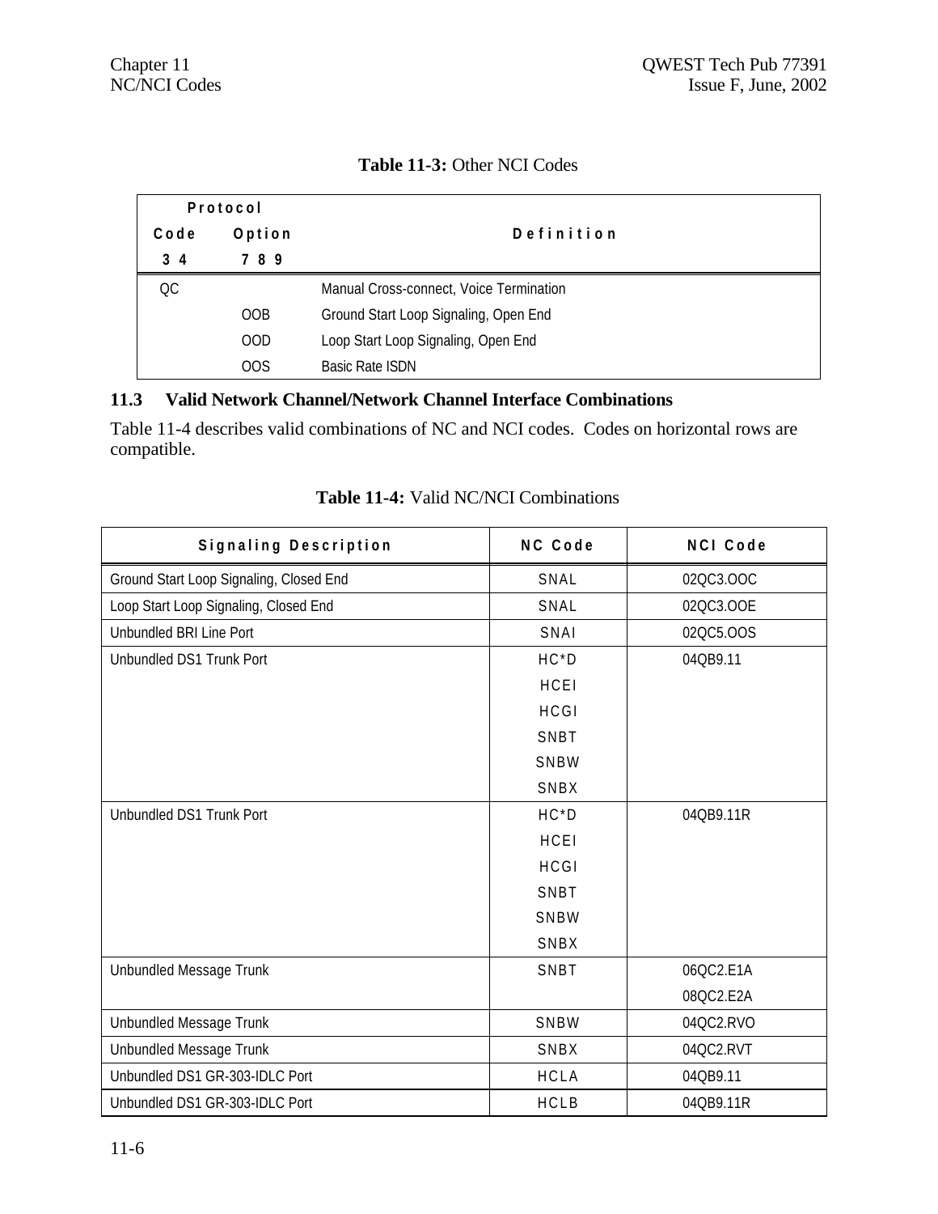**Table 11-3:** Other NCI Codes

| Protocol Code 3 4 | Option 7 8 9 | Definition |
|---|---|---|
| QC | | Manual Cross-connect, Voice Termination |
| | OOB | Ground Start Loop Signaling, Open End |
| | OOD | Loop Start Loop Signaling, Open End |
| | OOS | Basic Rate ISDN |

## 11.3 Valid Network Channel/Network Channel Interface Combinations

Table 11-4 describes valid combinations of NC and NCI codes. Codes on horizontal rows are compatible.

**Table 11-4:** Valid NC/NCI Combinations

| Signaling Description | NC Code | NCI Code |
|---|---|---|
| Ground Start Loop Signaling, Closed End | SNAL | 02QC3.OOC |
| Loop Start Loop Signaling, Closed End | SNAL | 02QC3.OOE |
| Unbundled BRI Line Port | SNAI | 02QC5.OOS |
| Unbundled DS1 Trunk Port | HC*D<br>HCEI<br>HCGI<br>SNBT<br>SNBW<br>SNBX | 04QB9.11 |
| Unbundled DS1 Trunk Port | HC*D<br>HCEI<br>HCGI<br>SNBT<br>SNBW<br>SNBX | 04QB9.11R |
| Unbundled Message Trunk | SNBT | 06QC2.E1A<br>08QC2.E2A |
| Unbundled Message Trunk | SNBW | 04QC2.RVO |
| Unbundled Message Trunk | SNBX | 04QC2.RVT |
| Unbundled DS1 GR-303-IDLC Port | HCLA | 04QB9.11 |
| Unbundled DS1 GR-303-IDLC Port | HCLB | 04QB9.11R |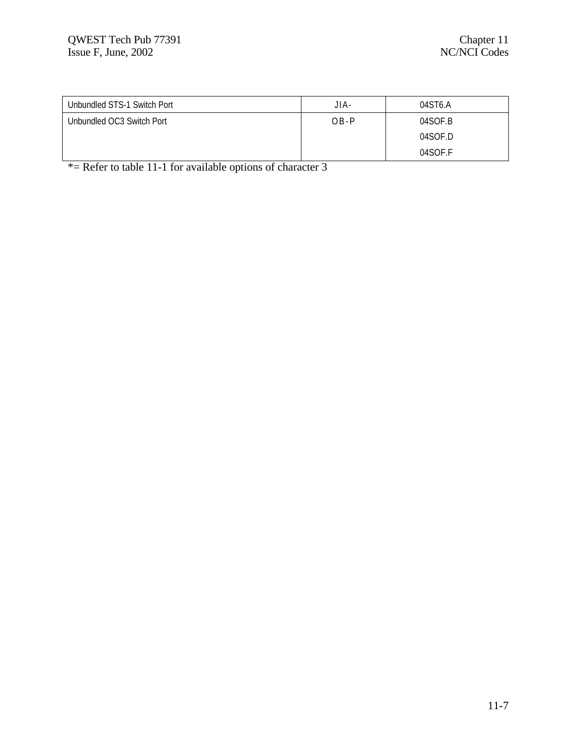| | | |
|---|---|---|
| Unbundled STS-1 Switch Port | JIA- | 04ST6.A |
| Unbundled OC3 Switch Port | OB-P | 04SOF.B |
| | | 04SOF.D |
| | | 04SOF.F |

*= Refer to table 11-1 for available options of character 3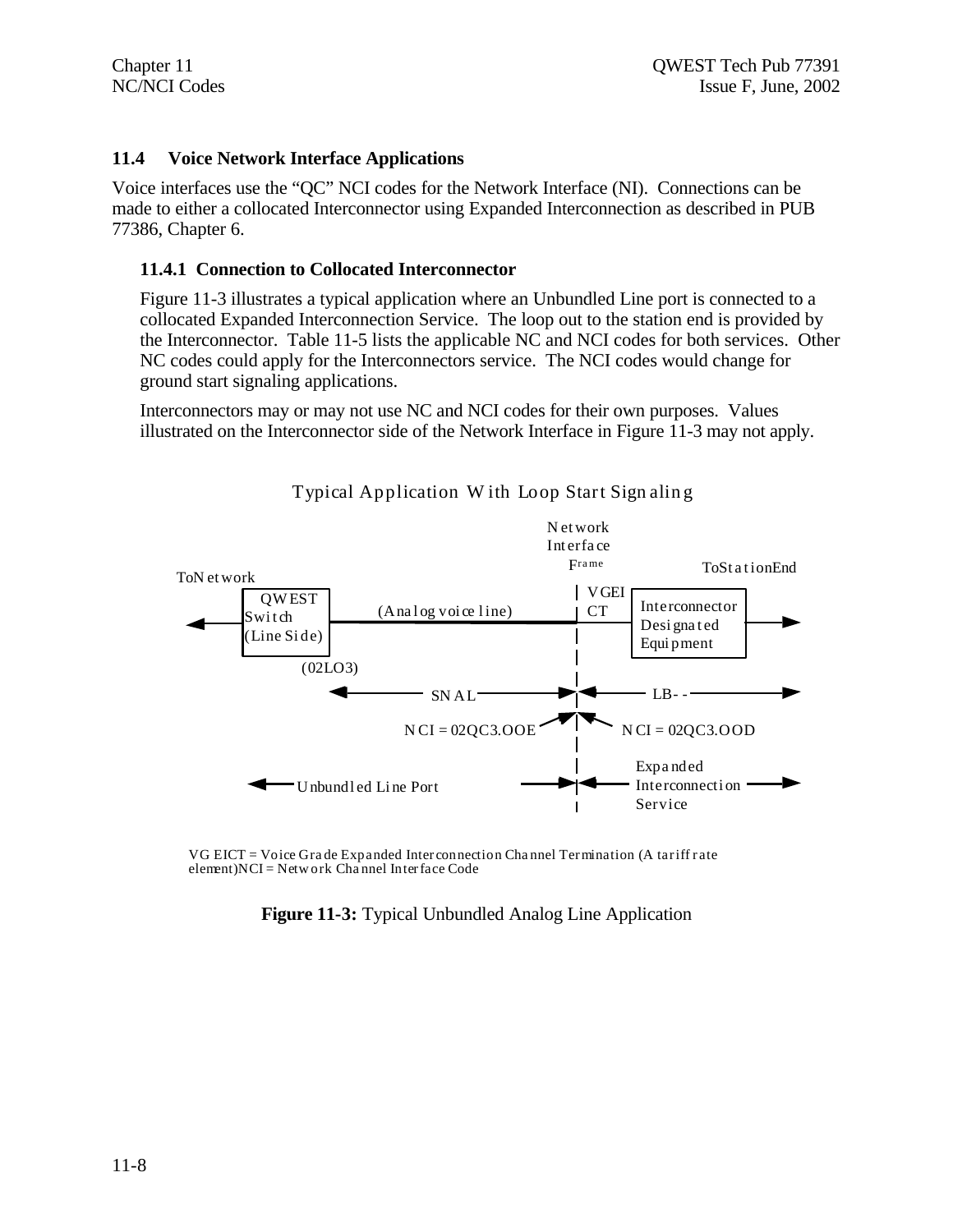## 11.4 Voice Network Interface Applications

Voice interfaces use the "QC" NCI codes for the Network Interface (NI). Connections can be made to either a collocated Interconnector using Expanded Interconnection as described in PUB 77386, Chapter 6.

### 11.4.1 Connection to Collocated Interconnector

Figure 11-3 illustrates a typical application where an Unbundled Line port is connected to a collocated Expanded Interconnection Service. The loop out to the station end is provided by the Interconnector. Table 11-5 lists the applicable NC and NCI codes for both services. Other NC codes could apply for the Interconnectors service. The NCI codes would change for ground start signaling applications.

Interconnectors may or may not use NC and NCI codes for their own purposes. Values illustrated on the Interconnector side of the Network Interface in Figure 11-3 may not apply.

Typical Application With Loop Start Signaling

Network Interface Frame

To Network

QWEST Switch (Line Side)

(Analog voice line)

VGEICT

Interconnector Designated Equipment

To Station End

(02LO3)

SNAL

LB- -

NCI = 02QC3.OOE

NCI = 02QC3.OOD

Unbundled Line Port

Expanded Interconnection Service

VG EICT = Voice Grade Expanded Interconnection Channel Termination (A tariff rate element)
NCI = Network Channel Interface Code

**Figure 11-3:** Typical Unbundled Analog Line Application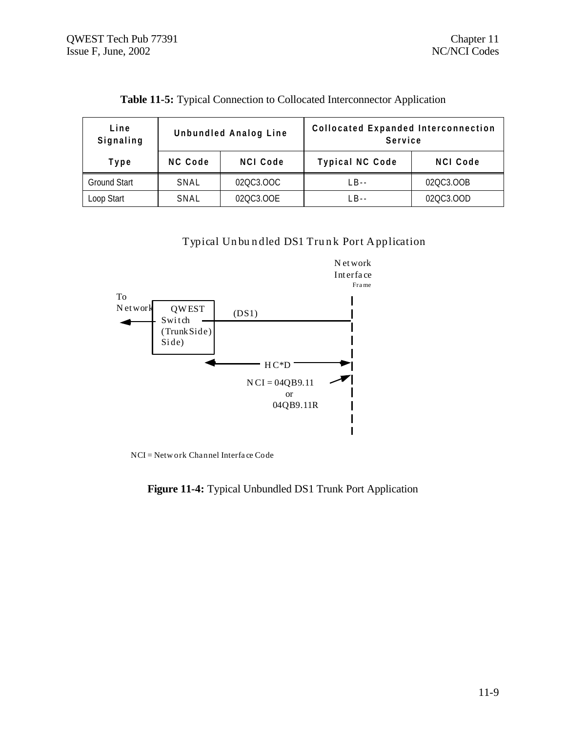**Table 11-5:** Typical Connection to Collocated Interconnector Application

| Line Signaling | Unbundled Analog Line | | Collocated Expanded Interconnection Service | |
|---|---|---|---|---|
| Type | NC Code | NCI Code | Typical NC Code | NCI Code |
| Ground Start | SNAL | 02QC3.OOC | LB-- | 02QC3.OOB |
| Loop Start | SNAL | 02QC3.OOE | LB-- | 02QC3.OOD |

Typical Unbundled DS1 Trunk Port Application

Network Interface Frame

To Network

QWEST Switch (Trunk Side) Side)

(DS1)

HC*D

NCI = 04QB9.11 or 04QB9.11R

NCI = Network Channel Interface Code

**Figure 11-4:** Typical Unbundled DS1 Trunk Port Application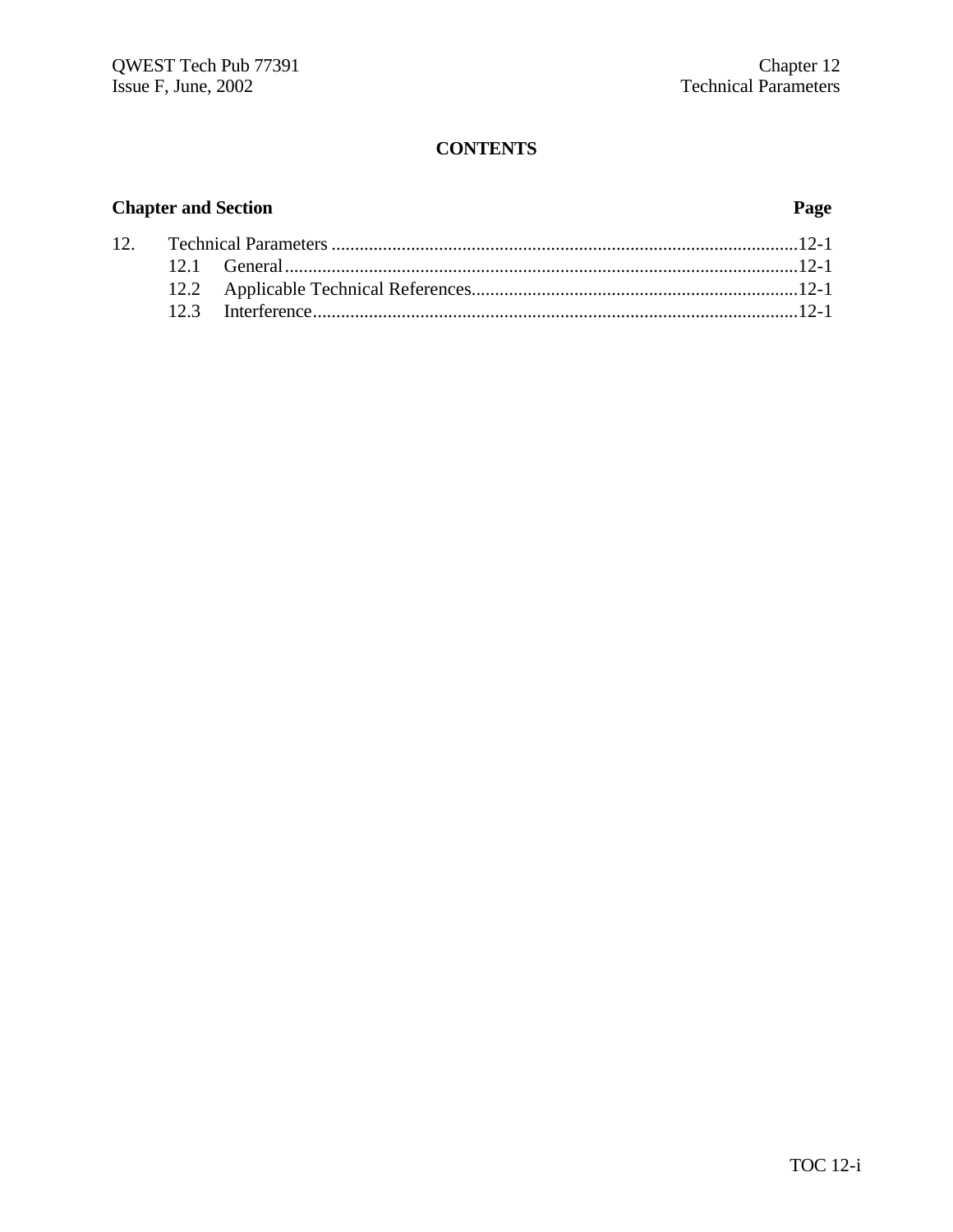# CONTENTS

| Chapter and Section | | Page |
|---|---|---|
| 12. | Technical Parameters | 12-1 |
| | 12.1 General | 12-1 |
| | 12.2 Applicable Technical References | 12-1 |
| | 12.3 Interference | 12-1 |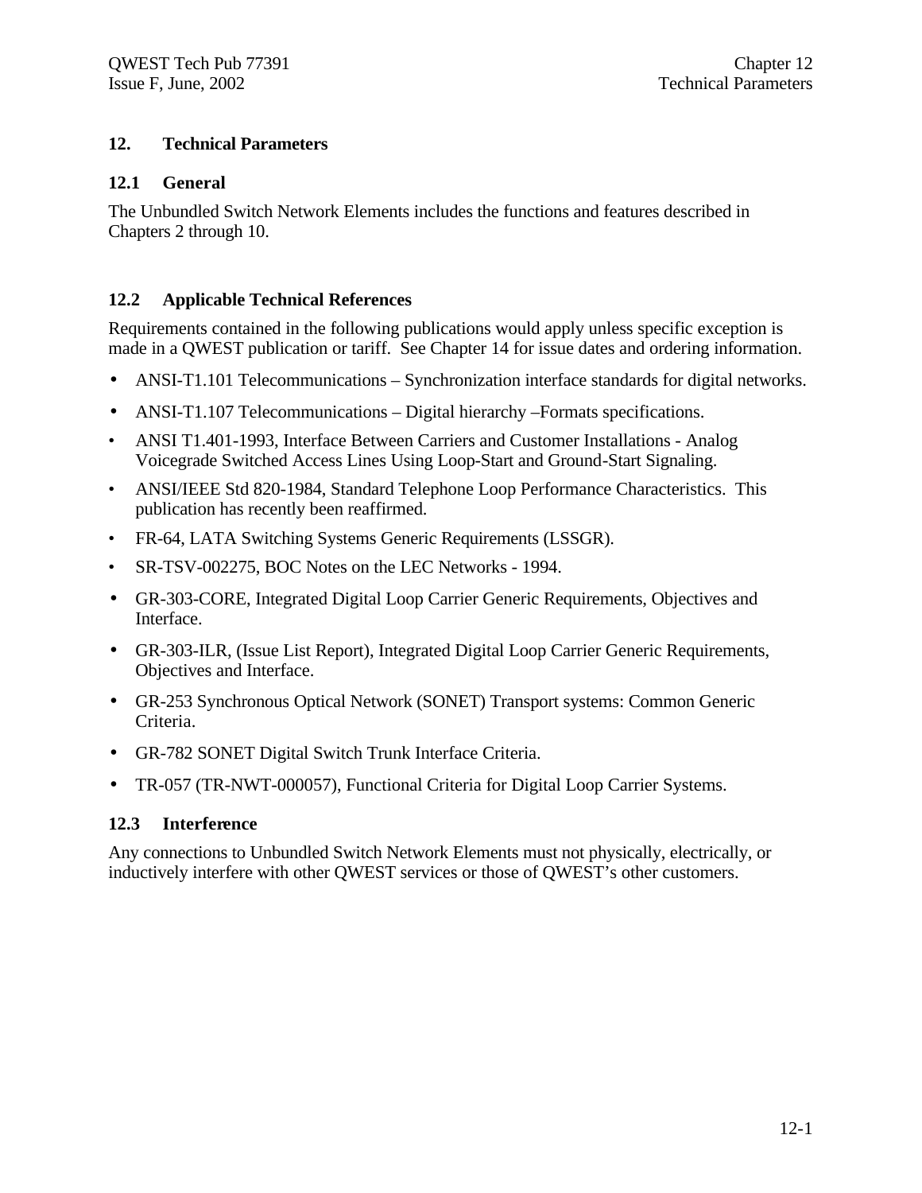# 12. Technical Parameters

## 12.1 General

The Unbundled Switch Network Elements includes the functions and features described in Chapters 2 through 10.

## 12.2 Applicable Technical References

Requirements contained in the following publications would apply unless specific exception is made in a QWEST publication or tariff. See Chapter 14 for issue dates and ordering information.

- ANSI-T1.101 Telecommunications – Synchronization interface standards for digital networks.
- ANSI-T1.107 Telecommunications – Digital hierarchy –Formats specifications.
- ANSI T1.401-1993, Interface Between Carriers and Customer Installations - Analog Voicegrade Switched Access Lines Using Loop-Start and Ground-Start Signaling.
- ANSI/IEEE Std 820-1984, Standard Telephone Loop Performance Characteristics. This publication has recently been reaffirmed.
- FR-64, LATA Switching Systems Generic Requirements (LSSGR).
- SR-TSV-002275, BOC Notes on the LEC Networks - 1994.
- GR-303-CORE, Integrated Digital Loop Carrier Generic Requirements, Objectives and Interface.
- GR-303-ILR, (Issue List Report), Integrated Digital Loop Carrier Generic Requirements, Objectives and Interface.
- GR-253 Synchronous Optical Network (SONET) Transport systems: Common Generic Criteria.
- GR-782 SONET Digital Switch Trunk Interface Criteria.
- TR-057 (TR-NWT-000057), Functional Criteria for Digital Loop Carrier Systems.

## 12.3 Interference

Any connections to Unbundled Switch Network Elements must not physically, electrically, or inductively interfere with other QWEST services or those of QWEST's other customers.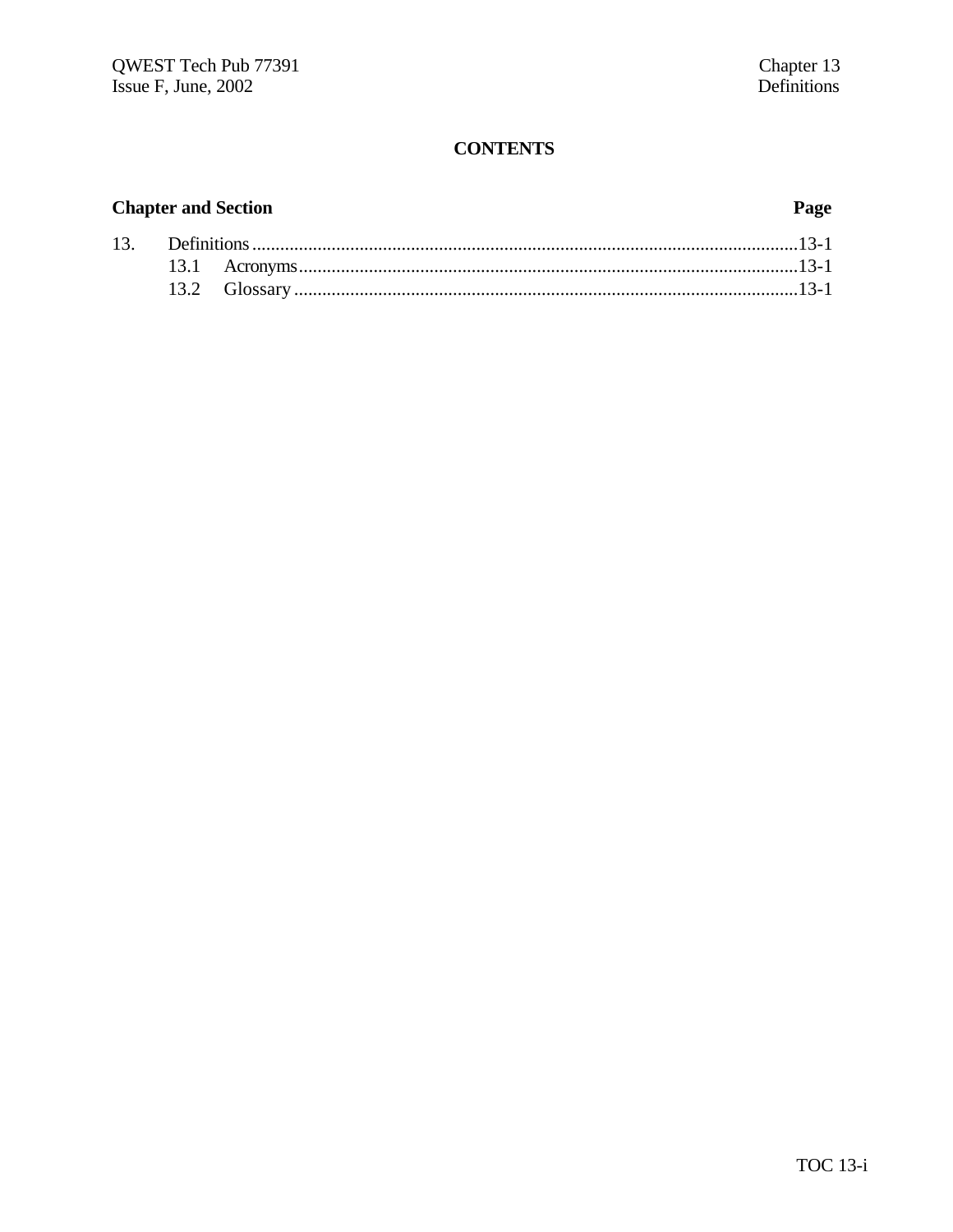## CONTENTS

| Chapter and Section | | Page |
|---|---|---|
| 13. | Definitions | 13-1 |
| | 13.1 Acronyms | 13-1 |
| | 13.2 Glossary | 13-1 |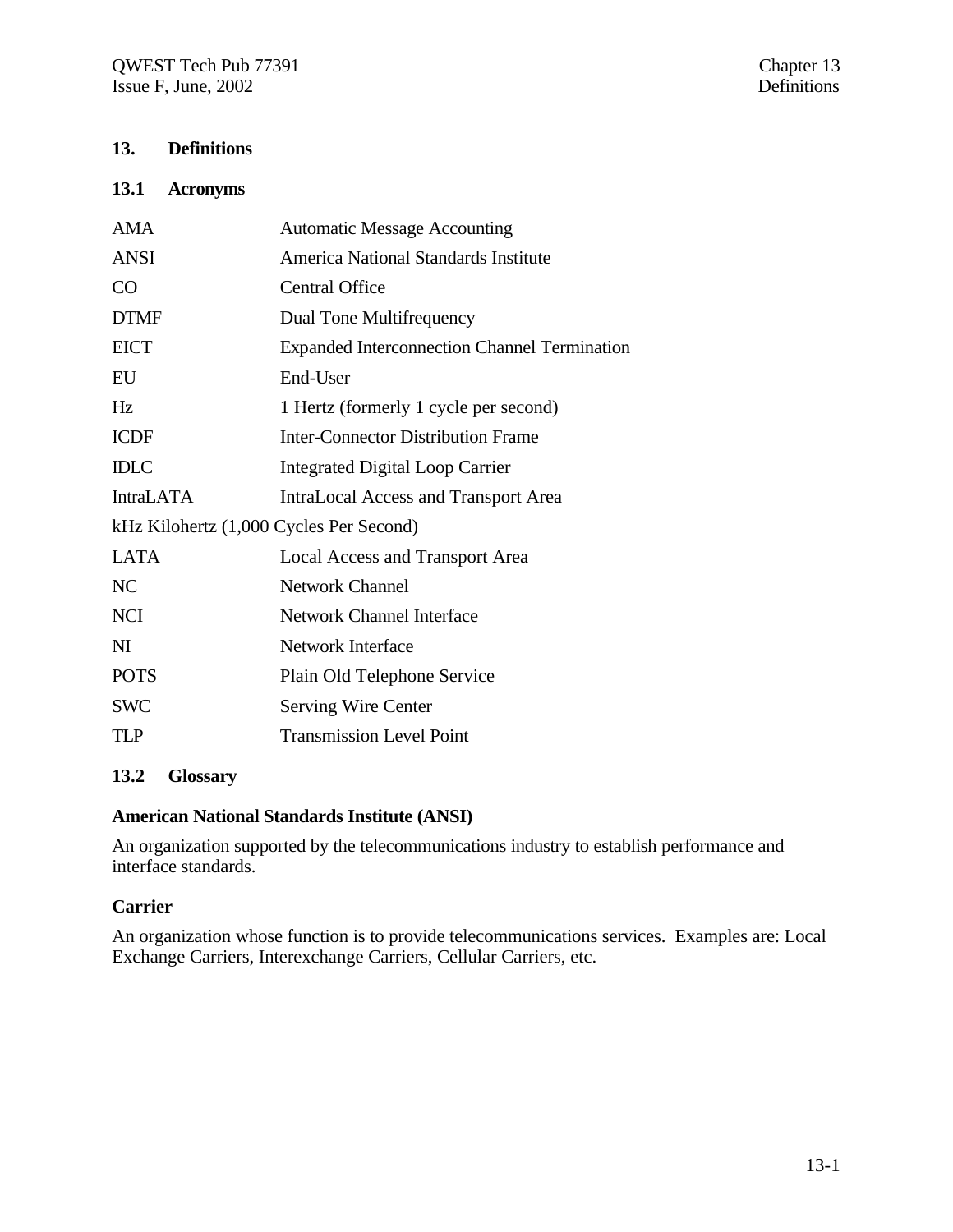# 13. Definitions

## 13.1 Acronyms

| | |
|---|---|
| AMA | Automatic Message Accounting |
| ANSI | America National Standards Institute |
| CO | Central Office |
| DTMF | Dual Tone Multifrequency |
| EICT | Expanded Interconnection Channel Termination |
| EU | End-User |
| Hz | 1 Hertz (formerly 1 cycle per second) |
| ICDF | Inter-Connector Distribution Frame |
| IDLC | Integrated Digital Loop Carrier |
| IntraLATA | IntraLocal Access and Transport Area |
| kHz Kilohertz (1,000 Cycles Per Second) | |
| LATA | Local Access and Transport Area |
| NC | Network Channel |
| NCI | Network Channel Interface |
| NI | Network Interface |
| POTS | Plain Old Telephone Service |
| SWC | Serving Wire Center |
| TLP | Transmission Level Point |

## 13.2 Glossary

**American National Standards Institute (ANSI)**

An organization supported by the telecommunications industry to establish performance and interface standards.

**Carrier**

An organization whose function is to provide telecommunications services. Examples are: Local Exchange Carriers, Interexchange Carriers, Cellular Carriers, etc.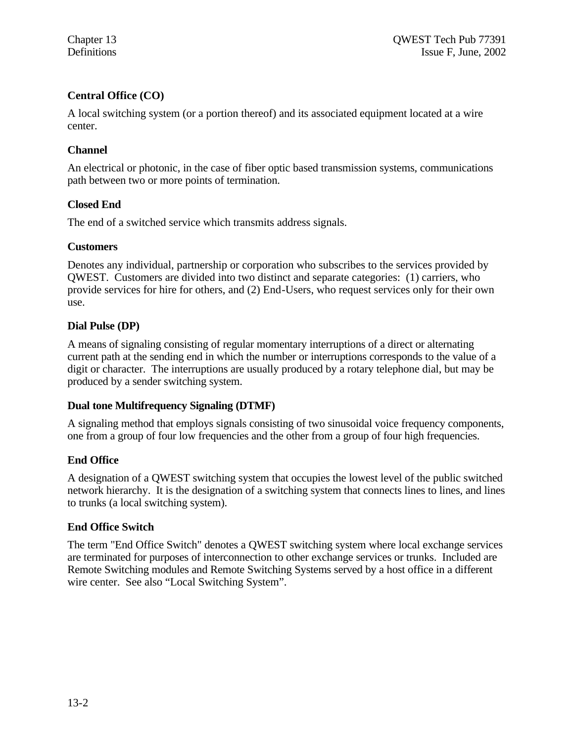### Central Office (CO)

A local switching system (or a portion thereof) and its associated equipment located at a wire center.

### Channel

An electrical or photonic, in the case of fiber optic based transmission systems, communications path between two or more points of termination.

### Closed End

The end of a switched service which transmits address signals.

### Customers

Denotes any individual, partnership or corporation who subscribes to the services provided by QWEST. Customers are divided into two distinct and separate categories: (1) carriers, who provide services for hire for others, and (2) End-Users, who request services only for their own use.

### Dial Pulse (DP)

A means of signaling consisting of regular momentary interruptions of a direct or alternating current path at the sending end in which the number or interruptions corresponds to the value of a digit or character. The interruptions are usually produced by a rotary telephone dial, but may be produced by a sender switching system.

### Dual tone Multifrequency Signaling (DTMF)

A signaling method that employs signals consisting of two sinusoidal voice frequency components, one from a group of four low frequencies and the other from a group of four high frequencies.

### End Office

A designation of a QWEST switching system that occupies the lowest level of the public switched network hierarchy. It is the designation of a switching system that connects lines to lines, and lines to trunks (a local switching system).

### End Office Switch

The term "End Office Switch" denotes a QWEST switching system where local exchange services are terminated for purposes of interconnection to other exchange services or trunks. Included are Remote Switching modules and Remote Switching Systems served by a host office in a different wire center. See also “Local Switching System”.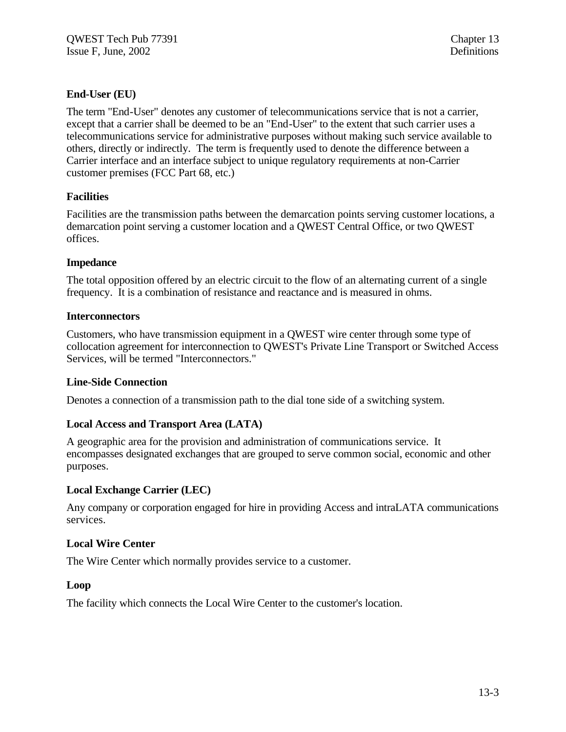**End-User (EU)**

The term "End-User" denotes any customer of telecommunications service that is not a carrier, except that a carrier shall be deemed to be an "End-User" to the extent that such carrier uses a telecommunications service for administrative purposes without making such service available to others, directly or indirectly. The term is frequently used to denote the difference between a Carrier interface and an interface subject to unique regulatory requirements at non-Carrier customer premises (FCC Part 68, etc.)

**Facilities**

Facilities are the transmission paths between the demarcation points serving customer locations, a demarcation point serving a customer location and a QWEST Central Office, or two QWEST offices.

**Impedance**

The total opposition offered by an electric circuit to the flow of an alternating current of a single frequency. It is a combination of resistance and reactance and is measured in ohms.

**Interconnectors**

Customers, who have transmission equipment in a QWEST wire center through some type of collocation agreement for interconnection to QWEST's Private Line Transport or Switched Access Services, will be termed "Interconnectors."

**Line-Side Connection**

Denotes a connection of a transmission path to the dial tone side of a switching system.

**Local Access and Transport Area (LATA)**

A geographic area for the provision and administration of communications service. It encompasses designated exchanges that are grouped to serve common social, economic and other purposes.

**Local Exchange Carrier (LEC)**

Any company or corporation engaged for hire in providing Access and intraLATA communications services.

**Local Wire Center**

The Wire Center which normally provides service to a customer.

**Loop**

The facility which connects the Local Wire Center to the customer's location.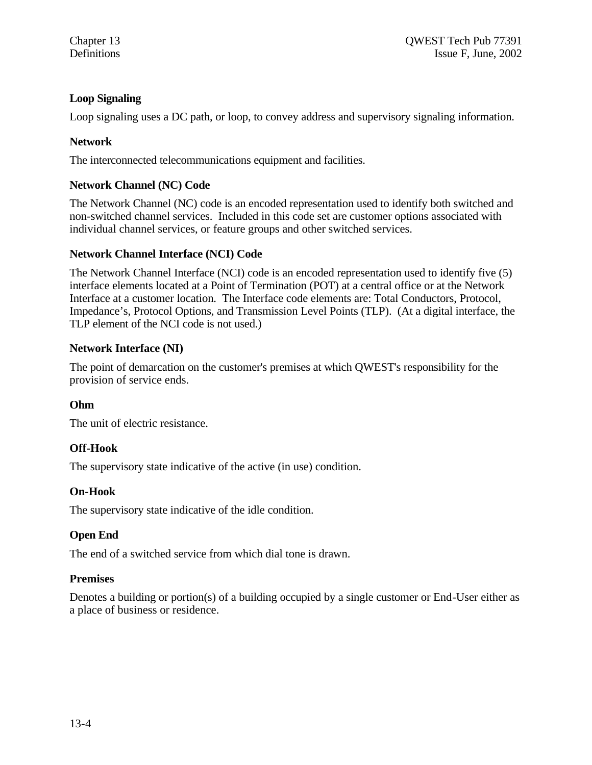**Loop Signaling**

Loop signaling uses a DC path, or loop, to convey address and supervisory signaling information.

**Network**

The interconnected telecommunications equipment and facilities.

**Network Channel (NC) Code**

The Network Channel (NC) code is an encoded representation used to identify both switched and non-switched channel services. Included in this code set are customer options associated with individual channel services, or feature groups and other switched services.

**Network Channel Interface (NCI) Code**

The Network Channel Interface (NCI) code is an encoded representation used to identify five (5) interface elements located at a Point of Termination (POT) at a central office or at the Network Interface at a customer location. The Interface code elements are: Total Conductors, Protocol, Impedance's, Protocol Options, and Transmission Level Points (TLP). (At a digital interface, the TLP element of the NCI code is not used.)

**Network Interface (NI)**

The point of demarcation on the customer's premises at which QWEST's responsibility for the provision of service ends.

**Ohm**

The unit of electric resistance.

**Off-Hook**

The supervisory state indicative of the active (in use) condition.

**On-Hook**

The supervisory state indicative of the idle condition.

**Open End**

The end of a switched service from which dial tone is drawn.

**Premises**

Denotes a building or portion(s) of a building occupied by a single customer or End-User either as a place of business or residence.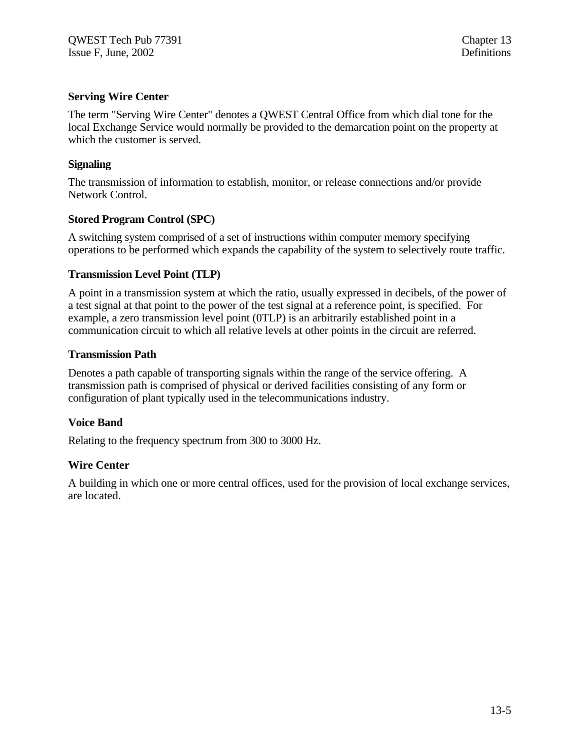**Serving Wire Center**

The term "Serving Wire Center" denotes a QWEST Central Office from which dial tone for the local Exchange Service would normally be provided to the demarcation point on the property at which the customer is served.

**Signaling**

The transmission of information to establish, monitor, or release connections and/or provide Network Control.

**Stored Program Control (SPC)**

A switching system comprised of a set of instructions within computer memory specifying operations to be performed which expands the capability of the system to selectively route traffic.

**Transmission Level Point (TLP)**

A point in a transmission system at which the ratio, usually expressed in decibels, of the power of a test signal at that point to the power of the test signal at a reference point, is specified. For example, a zero transmission level point (0TLP) is an arbitrarily established point in a communication circuit to which all relative levels at other points in the circuit are referred.

**Transmission Path**

Denotes a path capable of transporting signals within the range of the service offering. A transmission path is comprised of physical or derived facilities consisting of any form or configuration of plant typically used in the telecommunications industry.

**Voice Band**

Relating to the frequency spectrum from 300 to 3000 Hz.

**Wire Center**

A building in which one or more central offices, used for the provision of local exchange services, are located.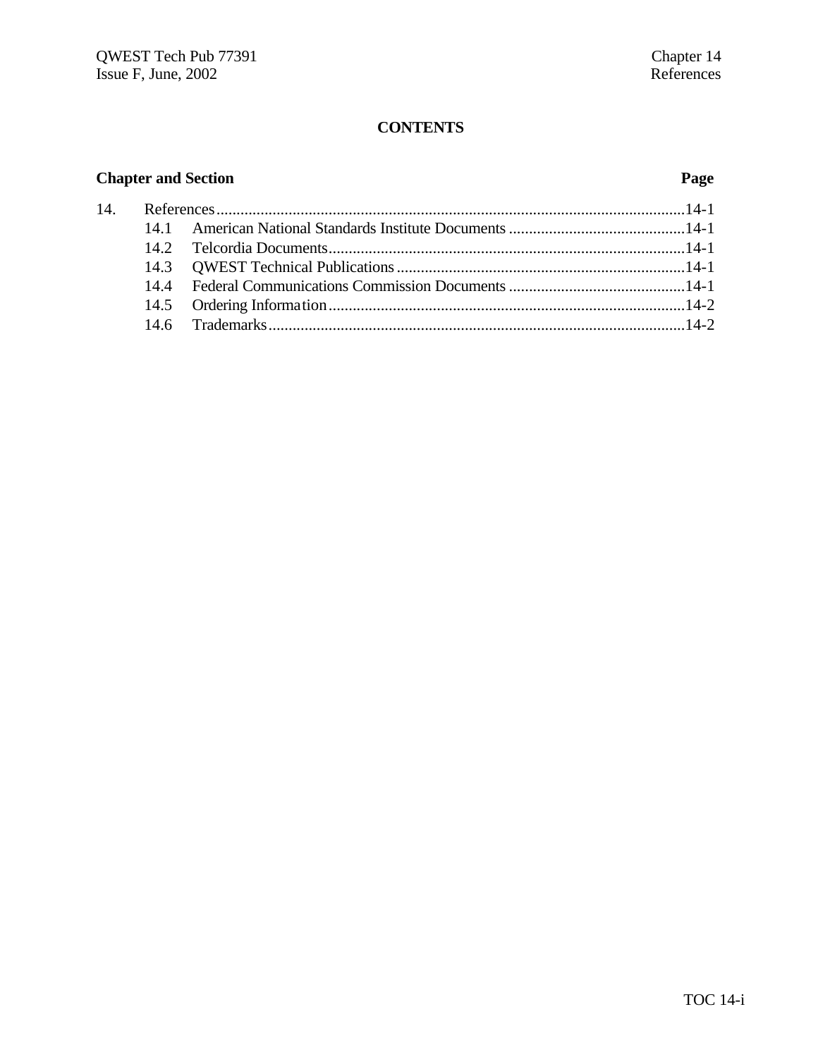**CONTENTS**

| Chapter and Section | | Page |
|---|---|---|
| 14. | References | 14-1 |
| 14.1 | American National Standards Institute Documents | 14-1 |
| 14.2 | Telcordia Documents | 14-1 |
| 14.3 | QWEST Technical Publications | 14-1 |
| 14.4 | Federal Communications Commission Documents | 14-1 |
| 14.5 | Ordering Information | 14-2 |
| 14.6 | Trademarks | 14-2 |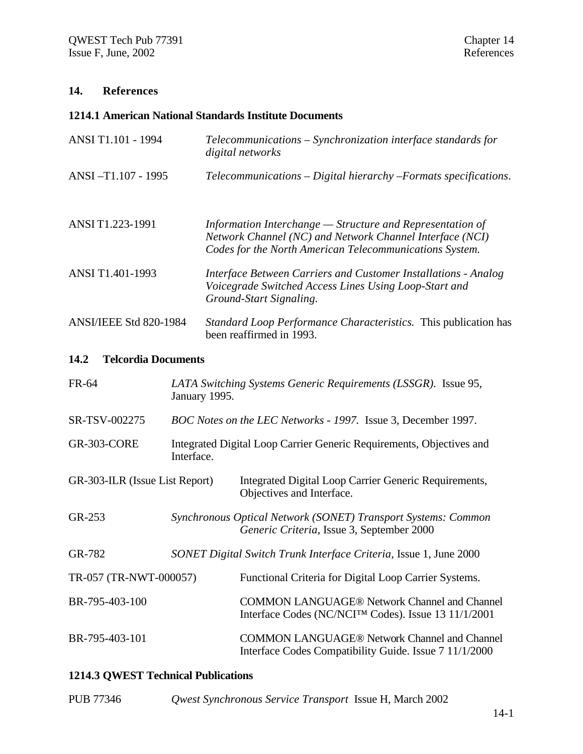## 14. References

### 1214.1 American National Standards Institute Documents

ANSI T1.101 - 1994 — *Telecommunications – Synchronization interface standards for digital networks*

ANSI –T1.107 - 1995 — *Telecommunications – Digital hierarchy –Formats specifications*.

ANSI T1.223-1991 — *Information Interchange — Structure and Representation of Network Channel (NC) and Network Channel Interface (NCI) Codes for the North American Telecommunications System.*

ANSI T1.401-1993 — *Interface Between Carriers and Customer Installations - Analog Voicegrade Switched Access Lines Using Loop-Start and Ground-Start Signaling.*

ANSI/IEEE Std 820-1984 — *Standard Loop Performance Characteristics.* This publication has been reaffirmed in 1993.

### 14.2 Telcordia Documents

FR-64 — *LATA Switching Systems Generic Requirements (LSSGR).* Issue 95, January 1995.

SR-TSV-002275 — *BOC Notes on the LEC Networks - 1997.* Issue 3, December 1997.

GR-303-CORE — Integrated Digital Loop Carrier Generic Requirements, Objectives and Interface.

GR-303-ILR (Issue List Report) — Integrated Digital Loop Carrier Generic Requirements, Objectives and Interface.

GR-253 — *Synchronous Optical Network (SONET) Transport Systems: Common Generic Criteria*, Issue 3, September 2000

GR-782 — *SONET Digital Switch Trunk Interface Criteria*, Issue 1, June 2000

TR-057 (TR-NWT-000057) — Functional Criteria for Digital Loop Carrier Systems.

BR-795-403-100 — COMMON LANGUAGE® Network Channel and Channel Interface Codes (NC/NCI™ Codes). Issue 13 11/1/2001

BR-795-403-101 — COMMON LANGUAGE® Network Channel and Channel Interface Codes Compatibility Guide. Issue 7 11/1/2000

### 1214.3 QWEST Technical Publications

PUB 77346 — *Qwest Synchronous Service Transport* Issue H, March 2002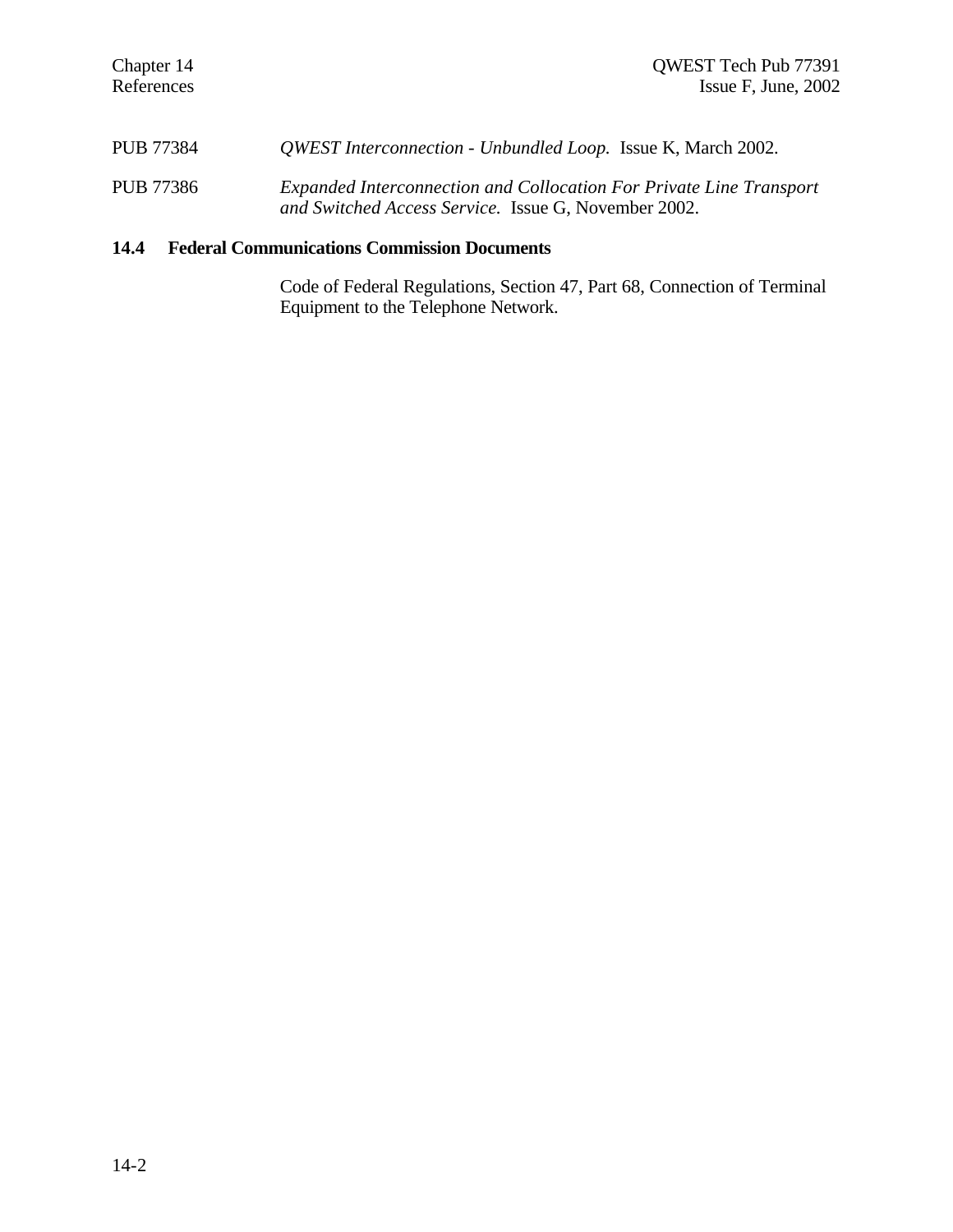PUB 77384 *QWEST Interconnection - Unbundled Loop.* Issue K, March 2002.

PUB 77386 *Expanded Interconnection and Collocation For Private Line Transport and Switched Access Service.* Issue G, November 2002.

## 14.4 Federal Communications Commission Documents

Code of Federal Regulations, Section 47, Part 68, Connection of Terminal Equipment to the Telephone Network.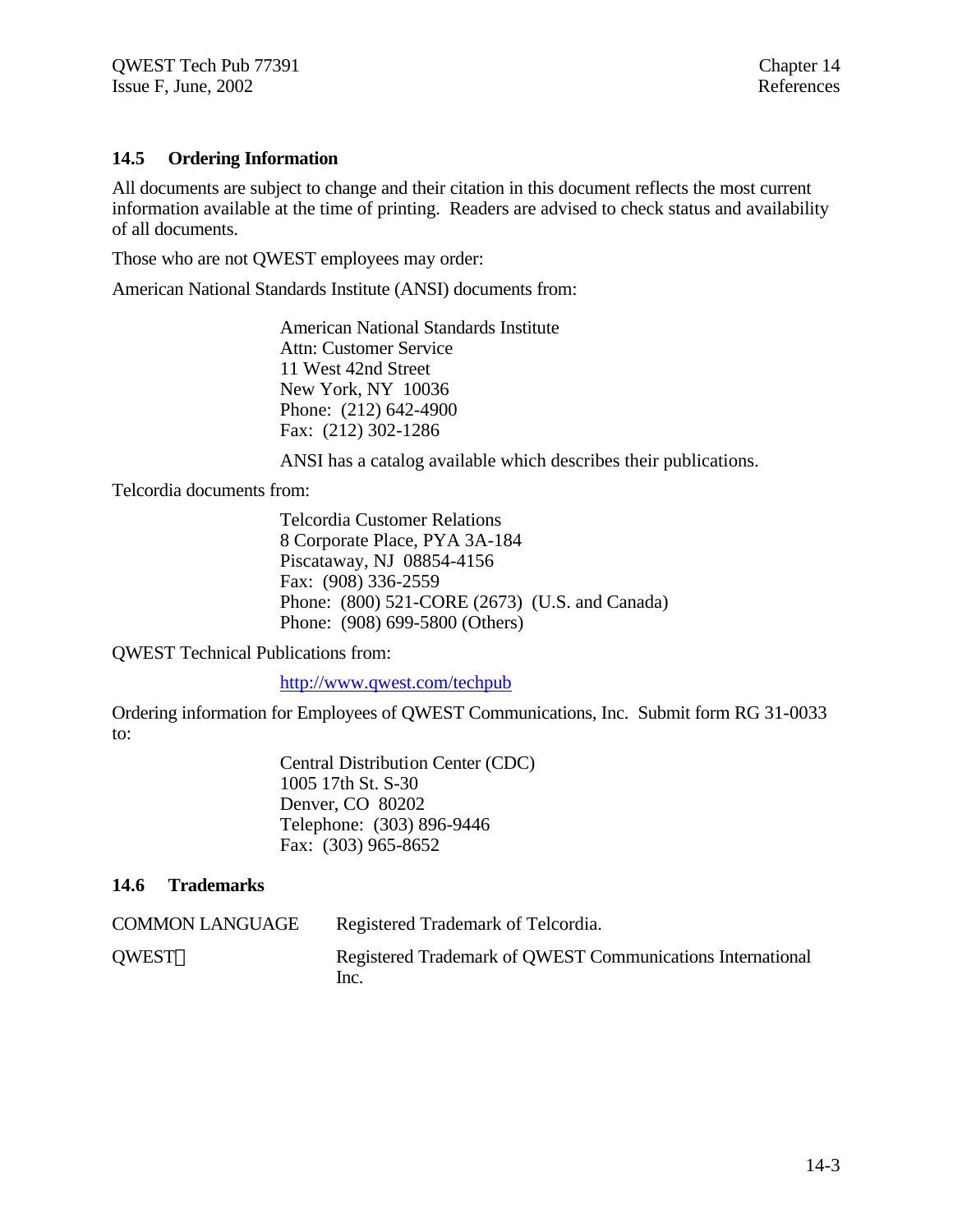## 14.5 Ordering Information

All documents are subject to change and their citation in this document reflects the most current information available at the time of printing. Readers are advised to check status and availability of all documents.

Those who are not QWEST employees may order:

American National Standards Institute (ANSI) documents from:

> American National Standards Institute
> Attn: Customer Service
> 11 West 42nd Street
> New York, NY 10036
> Phone: (212) 642-4900
> Fax: (212) 302-1286
>
> ANSI has a catalog available which describes their publications.

Telcordia documents from:

> Telcordia Customer Relations
> 8 Corporate Place, PYA 3A-184
> Piscataway, NJ 08854-4156
> Fax: (908) 336-2559
> Phone: (800) 521-CORE (2673) (U.S. and Canada)
> Phone: (908) 699-5800 (Others)

QWEST Technical Publications from:

> http://www.qwest.com/techpub

Ordering information for Employees of QWEST Communications, Inc. Submit form RG 31-0033 to:

> Central Distribution Center (CDC)
> 1005 17th St. S-30
> Denver, CO 80202
> Telephone: (303) 896-9446
> Fax: (303) 965-8652

## 14.6 Trademarks

| | |
|---|---|
| COMMON LANGUAGE | Registered Trademark of Telcordia. |
| QWEST® | Registered Trademark of QWEST Communications International Inc. |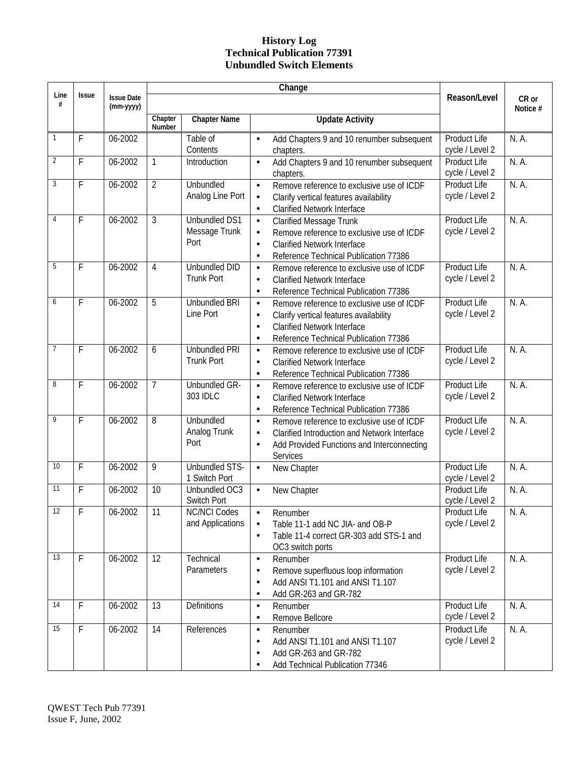**History Log**
**Technical Publication 77391**
**Unbundled Switch Elements**

| Line # | Issue | Issue Date (mm-yyyy) | Change | | | Reason/Level | CR or Notice # |
|---|---|---|---|---|---|---|---|
| | | | Chapter Number | Chapter Name | Update Activity | | |
| 1 | F | 06-2002 | | Table of Contents | • Add Chapters 9 and 10 renumber subsequent chapters. | Product Life cycle / Level 2 | N. A. |
| 2 | F | 06-2002 | 1 | Introduction | • Add Chapters 9 and 10 renumber subsequent chapters. | Product Life cycle / Level 2 | N. A. |
| 3 | F | 06-2002 | 2 | Unbundled Analog Line Port | • Remove reference to exclusive use of ICDF<br>• Clarify vertical features availability<br>• Clarified Network Interface | Product Life cycle / Level 2 | N. A. |
| 4 | F | 06-2002 | 3 | Unbundled DS1 Message Trunk Port | • Clarified Message Trunk<br>• Remove reference to exclusive use of ICDF<br>• Clarified Network Interface<br>• Reference Technical Publication 77386 | Product Life cycle / Level 2 | N. A. |
| 5 | F | 06-2002 | 4 | Unbundled DID Trunk Port | • Remove reference to exclusive use of ICDF<br>• Clarified Network Interface<br>• Reference Technical Publication 77386 | Product Life cycle / Level 2 | N. A. |
| 6 | F | 06-2002 | 5 | Unbundled BRI Line Port | • Remove reference to exclusive use of ICDF<br>• Clarify vertical features availability<br>• Clarified Network Interface<br>• Reference Technical Publication 77386 | Product Life cycle / Level 2 | N. A. |
| 7 | F | 06-2002 | 6 | Unbundled PRI Trunk Port | • Remove reference to exclusive use of ICDF<br>• Clarified Network Interface<br>• Reference Technical Publication 77386 | Product Life cycle / Level 2 | N. A. |
| 8 | F | 06-2002 | 7 | Unbundled GR-303 IDLC | • Remove reference to exclusive use of ICDF<br>• Clarified Network Interface<br>• Reference Technical Publication 77386 | Product Life cycle / Level 2 | N. A. |
| 9 | F | 06-2002 | 8 | Unbundled Analog Trunk Port | • Remove reference to exclusive use of ICDF<br>• Clarified Introduction and Network Interface<br>• Add Provided Functions and Interconnecting Services | Product Life cycle / Level 2 | N. A. |
| 10 | F | 06-2002 | 9 | Unbundled STS-1 Switch Port | • New Chapter | Product Life cycle / Level 2 | N. A. |
| 11 | F | 06-2002 | 10 | Unbundled OC3 Switch Port | • New Chapter | Product Life cycle / Level 2 | N. A. |
| 12 | F | 06-2002 | 11 | NC/NCI Codes and Applications | • Renumber<br>• Table 11-1 add NC JIA- and OB-P<br>• Table 11-4 correct GR-303 add STS-1 and OC3 switch ports | Product Life cycle / Level 2 | N. A. |
| 13 | F | 06-2002 | 12 | Technical Parameters | • Renumber<br>• Remove superfluous loop information<br>• Add ANSI T1.101 and ANSI T1.107<br>• Add GR-263 and GR-782 | Product Life cycle / Level 2 | N. A. |
| 14 | F | 06-2002 | 13 | Definitions | • Renumber<br>• Remove Bellcore | Product Life cycle / Level 2 | N. A. |
| 15 | F | 06-2002 | 14 | References | • Renumber<br>• Add ANSI T1.101 and ANSI T1.107<br>• Add GR-263 and GR-782<br>• Add Technical Publication 77346 | Product Life cycle / Level 2 | N. A. |